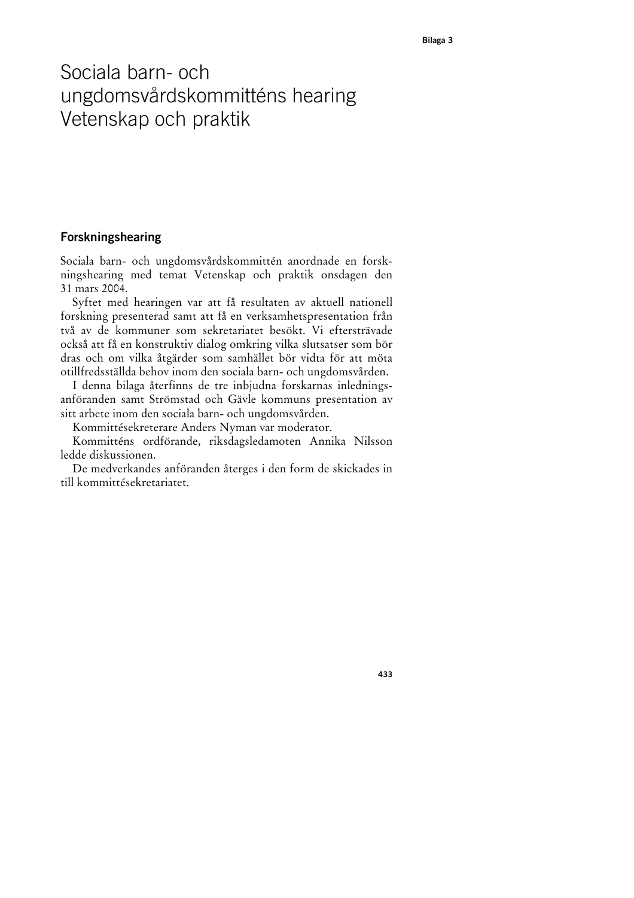# Sociala barn- och ungdomsvårdskommitténs hearing Vetenskap och praktik

## Forskningshearing

Sociala barn- och ungdomsvårdskommittén anordnade en forskningshearing med temat Vetenskap och praktik onsdagen den 31 mars 2004.

Syftet med hearingen var att få resultaten av aktuell nationell forskning presenterad samt att få en verksamhetspresentation från två av de kommuner som sekretariatet besökt. Vi eftersträvade också att få en konstruktiv dialog omkring vilka slutsatser som bör dras och om vilka åtgärder som samhället bör vidta för att möta otillfredsställda behov inom den sociala barn- och ungdomsvården.

I denna bilaga återfinns de tre inbjudna forskarnas inledningsanföranden samt Strömstad och Gävle kommuns presentation av sitt arbete inom den sociala barn- och ungdomsvården.

Kommittésekreterare Anders Nyman var moderator.

Kommitténs ordförande, riksdagsledamoten Annika Nilsson ledde diskussionen.

De medverkandes anföranden återges i den form de skickades in till kommittésekretariatet.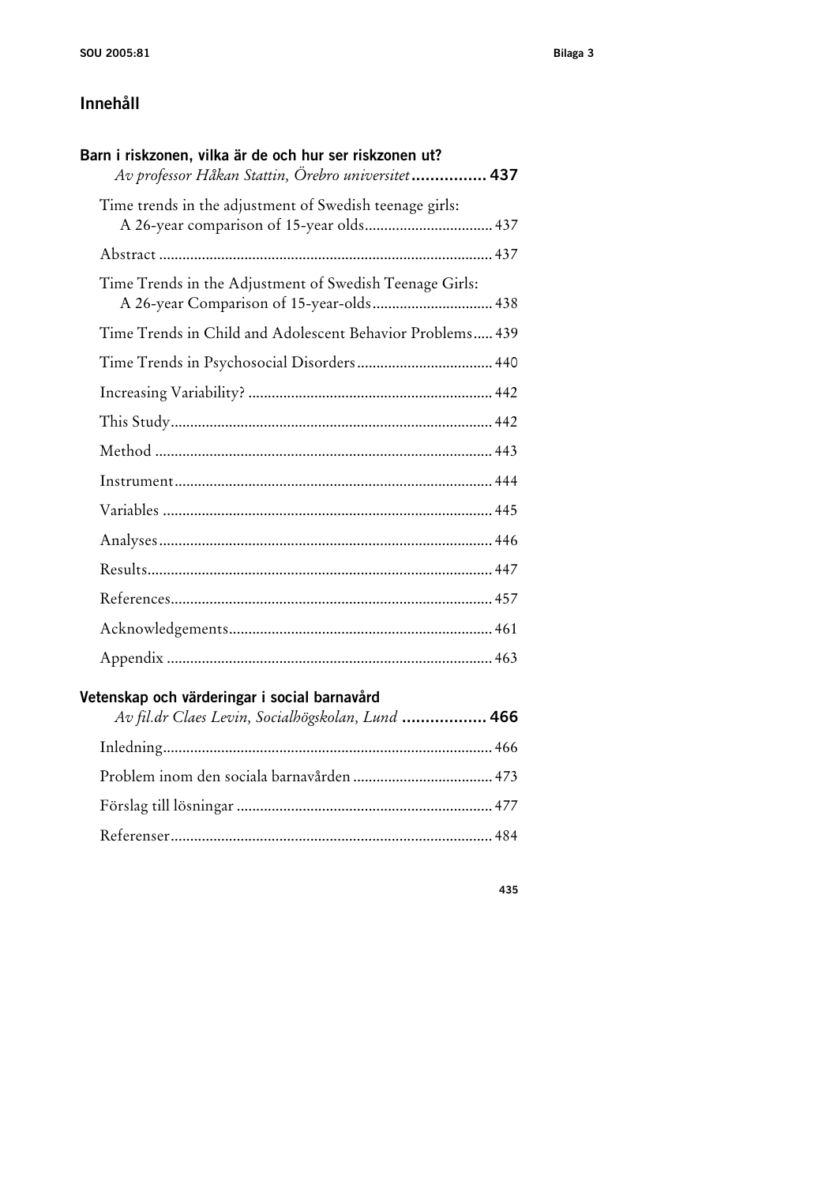## Innehåll

**Barn i riskzonen, vilka är de och hur ser riskzonen ut?**
*Av professor Håkan Stattin, Örebro universitet* ................ **437**

Time trends in the adjustment of Swedish teenage girls: A 26-year comparison of 15-year olds ................................ 437

Abstract ................................................................................ 437

Time Trends in the Adjustment of Swedish Teenage Girls: A 26-year Comparison of 15-year-olds .............................. 438

Time Trends in Child and Adolescent Behavior Problems ..... 439

Time Trends in Psychosocial Disorders .................................. 440

Increasing Variability? ............................................................ 442

This Study ............................................................................... 442

Method .................................................................................. 443

Instrument .............................................................................. 444

Variables ................................................................................ 445

Analyses ................................................................................. 446

Results .................................................................................... 447

References .............................................................................. 457

Acknowledgements ................................................................ 461

Appendix ............................................................................... 463

**Vetenskap och värderingar i social barnavård**
*Av fil.dr Claes Levin, Socialhögskolan, Lund* .................. **466**

Inledning ................................................................................ 466

Problem inom den sociala barnavården ................................... 473

Förslag till lösningar ............................................................... 477

Referenser .............................................................................. 484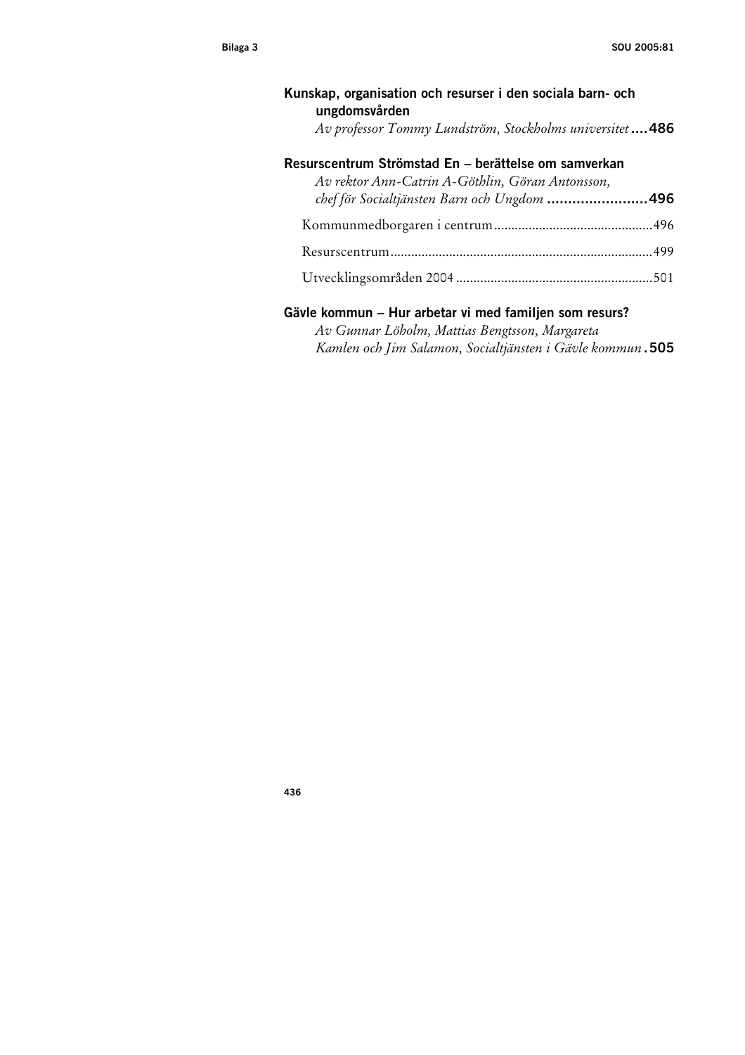**Kunskap, organisation och resurser i den sociala barn- och ungdomsvården**
*Av professor Tommy Lundström, Stockholms universitet* **....486**

**Resurscentrum Strömstad En – berättelse om samverkan**
*Av rektor Ann-Catrin A-Göthlin, Göran Antonsson, chef för Socialtjänsten Barn och Ungdom* **........................496**

Kommunmedborgaren i centrum..............................................496

Resurscentrum...........................................................................499

Utvecklingsområden 2004 ........................................................501

**Gävle kommun – Hur arbetar vi med familjen som resurs?**
*Av Gunnar Löholm, Mattias Bengtsson, Margareta Kamlen och Jim Salamon, Socialtjänsten i Gävle kommun* **.505**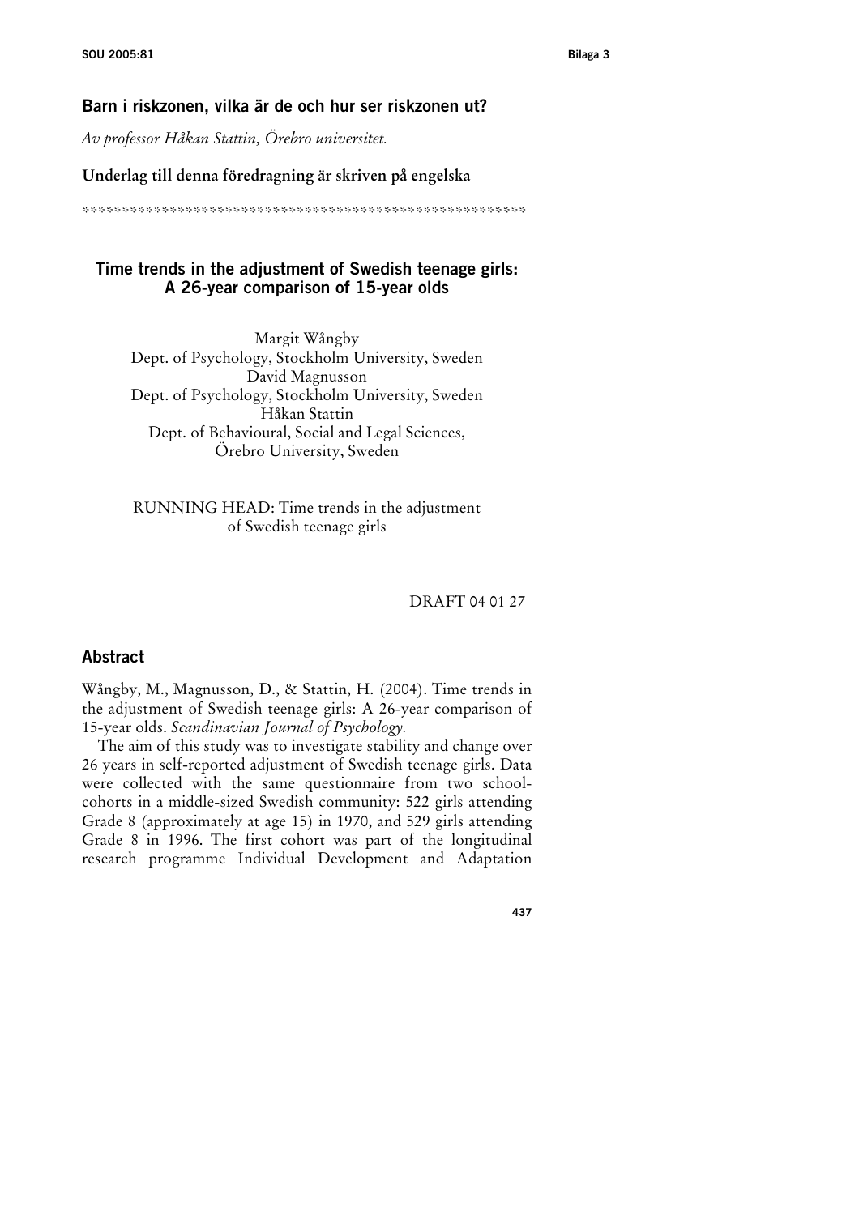## Barn i riskzonen, vilka är de och hur ser riskzonen ut?

*Av professor Håkan Stattin, Örebro universitet.*

**Underlag till denna föredragning är skriven på engelska**

\*\*\*\*\*\*\*\*\*\*\*\*\*\*\*\*\*\*\*\*\*\*\*\*\*\*\*\*\*\*\*\*\*\*\*\*\*\*\*\*\*\*\*\*\*\*\*\*\*\*\*\*\*\*\*\*\*\*\*\*

# Time trends in the adjustment of Swedish teenage girls: A 26-year comparison of 15-year olds

Margit Wångby
Dept. of Psychology, Stockholm University, Sweden
David Magnusson
Dept. of Psychology, Stockholm University, Sweden
Håkan Stattin
Dept. of Behavioural, Social and Legal Sciences, Örebro University, Sweden

RUNNING HEAD: Time trends in the adjustment of Swedish teenage girls

DRAFT 04 01 27

## Abstract

Wångby, M., Magnusson, D., & Stattin, H. (2004). Time trends in the adjustment of Swedish teenage girls: A 26-year comparison of 15-year olds. *Scandinavian Journal of Psychology.*

The aim of this study was to investigate stability and change over 26 years in self-reported adjustment of Swedish teenage girls. Data were collected with the same questionnaire from two school-cohorts in a middle-sized Swedish community: 522 girls attending Grade 8 (approximately at age 15) in 1970, and 529 girls attending Grade 8 in 1996. The first cohort was part of the longitudinal research programme Individual Development and Adaptation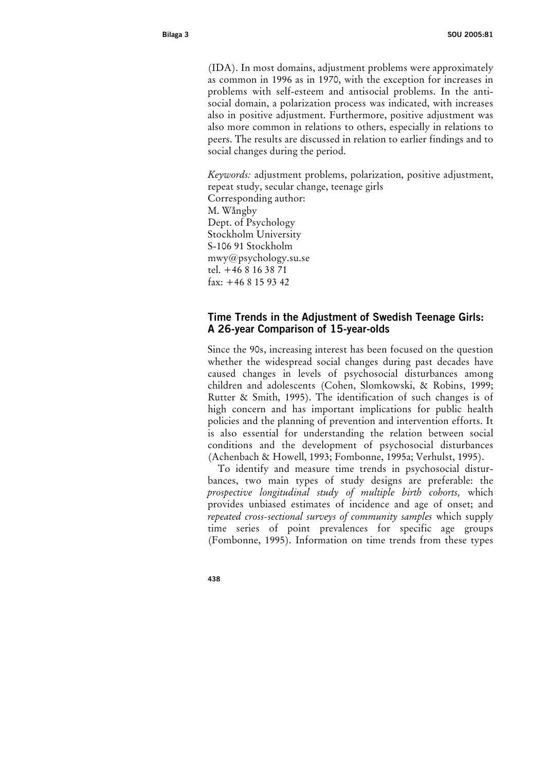(IDA). In most domains, adjustment problems were approximately as common in 1996 as in 1970, with the exception for increases in problems with self-esteem and antisocial problems. In the antisocial domain, a polarization process was indicated, with increases also in positive adjustment. Furthermore, positive adjustment was also more common in relations to others, especially in relations to peers. The results are discussed in relation to earlier findings and to social changes during the period.

*Keywords:* adjustment problems, polarization, positive adjustment, repeat study, secular change, teenage girls
Corresponding author:
M. Wångby
Dept. of Psychology
Stockholm University
S-106 91 Stockholm
mwy@psychology.su.se
tel. +46 8 16 38 71
fax: +46 8 15 93 42

## Time Trends in the Adjustment of Swedish Teenage Girls: A 26-year Comparison of 15-year-olds

Since the 90s, increasing interest has been focused on the question whether the widespread social changes during past decades have caused changes in levels of psychosocial disturbances among children and adolescents (Cohen, Slomkowski, & Robins, 1999; Rutter & Smith, 1995). The identification of such changes is of high concern and has important implications for public health policies and the planning of prevention and intervention efforts. It is also essential for understanding the relation between social conditions and the development of psychosocial disturbances (Achenbach & Howell, 1993; Fombonne, 1995a; Verhulst, 1995).

To identify and measure time trends in psychosocial disturbances, two main types of study designs are preferable: the *prospective longitudinal study of multiple birth cohorts,* which provides unbiased estimates of incidence and age of onset; and *repeated cross-sectional surveys of community samples* which supply time series of point prevalences for specific age groups (Fombonne, 1995). Information on time trends from these types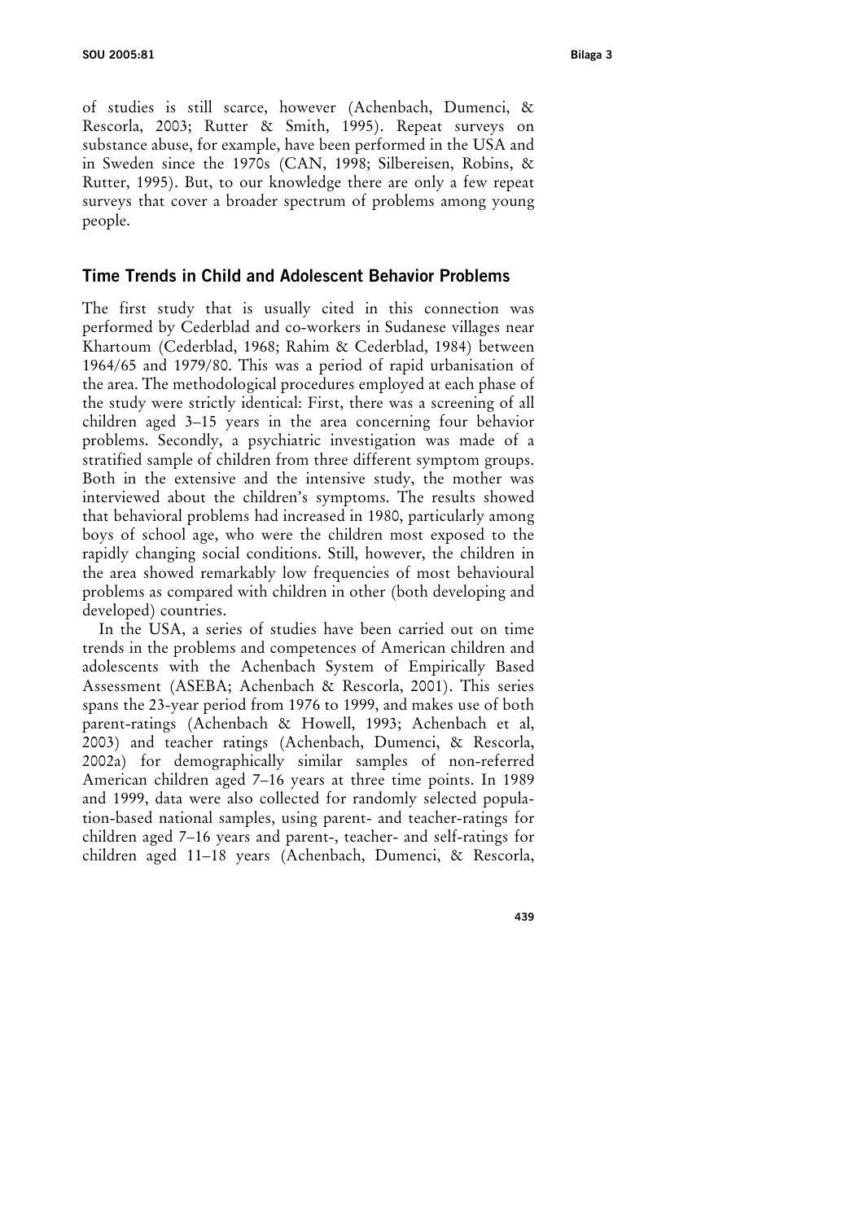of studies is still scarce, however (Achenbach, Dumenci, & Rescorla, 2003; Rutter & Smith, 1995). Repeat surveys on substance abuse, for example, have been performed in the USA and in Sweden since the 1970s (CAN, 1998; Silbereisen, Robins, & Rutter, 1995). But, to our knowledge there are only a few repeat surveys that cover a broader spectrum of problems among young people.

## Time Trends in Child and Adolescent Behavior Problems

The first study that is usually cited in this connection was performed by Cederblad and co-workers in Sudanese villages near Khartoum (Cederblad, 1968; Rahim & Cederblad, 1984) between 1964/65 and 1979/80. This was a period of rapid urbanisation of the area. The methodological procedures employed at each phase of the study were strictly identical: First, there was a screening of all children aged 3–15 years in the area concerning four behavior problems. Secondly, a psychiatric investigation was made of a stratified sample of children from three different symptom groups. Both in the extensive and the intensive study, the mother was interviewed about the children's symptoms. The results showed that behavioral problems had increased in 1980, particularly among boys of school age, who were the children most exposed to the rapidly changing social conditions. Still, however, the children in the area showed remarkably low frequencies of most behavioural problems as compared with children in other (both developing and developed) countries.

In the USA, a series of studies have been carried out on time trends in the problems and competences of American children and adolescents with the Achenbach System of Empirically Based Assessment (ASEBA; Achenbach & Rescorla, 2001). This series spans the 23-year period from 1976 to 1999, and makes use of both parent-ratings (Achenbach & Howell, 1993; Achenbach et al, 2003) and teacher ratings (Achenbach, Dumenci, & Rescorla, 2002a) for demographically similar samples of non-referred American children aged 7–16 years at three time points. In 1989 and 1999, data were also collected for randomly selected population-based national samples, using parent- and teacher-ratings for children aged 7–16 years and parent-, teacher- and self-ratings for children aged 11–18 years (Achenbach, Dumenci, & Rescorla,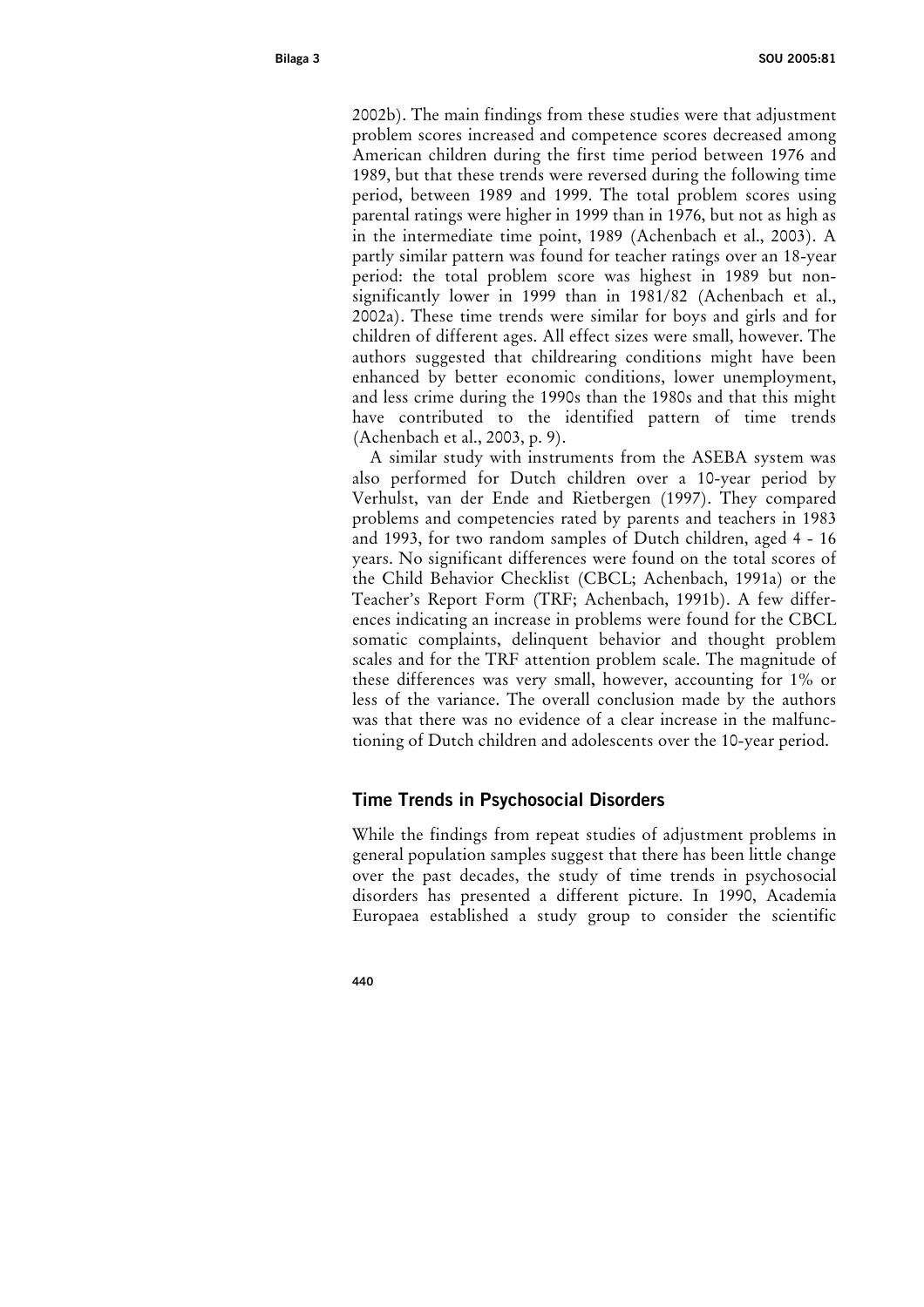2002b). The main findings from these studies were that adjustment problem scores increased and competence scores decreased among American children during the first time period between 1976 and 1989, but that these trends were reversed during the following time period, between 1989 and 1999. The total problem scores using parental ratings were higher in 1999 than in 1976, but not as high as in the intermediate time point, 1989 (Achenbach et al., 2003). A partly similar pattern was found for teacher ratings over an 18-year period: the total problem score was highest in 1989 but non-significantly lower in 1999 than in 1981/82 (Achenbach et al., 2002a). These time trends were similar for boys and girls and for children of different ages. All effect sizes were small, however. The authors suggested that childrearing conditions might have been enhanced by better economic conditions, lower unemployment, and less crime during the 1990s than the 1980s and that this might have contributed to the identified pattern of time trends (Achenbach et al., 2003, p. 9).

A similar study with instruments from the ASEBA system was also performed for Dutch children over a 10-year period by Verhulst, van der Ende and Rietbergen (1997). They compared problems and competencies rated by parents and teachers in 1983 and 1993, for two random samples of Dutch children, aged 4 - 16 years. No significant differences were found on the total scores of the Child Behavior Checklist (CBCL; Achenbach, 1991a) or the Teacher's Report Form (TRF; Achenbach, 1991b). A few differences indicating an increase in problems were found for the CBCL somatic complaints, delinquent behavior and thought problem scales and for the TRF attention problem scale. The magnitude of these differences was very small, however, accounting for 1% or less of the variance. The overall conclusion made by the authors was that there was no evidence of a clear increase in the malfunctioning of Dutch children and adolescents over the 10-year period.

## Time Trends in Psychosocial Disorders

While the findings from repeat studies of adjustment problems in general population samples suggest that there has been little change over the past decades, the study of time trends in psychosocial disorders has presented a different picture. In 1990, Academia Europaea established a study group to consider the scientific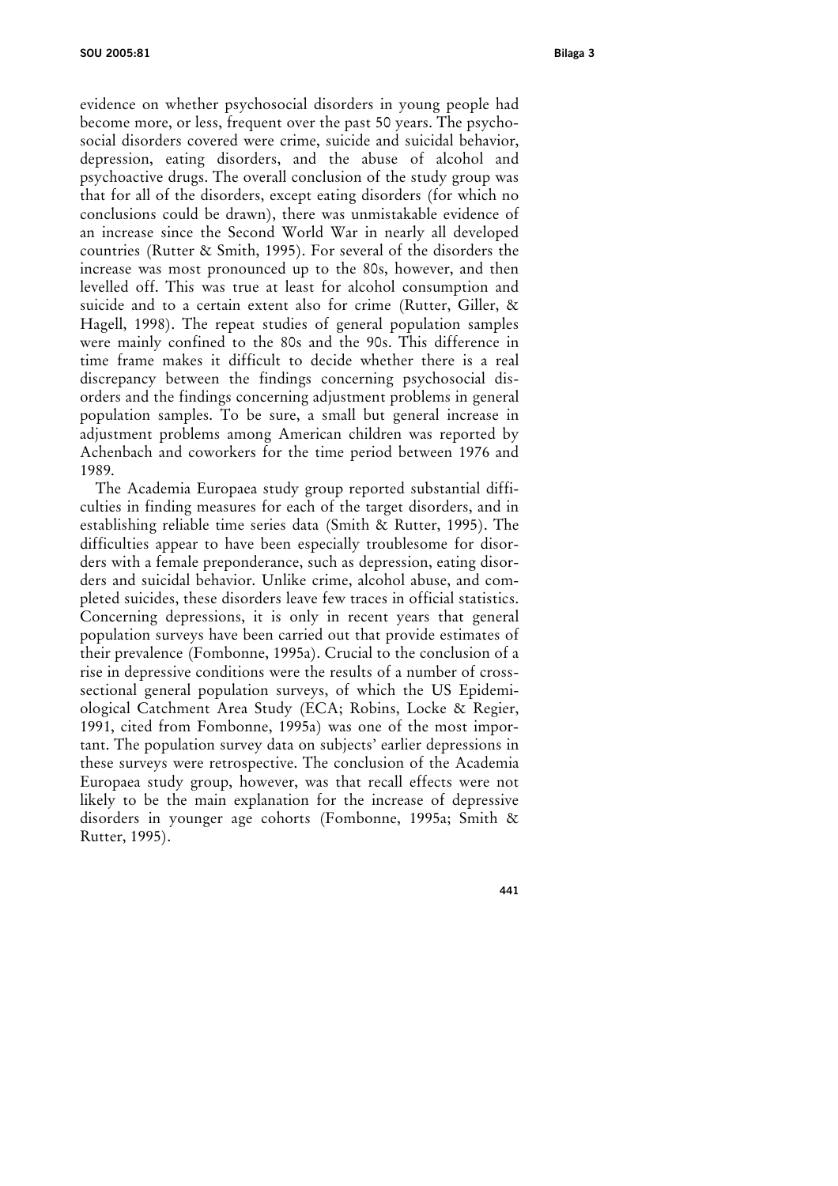evidence on whether psychosocial disorders in young people had become more, or less, frequent over the past 50 years. The psychosocial disorders covered were crime, suicide and suicidal behavior, depression, eating disorders, and the abuse of alcohol and psychoactive drugs. The overall conclusion of the study group was that for all of the disorders, except eating disorders (for which no conclusions could be drawn), there was unmistakable evidence of an increase since the Second World War in nearly all developed countries (Rutter & Smith, 1995). For several of the disorders the increase was most pronounced up to the 80s, however, and then levelled off. This was true at least for alcohol consumption and suicide and to a certain extent also for crime (Rutter, Giller, & Hagell, 1998). The repeat studies of general population samples were mainly confined to the 80s and the 90s. This difference in time frame makes it difficult to decide whether there is a real discrepancy between the findings concerning psychosocial disorders and the findings concerning adjustment problems in general population samples. To be sure, a small but general increase in adjustment problems among American children was reported by Achenbach and coworkers for the time period between 1976 and 1989.

The Academia Europaea study group reported substantial difficulties in finding measures for each of the target disorders, and in establishing reliable time series data (Smith & Rutter, 1995). The difficulties appear to have been especially troublesome for disorders with a female preponderance, such as depression, eating disorders and suicidal behavior. Unlike crime, alcohol abuse, and completed suicides, these disorders leave few traces in official statistics. Concerning depressions, it is only in recent years that general population surveys have been carried out that provide estimates of their prevalence (Fombonne, 1995a). Crucial to the conclusion of a rise in depressive conditions were the results of a number of cross-sectional general population surveys, of which the US Epidemiological Catchment Area Study (ECA; Robins, Locke & Regier, 1991, cited from Fombonne, 1995a) was one of the most important. The population survey data on subjects' earlier depressions in these surveys were retrospective. The conclusion of the Academia Europaea study group, however, was that recall effects were not likely to be the main explanation for the increase of depressive disorders in younger age cohorts (Fombonne, 1995a; Smith & Rutter, 1995).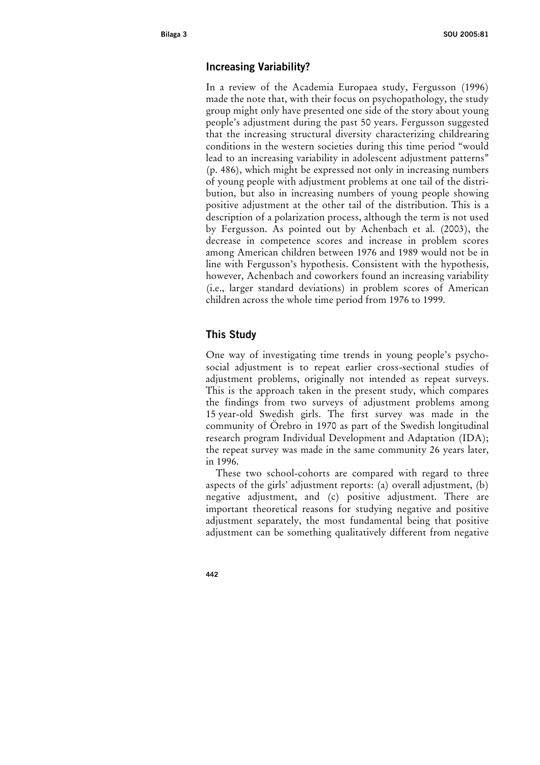## Increasing Variability?

In a review of the Academia Europaea study, Fergusson (1996) made the note that, with their focus on psychopathology, the study group might only have presented one side of the story about young people's adjustment during the past 50 years. Fergusson suggested that the increasing structural diversity characterizing childrearing conditions in the western societies during this time period "would lead to an increasing variability in adolescent adjustment patterns" (p. 486), which might be expressed not only in increasing numbers of young people with adjustment problems at one tail of the distribution, but also in increasing numbers of young people showing positive adjustment at the other tail of the distribution. This is a description of a polarization process, although the term is not used by Fergusson. As pointed out by Achenbach et al. (2003), the decrease in competence scores and increase in problem scores among American children between 1976 and 1989 would not be in line with Fergusson's hypothesis. Consistent with the hypothesis, however, Achenbach and coworkers found an increasing variability (i.e., larger standard deviations) in problem scores of American children across the whole time period from 1976 to 1999.

## This Study

One way of investigating time trends in young people's psychosocial adjustment is to repeat earlier cross-sectional studies of adjustment problems, originally not intended as repeat surveys. This is the approach taken in the present study, which compares the findings from two surveys of adjustment problems among 15 year-old Swedish girls. The first survey was made in the community of Örebro in 1970 as part of the Swedish longitudinal research program Individual Development and Adaptation (IDA); the repeat survey was made in the same community 26 years later, in 1996.

These two school-cohorts are compared with regard to three aspects of the girls' adjustment reports: (a) overall adjustment, (b) negative adjustment, and (c) positive adjustment. There are important theoretical reasons for studying negative and positive adjustment separately, the most fundamental being that positive adjustment can be something qualitatively different from negative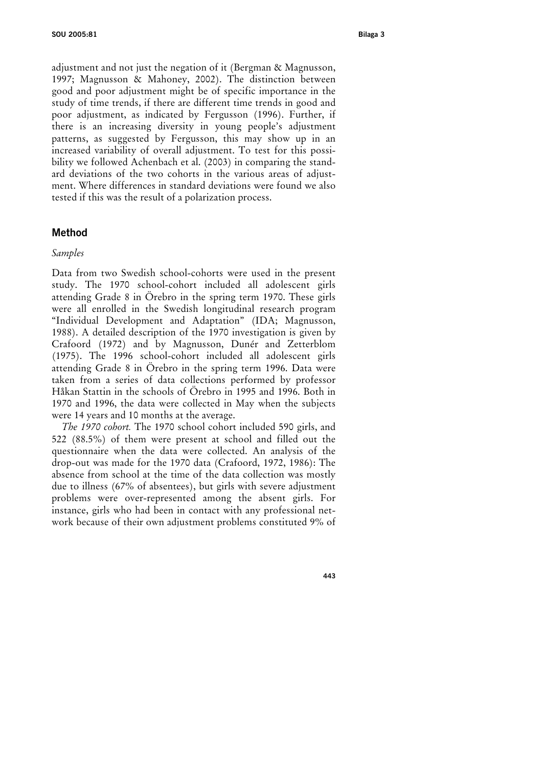adjustment and not just the negation of it (Bergman & Magnusson, 1997; Magnusson & Mahoney, 2002). The distinction between good and poor adjustment might be of specific importance in the study of time trends, if there are different time trends in good and poor adjustment, as indicated by Fergusson (1996). Further, if there is an increasing diversity in young people's adjustment patterns, as suggested by Fergusson, this may show up in an increased variability of overall adjustment. To test for this possibility we followed Achenbach et al. (2003) in comparing the standard deviations of the two cohorts in the various areas of adjustment. Where differences in standard deviations were found we also tested if this was the result of a polarization process.

## Method

### *Samples*

Data from two Swedish school-cohorts were used in the present study. The 1970 school-cohort included all adolescent girls attending Grade 8 in Örebro in the spring term 1970. These girls were all enrolled in the Swedish longitudinal research program "Individual Development and Adaptation" (IDA; Magnusson, 1988). A detailed description of the 1970 investigation is given by Crafoord (1972) and by Magnusson, Dunér and Zetterblom (1975). The 1996 school-cohort included all adolescent girls attending Grade 8 in Örebro in the spring term 1996. Data were taken from a series of data collections performed by professor Håkan Stattin in the schools of Örebro in 1995 and 1996. Both in 1970 and 1996, the data were collected in May when the subjects were 14 years and 10 months at the average.

*The 1970 cohort.* The 1970 school cohort included 590 girls, and 522 (88.5%) of them were present at school and filled out the questionnaire when the data were collected. An analysis of the drop-out was made for the 1970 data (Crafoord, 1972, 1986): The absence from school at the time of the data collection was mostly due to illness (67% of absentees), but girls with severe adjustment problems were over-represented among the absent girls. For instance, girls who had been in contact with any professional network because of their own adjustment problems constituted 9% of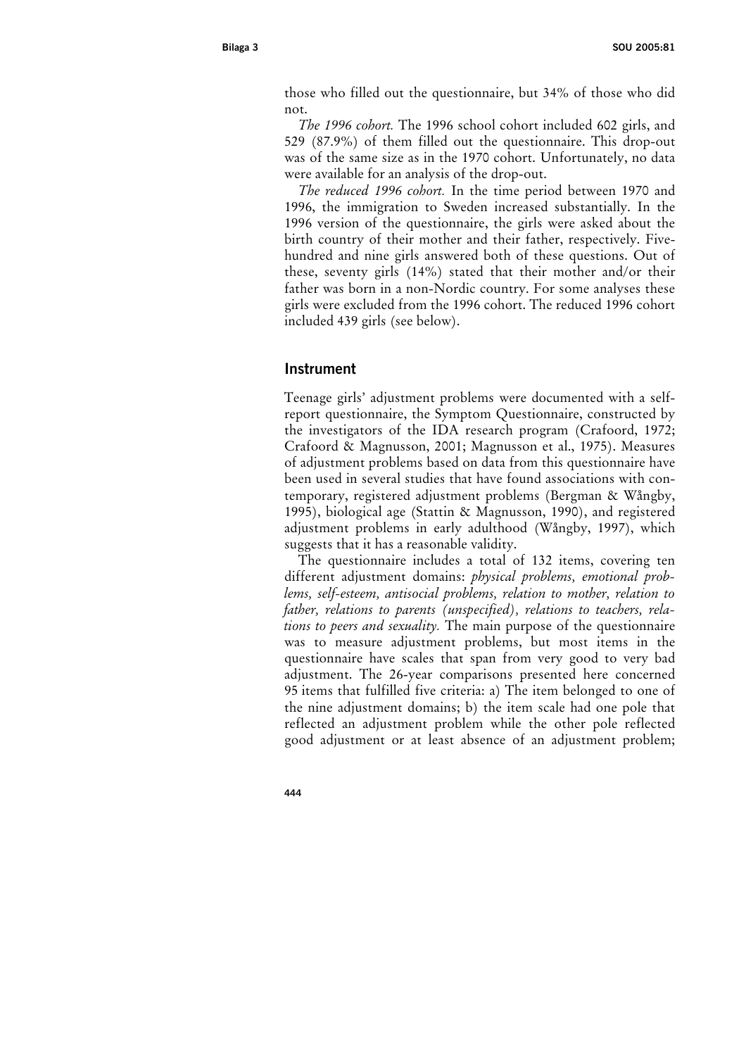those who filled out the questionnaire, but 34% of those who did not.

*The 1996 cohort.* The 1996 school cohort included 602 girls, and 529 (87.9%) of them filled out the questionnaire. This drop-out was of the same size as in the 1970 cohort. Unfortunately, no data were available for an analysis of the drop-out.

*The reduced 1996 cohort.* In the time period between 1970 and 1996, the immigration to Sweden increased substantially. In the 1996 version of the questionnaire, the girls were asked about the birth country of their mother and their father, respectively. Five-hundred and nine girls answered both of these questions. Out of these, seventy girls (14%) stated that their mother and/or their father was born in a non-Nordic country. For some analyses these girls were excluded from the 1996 cohort. The reduced 1996 cohort included 439 girls (see below).

## Instrument

Teenage girls' adjustment problems were documented with a self-report questionnaire, the Symptom Questionnaire, constructed by the investigators of the IDA research program (Crafoord, 1972; Crafoord & Magnusson, 2001; Magnusson et al., 1975). Measures of adjustment problems based on data from this questionnaire have been used in several studies that have found associations with contemporary, registered adjustment problems (Bergman & Wångby, 1995), biological age (Stattin & Magnusson, 1990), and registered adjustment problems in early adulthood (Wångby, 1997), which suggests that it has a reasonable validity.

The questionnaire includes a total of 132 items, covering ten different adjustment domains: *physical problems, emotional problems, self-esteem, antisocial problems, relation to mother, relation to father, relations to parents (unspecified), relations to teachers, relations to peers and sexuality.* The main purpose of the questionnaire was to measure adjustment problems, but most items in the questionnaire have scales that span from very good to very bad adjustment. The 26-year comparisons presented here concerned 95 items that fulfilled five criteria: a) The item belonged to one of the nine adjustment domains; b) the item scale had one pole that reflected an adjustment problem while the other pole reflected good adjustment or at least absence of an adjustment problem;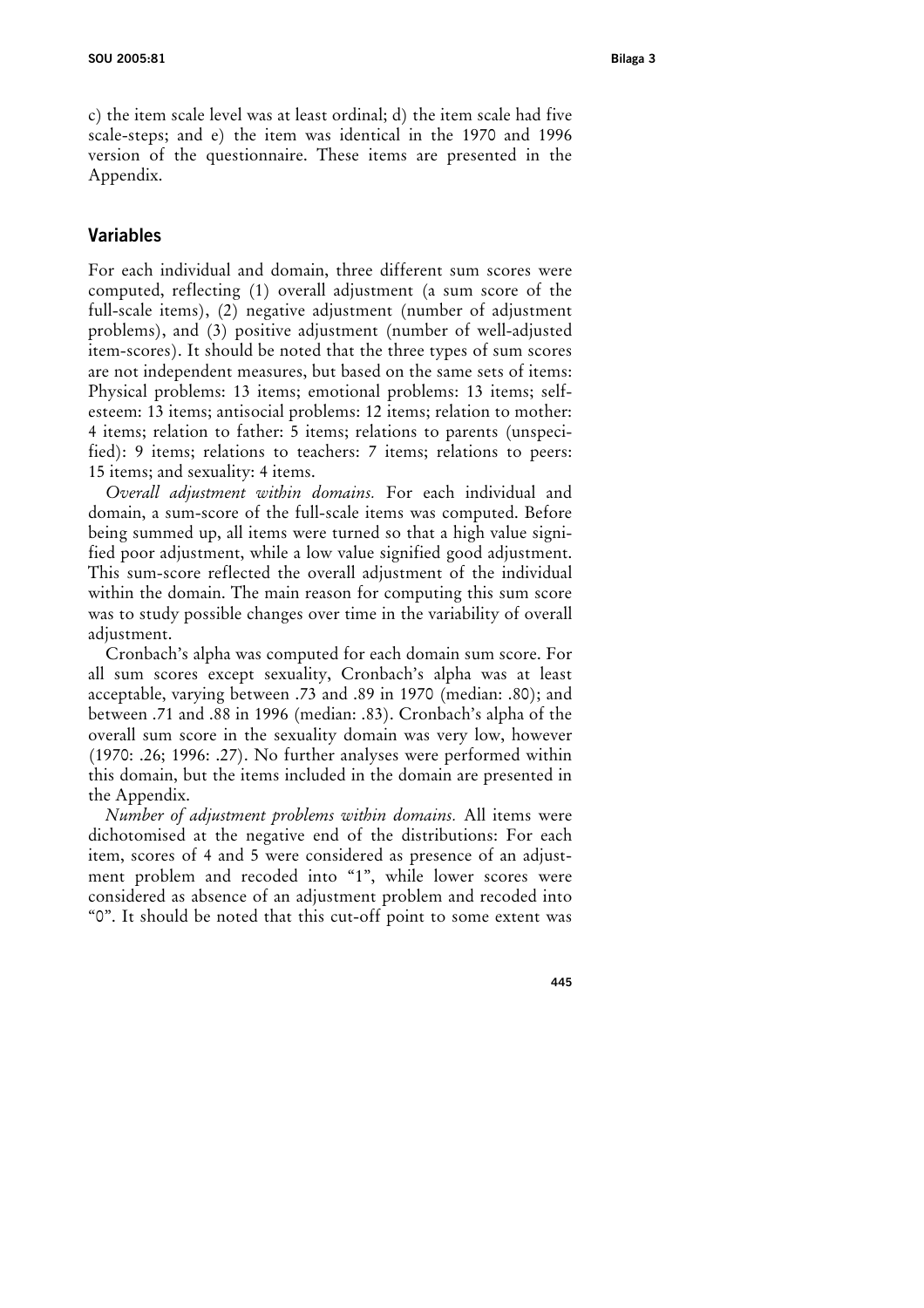c) the item scale level was at least ordinal; d) the item scale had five scale-steps; and e) the item was identical in the 1970 and 1996 version of the questionnaire. These items are presented in the Appendix.

## Variables

For each individual and domain, three different sum scores were computed, reflecting (1) overall adjustment (a sum score of the full-scale items), (2) negative adjustment (number of adjustment problems), and (3) positive adjustment (number of well-adjusted item-scores). It should be noted that the three types of sum scores are not independent measures, but based on the same sets of items: Physical problems: 13 items; emotional problems: 13 items; self-esteem: 13 items; antisocial problems: 12 items; relation to mother: 4 items; relation to father: 5 items; relations to parents (unspecified): 9 items; relations to teachers: 7 items; relations to peers: 15 items; and sexuality: 4 items.

*Overall adjustment within domains.* For each individual and domain, a sum-score of the full-scale items was computed. Before being summed up, all items were turned so that a high value signified poor adjustment, while a low value signified good adjustment. This sum-score reflected the overall adjustment of the individual within the domain. The main reason for computing this sum score was to study possible changes over time in the variability of overall adjustment.

Cronbach's alpha was computed for each domain sum score. For all sum scores except sexuality, Cronbach's alpha was at least acceptable, varying between .73 and .89 in 1970 (median: .80); and between .71 and .88 in 1996 (median: .83). Cronbach's alpha of the overall sum score in the sexuality domain was very low, however (1970: .26; 1996: .27). No further analyses were performed within this domain, but the items included in the domain are presented in the Appendix.

*Number of adjustment problems within domains.* All items were dichotomised at the negative end of the distributions: For each item, scores of 4 and 5 were considered as presence of an adjustment problem and recoded into "1", while lower scores were considered as absence of an adjustment problem and recoded into "0". It should be noted that this cut-off point to some extent was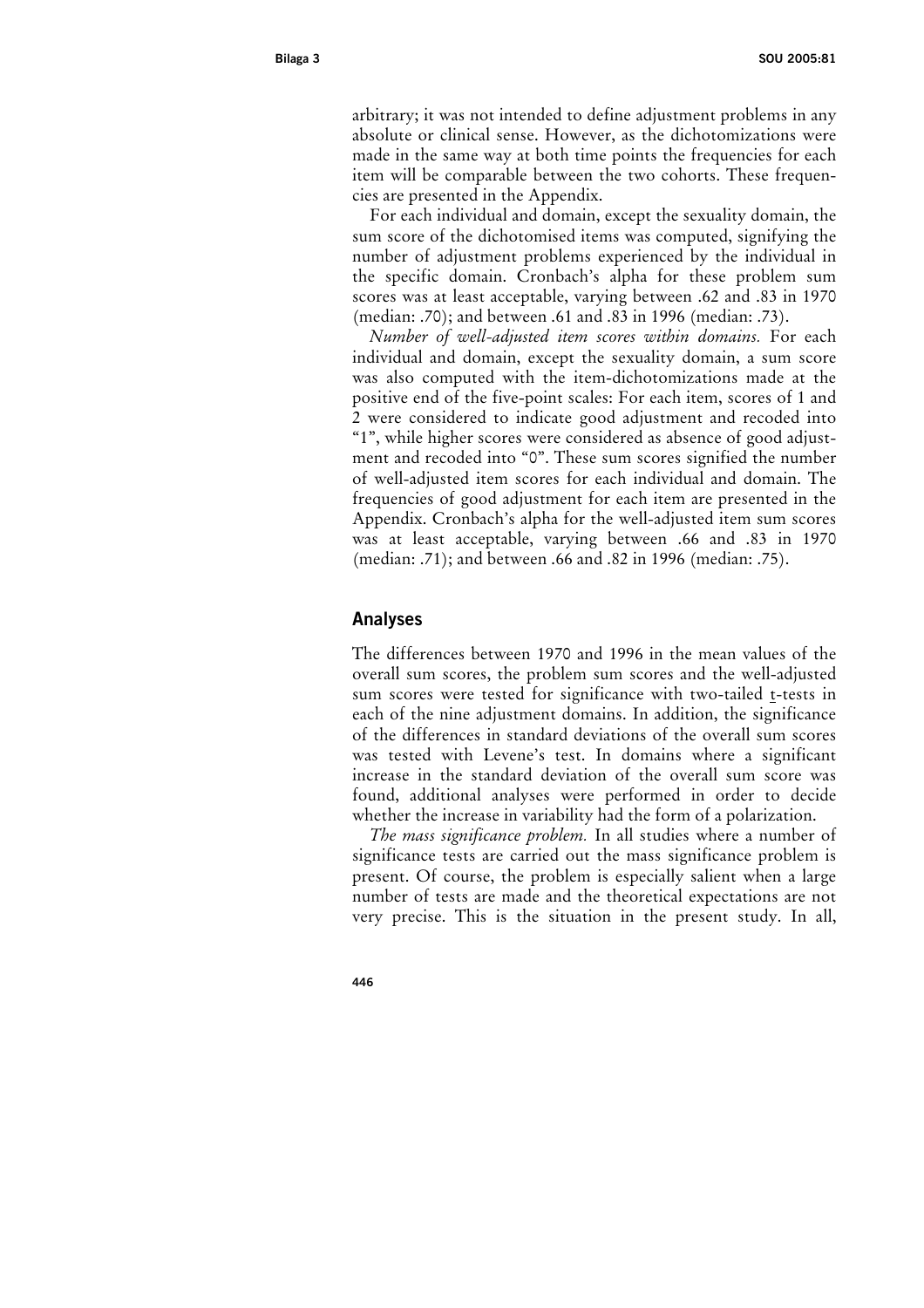arbitrary; it was not intended to define adjustment problems in any absolute or clinical sense. However, as the dichotomizations were made in the same way at both time points the frequencies for each item will be comparable between the two cohorts. These frequencies are presented in the Appendix.

For each individual and domain, except the sexuality domain, the sum score of the dichotomised items was computed, signifying the number of adjustment problems experienced by the individual in the specific domain. Cronbach's alpha for these problem sum scores was at least acceptable, varying between .62 and .83 in 1970 (median: .70); and between .61 and .83 in 1996 (median: .73).

*Number of well-adjusted item scores within domains.* For each individual and domain, except the sexuality domain, a sum score was also computed with the item-dichotomizations made at the positive end of the five-point scales: For each item, scores of 1 and 2 were considered to indicate good adjustment and recoded into "1", while higher scores were considered as absence of good adjustment and recoded into "0". These sum scores signified the number of well-adjusted item scores for each individual and domain. The frequencies of good adjustment for each item are presented in the Appendix. Cronbach's alpha for the well-adjusted item sum scores was at least acceptable, varying between .66 and .83 in 1970 (median: .71); and between .66 and .82 in 1996 (median: .75).

## Analyses

The differences between 1970 and 1996 in the mean values of the overall sum scores, the problem sum scores and the well-adjusted sum scores were tested for significance with two-tailed t-tests in each of the nine adjustment domains. In addition, the significance of the differences in standard deviations of the overall sum scores was tested with Levene's test. In domains where a significant increase in the standard deviation of the overall sum score was found, additional analyses were performed in order to decide whether the increase in variability had the form of a polarization.

*The mass significance problem.* In all studies where a number of significance tests are carried out the mass significance problem is present. Of course, the problem is especially salient when a large number of tests are made and the theoretical expectations are not very precise. This is the situation in the present study. In all,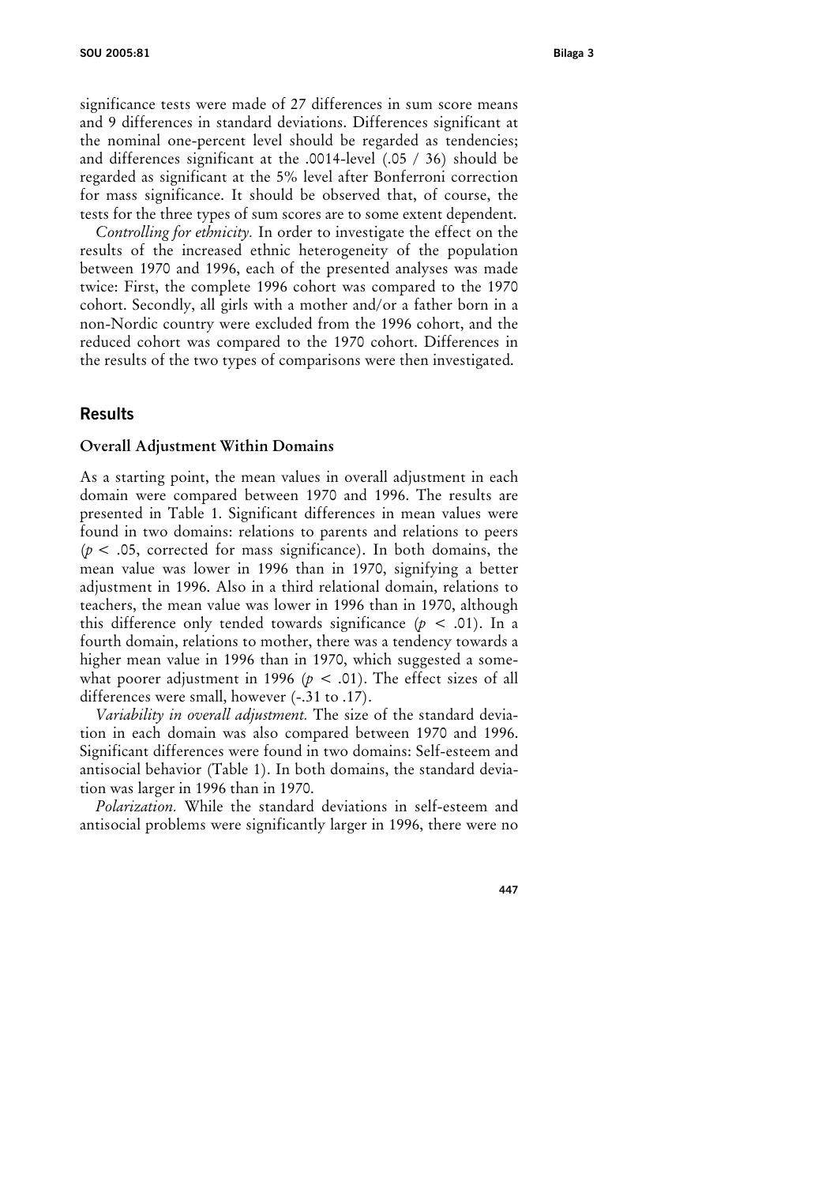significance tests were made of 27 differences in sum score means and 9 differences in standard deviations. Differences significant at the nominal one-percent level should be regarded as tendencies; and differences significant at the .0014-level (.05 / 36) should be regarded as significant at the 5% level after Bonferroni correction for mass significance. It should be observed that, of course, the tests for the three types of sum scores are to some extent dependent.

*Controlling for ethnicity.* In order to investigate the effect on the results of the increased ethnic heterogeneity of the population between 1970 and 1996, each of the presented analyses was made twice: First, the complete 1996 cohort was compared to the 1970 cohort. Secondly, all girls with a mother and/or a father born in a non-Nordic country were excluded from the 1996 cohort, and the reduced cohort was compared to the 1970 cohort. Differences in the results of the two types of comparisons were then investigated.

## Results

### Overall Adjustment Within Domains

As a starting point, the mean values in overall adjustment in each domain were compared between 1970 and 1996. The results are presented in Table 1. Significant differences in mean values were found in two domains: relations to parents and relations to peers ($p < .05$, corrected for mass significance). In both domains, the mean value was lower in 1996 than in 1970, signifying a better adjustment in 1996. Also in a third relational domain, relations to teachers, the mean value was lower in 1996 than in 1970, although this difference only tended towards significance ($p < .01$). In a fourth domain, relations to mother, there was a tendency towards a higher mean value in 1996 than in 1970, which suggested a somewhat poorer adjustment in 1996 ($p < .01$). The effect sizes of all differences were small, however (-.31 to .17).

*Variability in overall adjustment.* The size of the standard deviation in each domain was also compared between 1970 and 1996. Significant differences were found in two domains: Self-esteem and antisocial behavior (Table 1). In both domains, the standard deviation was larger in 1996 than in 1970.

*Polarization.* While the standard deviations in self-esteem and antisocial problems were significantly larger in 1996, there were no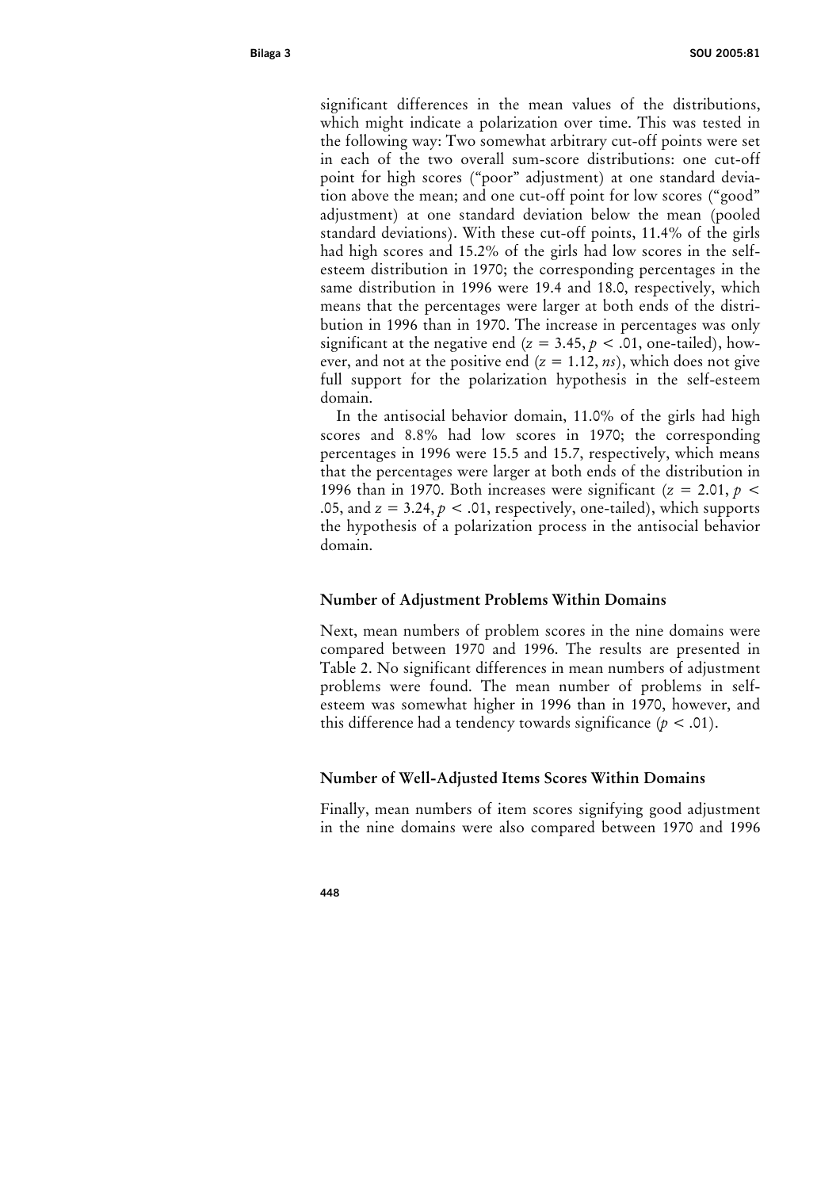significant differences in the mean values of the distributions, which might indicate a polarization over time. This was tested in the following way: Two somewhat arbitrary cut-off points were set in each of the two overall sum-score distributions: one cut-off point for high scores ("poor" adjustment) at one standard deviation above the mean; and one cut-off point for low scores ("good" adjustment) at one standard deviation below the mean (pooled standard deviations). With these cut-off points, 11.4% of the girls had high scores and 15.2% of the girls had low scores in the self-esteem distribution in 1970; the corresponding percentages in the same distribution in 1996 were 19.4 and 18.0, respectively, which means that the percentages were larger at both ends of the distribution in 1996 than in 1970. The increase in percentages was only significant at the negative end ($z = 3.45$, $p < .01$, one-tailed), however, and not at the positive end ($z = 1.12$, *ns*), which does not give full support for the polarization hypothesis in the self-esteem domain.

In the antisocial behavior domain, 11.0% of the girls had high scores and 8.8% had low scores in 1970; the corresponding percentages in 1996 were 15.5 and 15.7, respectively, which means that the percentages were larger at both ends of the distribution in 1996 than in 1970. Both increases were significant ($z = 2.01$, $p < .05$, and $z = 3.24$, $p < .01$, respectively, one-tailed), which supports the hypothesis of a polarization process in the antisocial behavior domain.

### Number of Adjustment Problems Within Domains

Next, mean numbers of problem scores in the nine domains were compared between 1970 and 1996. The results are presented in Table 2. No significant differences in mean numbers of adjustment problems were found. The mean number of problems in self-esteem was somewhat higher in 1996 than in 1970, however, and this difference had a tendency towards significance ($p < .01$).

### Number of Well-Adjusted Items Scores Within Domains

Finally, mean numbers of item scores signifying good adjustment in the nine domains were also compared between 1970 and 1996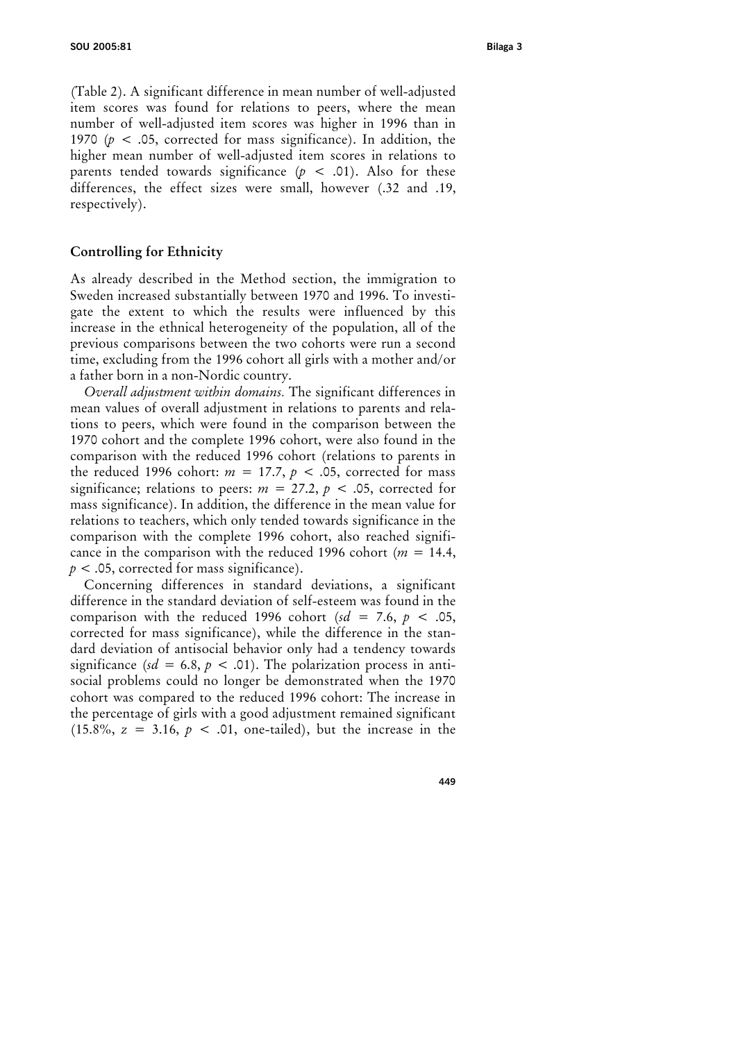(Table 2). A significant difference in mean number of well-adjusted item scores was found for relations to peers, where the mean number of well-adjusted item scores was higher in 1996 than in 1970 ($p < .05$, corrected for mass significance). In addition, the higher mean number of well-adjusted item scores in relations to parents tended towards significance ($p < .01$). Also for these differences, the effect sizes were small, however (.32 and .19, respectively).

### Controlling for Ethnicity

As already described in the Method section, the immigration to Sweden increased substantially between 1970 and 1996. To investigate the extent to which the results were influenced by this increase in the ethnical heterogeneity of the population, all of the previous comparisons between the two cohorts were run a second time, excluding from the 1996 cohort all girls with a mother and/or a father born in a non-Nordic country.

*Overall adjustment within domains.* The significant differences in mean values of overall adjustment in relations to parents and relations to peers, which were found in the comparison between the 1970 cohort and the complete 1996 cohort, were also found in the comparison with the reduced 1996 cohort (relations to parents in the reduced 1996 cohort: $m = 17.7$, $p < .05$, corrected for mass significance; relations to peers: $m = 27.2$, $p < .05$, corrected for mass significance). In addition, the difference in the mean value for relations to teachers, which only tended towards significance in the comparison with the complete 1996 cohort, also reached significance in the comparison with the reduced 1996 cohort ($m = 14.4$, $p < .05$, corrected for mass significance).

Concerning differences in standard deviations, a significant difference in the standard deviation of self-esteem was found in the comparison with the reduced 1996 cohort ($sd = 7.6$, $p < .05$, corrected for mass significance), while the difference in the standard deviation of antisocial behavior only had a tendency towards significance ($sd = 6.8$, $p < .01$). The polarization process in antisocial problems could no longer be demonstrated when the 1970 cohort was compared to the reduced 1996 cohort: The increase in the percentage of girls with a good adjustment remained significant (15.8%, $z = 3.16$, $p < .01$, one-tailed), but the increase in the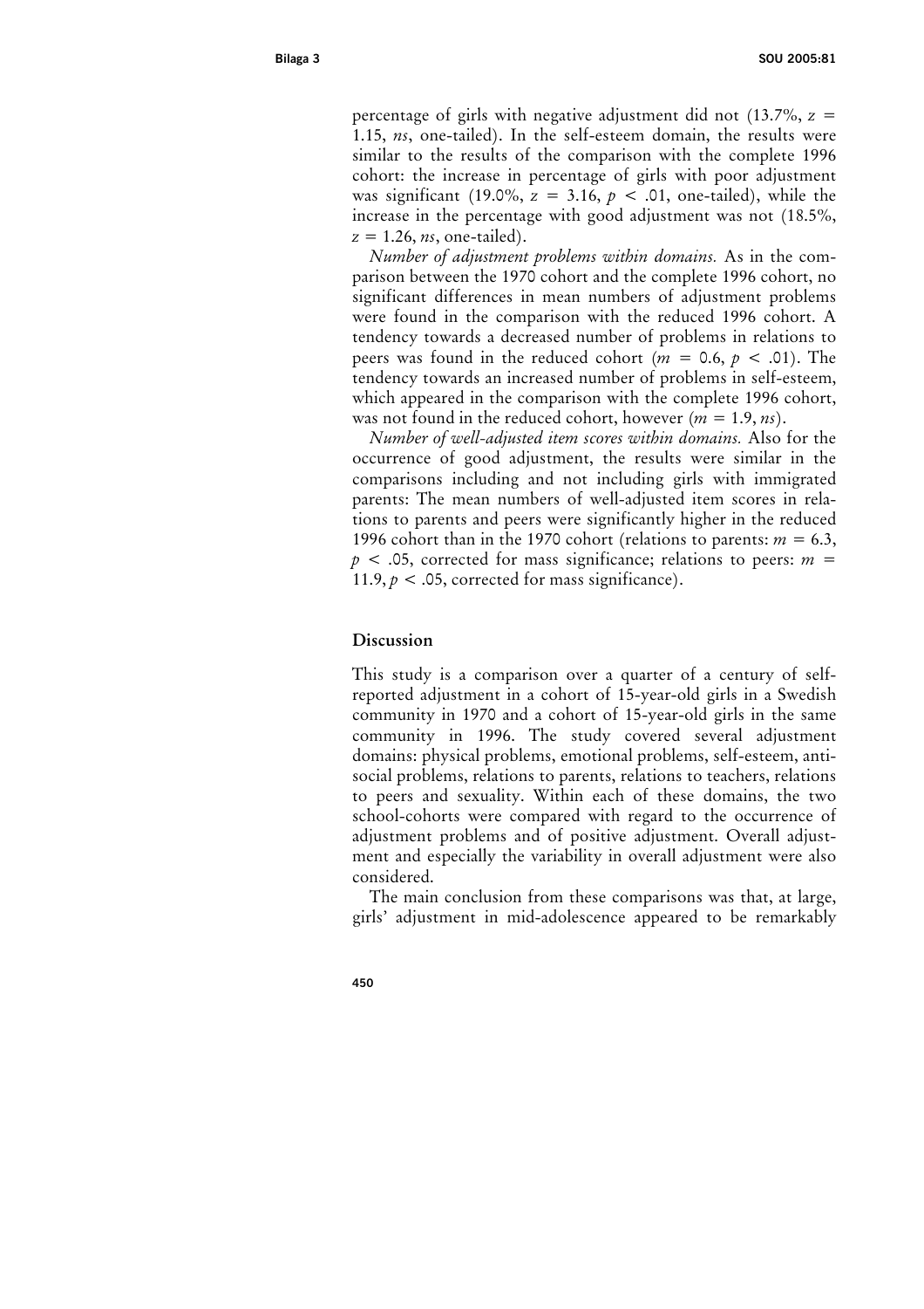percentage of girls with negative adjustment did not (13.7%, $z = 1.15$, *ns*, one-tailed). In the self-esteem domain, the results were similar to the results of the comparison with the complete 1996 cohort: the increase in percentage of girls with poor adjustment was significant (19.0%, $z = 3.16$, $p < .01$, one-tailed), while the increase in the percentage with good adjustment was not (18.5%, $z = 1.26$, *ns*, one-tailed).

*Number of adjustment problems within domains.* As in the comparison between the 1970 cohort and the complete 1996 cohort, no significant differences in mean numbers of adjustment problems were found in the comparison with the reduced 1996 cohort. A tendency towards a decreased number of problems in relations to peers was found in the reduced cohort ($m = 0.6$, $p < .01$). The tendency towards an increased number of problems in self-esteem, which appeared in the comparison with the complete 1996 cohort, was not found in the reduced cohort, however ($m = 1.9$, *ns*).

*Number of well-adjusted item scores within domains.* Also for the occurrence of good adjustment, the results were similar in the comparisons including and not including girls with immigrated parents: The mean numbers of well-adjusted item scores in relations to parents and peers were significantly higher in the reduced 1996 cohort than in the 1970 cohort (relations to parents: $m = 6.3$, $p < .05$, corrected for mass significance; relations to peers: $m = 11.9$, $p < .05$, corrected for mass significance).

## Discussion

This study is a comparison over a quarter of a century of self-reported adjustment in a cohort of 15-year-old girls in a Swedish community in 1970 and a cohort of 15-year-old girls in the same community in 1996. The study covered several adjustment domains: physical problems, emotional problems, self-esteem, anti-social problems, relations to parents, relations to teachers, relations to peers and sexuality. Within each of these domains, the two school-cohorts were compared with regard to the occurrence of adjustment problems and of positive adjustment. Overall adjustment and especially the variability in overall adjustment were also considered.

The main conclusion from these comparisons was that, at large, girls' adjustment in mid-adolescence appeared to be remarkably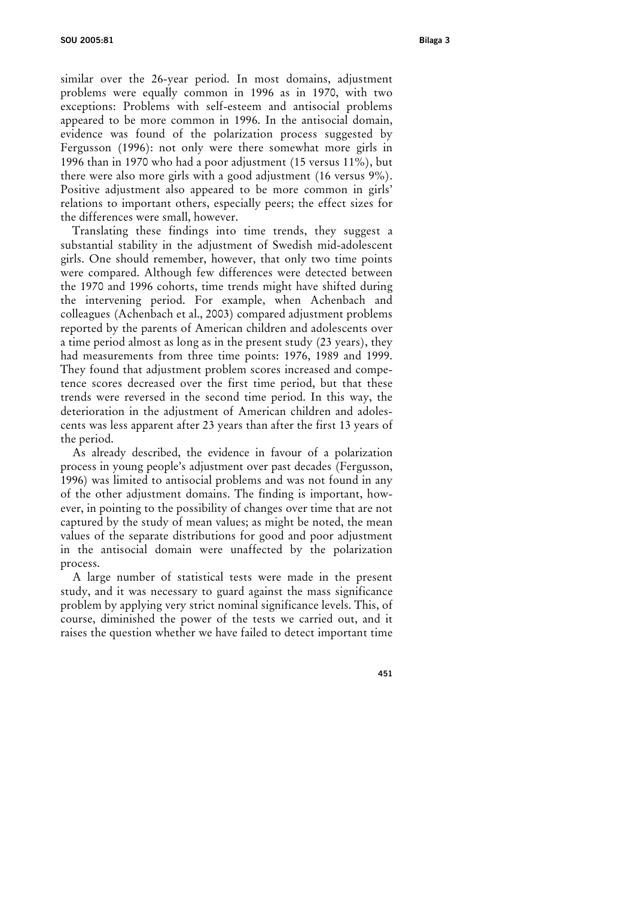similar over the 26-year period. In most domains, adjustment problems were equally common in 1996 as in 1970, with two exceptions: Problems with self-esteem and antisocial problems appeared to be more common in 1996. In the antisocial domain, evidence was found of the polarization process suggested by Fergusson (1996): not only were there somewhat more girls in 1996 than in 1970 who had a poor adjustment (15 versus 11%), but there were also more girls with a good adjustment (16 versus 9%). Positive adjustment also appeared to be more common in girls' relations to important others, especially peers; the effect sizes for the differences were small, however.

Translating these findings into time trends, they suggest a substantial stability in the adjustment of Swedish mid-adolescent girls. One should remember, however, that only two time points were compared. Although few differences were detected between the 1970 and 1996 cohorts, time trends might have shifted during the intervening period. For example, when Achenbach and colleagues (Achenbach et al., 2003) compared adjustment problems reported by the parents of American children and adolescents over a time period almost as long as in the present study (23 years), they had measurements from three time points: 1976, 1989 and 1999. They found that adjustment problem scores increased and competence scores decreased over the first time period, but that these trends were reversed in the second time period. In this way, the deterioration in the adjustment of American children and adolescents was less apparent after 23 years than after the first 13 years of the period.

As already described, the evidence in favour of a polarization process in young people's adjustment over past decades (Fergusson, 1996) was limited to antisocial problems and was not found in any of the other adjustment domains. The finding is important, however, in pointing to the possibility of changes over time that are not captured by the study of mean values; as might be noted, the mean values of the separate distributions for good and poor adjustment in the antisocial domain were unaffected by the polarization process.

A large number of statistical tests were made in the present study, and it was necessary to guard against the mass significance problem by applying very strict nominal significance levels. This, of course, diminished the power of the tests we carried out, and it raises the question whether we have failed to detect important time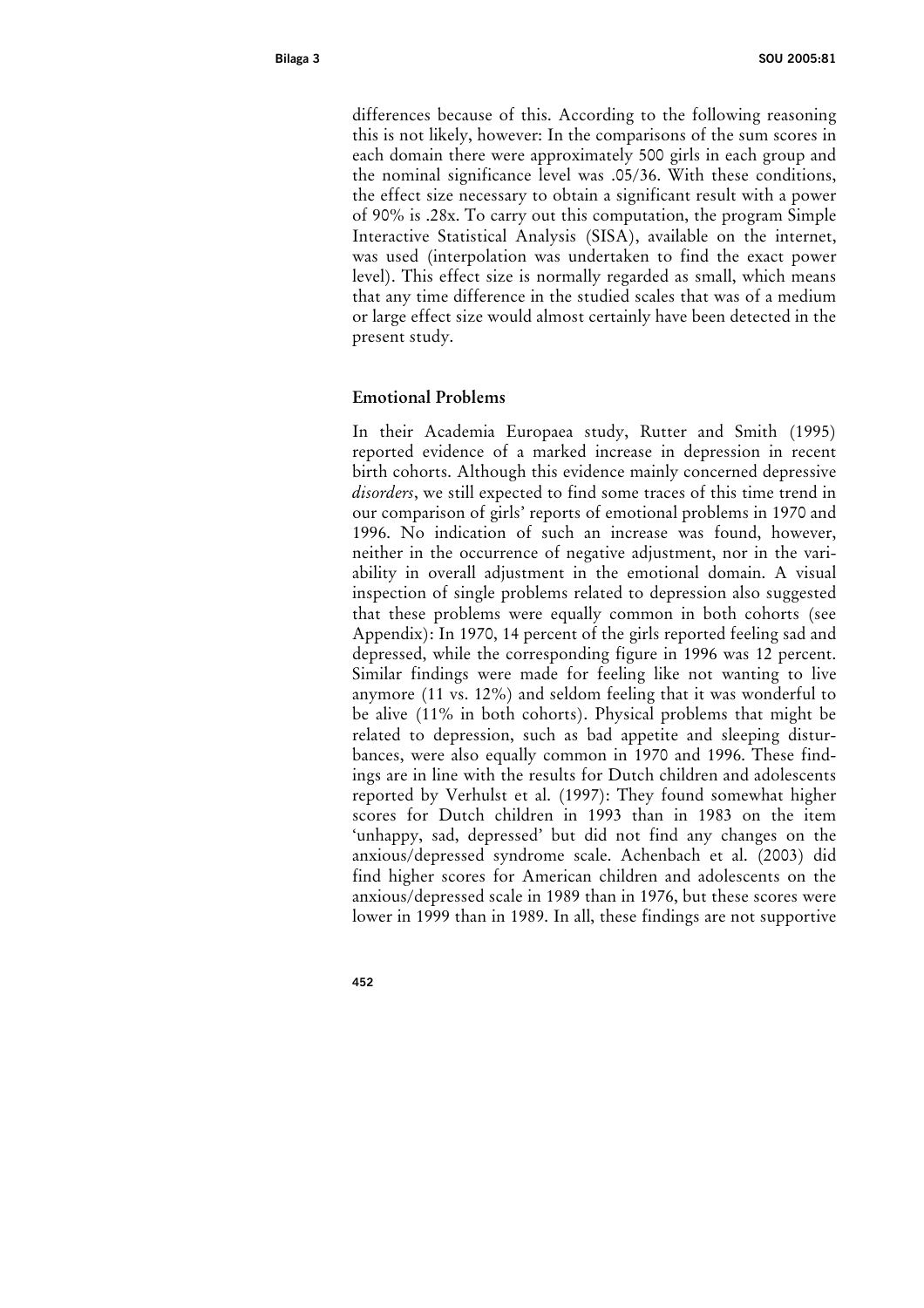differences because of this. According to the following reasoning this is not likely, however: In the comparisons of the sum scores in each domain there were approximately 500 girls in each group and the nominal significance level was .05/36. With these conditions, the effect size necessary to obtain a significant result with a power of 90% is .28x. To carry out this computation, the program Simple Interactive Statistical Analysis (SISA), available on the internet, was used (interpolation was undertaken to find the exact power level). This effect size is normally regarded as small, which means that any time difference in the studied scales that was of a medium or large effect size would almost certainly have been detected in the present study.

### Emotional Problems

In their Academia Europaea study, Rutter and Smith (1995) reported evidence of a marked increase in depression in recent birth cohorts. Although this evidence mainly concerned depressive *disorders*, we still expected to find some traces of this time trend in our comparison of girls' reports of emotional problems in 1970 and 1996. No indication of such an increase was found, however, neither in the occurrence of negative adjustment, nor in the variability in overall adjustment in the emotional domain. A visual inspection of single problems related to depression also suggested that these problems were equally common in both cohorts (see Appendix): In 1970, 14 percent of the girls reported feeling sad and depressed, while the corresponding figure in 1996 was 12 percent. Similar findings were made for feeling like not wanting to live anymore (11 vs. 12%) and seldom feeling that it was wonderful to be alive (11% in both cohorts). Physical problems that might be related to depression, such as bad appetite and sleeping disturbances, were also equally common in 1970 and 1996. These findings are in line with the results for Dutch children and adolescents reported by Verhulst et al. (1997): They found somewhat higher scores for Dutch children in 1993 than in 1983 on the item 'unhappy, sad, depressed' but did not find any changes on the anxious/depressed syndrome scale. Achenbach et al. (2003) did find higher scores for American children and adolescents on the anxious/depressed scale in 1989 than in 1976, but these scores were lower in 1999 than in 1989. In all, these findings are not supportive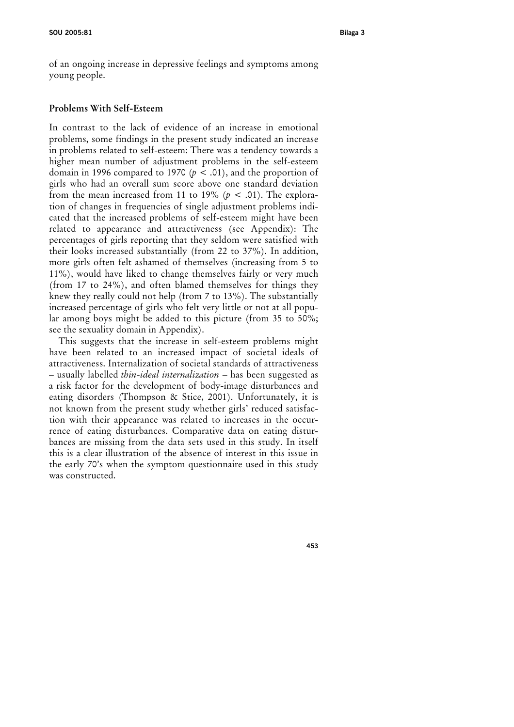of an ongoing increase in depressive feelings and symptoms among young people.

### Problems With Self-Esteem

In contrast to the lack of evidence of an increase in emotional problems, some findings in the present study indicated an increase in problems related to self-esteem: There was a tendency towards a higher mean number of adjustment problems in the self-esteem domain in 1996 compared to 1970 ($p < .01$), and the proportion of girls who had an overall sum score above one standard deviation from the mean increased from 11 to 19% ($p < .01$). The exploration of changes in frequencies of single adjustment problems indicated that the increased problems of self-esteem might have been related to appearance and attractiveness (see Appendix): The percentages of girls reporting that they seldom were satisfied with their looks increased substantially (from 22 to 37%). In addition, more girls often felt ashamed of themselves (increasing from 5 to 11%), would have liked to change themselves fairly or very much (from 17 to 24%), and often blamed themselves for things they knew they really could not help (from 7 to 13%). The substantially increased percentage of girls who felt very little or not at all popular among boys might be added to this picture (from 35 to 50%; see the sexuality domain in Appendix).

This suggests that the increase in self-esteem problems might have been related to an increased impact of societal ideals of attractiveness. Internalization of societal standards of attractiveness – usually labelled *thin-ideal internalization* – has been suggested as a risk factor for the development of body-image disturbances and eating disorders (Thompson & Stice, 2001). Unfortunately, it is not known from the present study whether girls' reduced satisfaction with their appearance was related to increases in the occurrence of eating disturbances. Comparative data on eating disturbances are missing from the data sets used in this study. In itself this is a clear illustration of the absence of interest in this issue in the early 70's when the symptom questionnaire used in this study was constructed.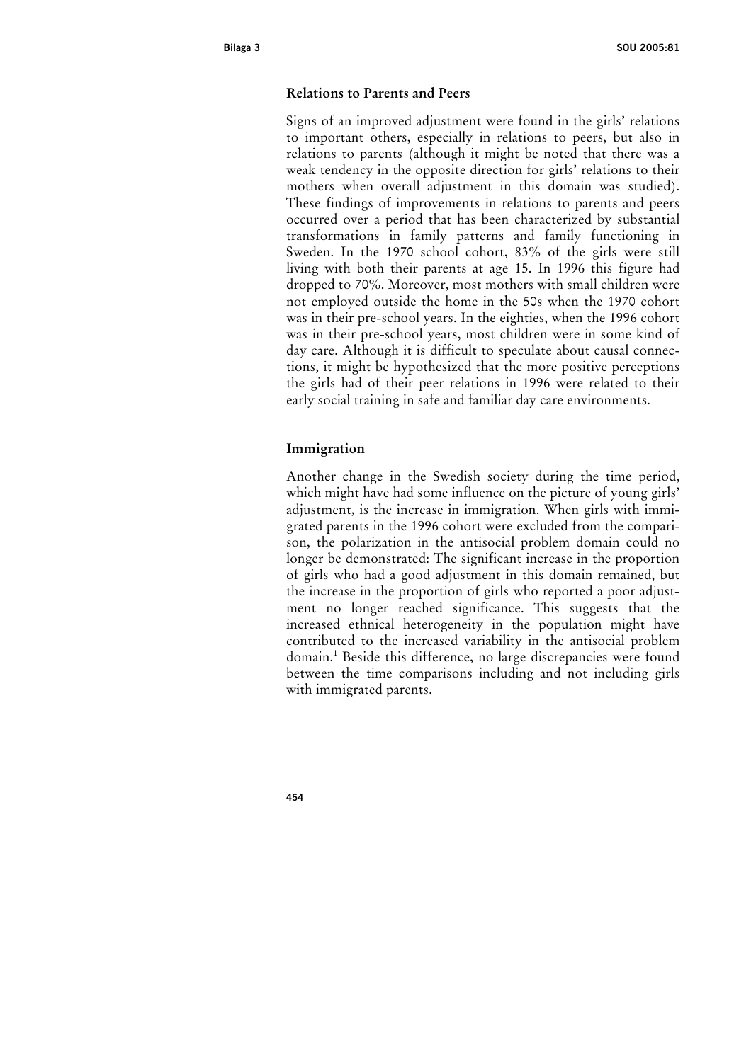### Relations to Parents and Peers

Signs of an improved adjustment were found in the girls' relations to important others, especially in relations to peers, but also in relations to parents (although it might be noted that there was a weak tendency in the opposite direction for girls' relations to their mothers when overall adjustment in this domain was studied). These findings of improvements in relations to parents and peers occurred over a period that has been characterized by substantial transformations in family patterns and family functioning in Sweden. In the 1970 school cohort, 83% of the girls were still living with both their parents at age 15. In 1996 this figure had dropped to 70%. Moreover, most mothers with small children were not employed outside the home in the 50s when the 1970 cohort was in their pre-school years. In the eighties, when the 1996 cohort was in their pre-school years, most children were in some kind of day care. Although it is difficult to speculate about causal connections, it might be hypothesized that the more positive perceptions the girls had of their peer relations in 1996 were related to their early social training in safe and familiar day care environments.

### Immigration

Another change in the Swedish society during the time period, which might have had some influence on the picture of young girls' adjustment, is the increase in immigration. When girls with immigrated parents in the 1996 cohort were excluded from the comparison, the polarization in the antisocial problem domain could no longer be demonstrated: The significant increase in the proportion of girls who had a good adjustment in this domain remained, but the increase in the proportion of girls who reported a poor adjustment no longer reached significance. This suggests that the increased ethnical heterogeneity in the population might have contributed to the increased variability in the antisocial problem domain.[1] Beside this difference, no large discrepancies were found between the time comparisons including and not including girls with immigrated parents.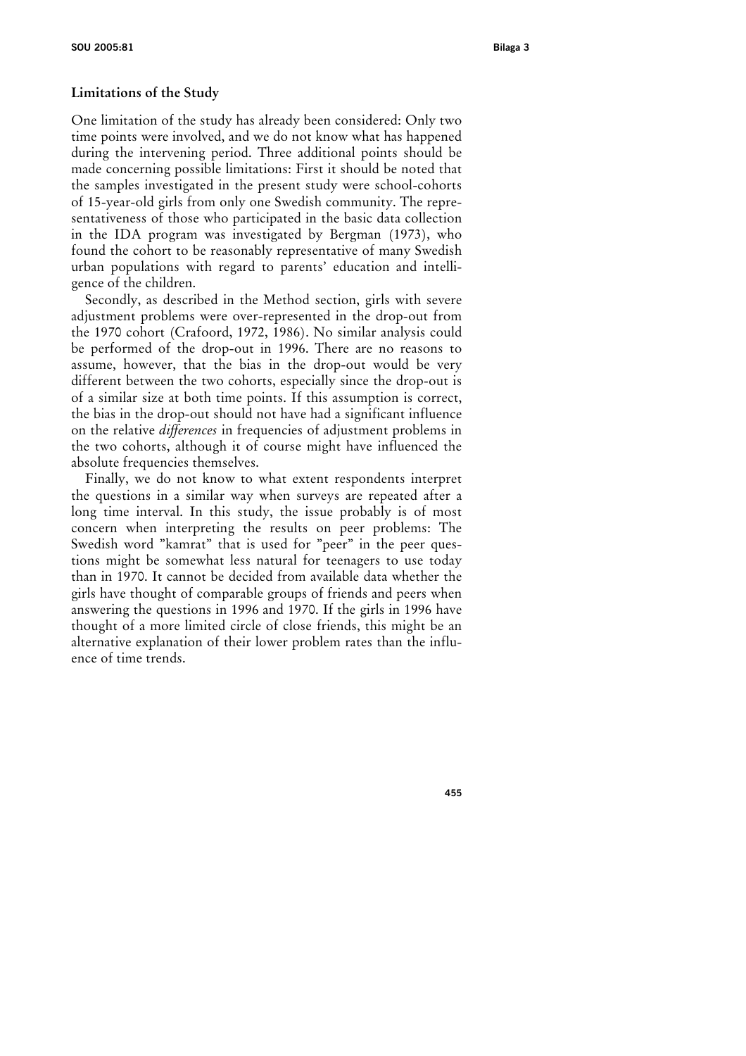### Limitations of the Study

One limitation of the study has already been considered: Only two time points were involved, and we do not know what has happened during the intervening period. Three additional points should be made concerning possible limitations: First it should be noted that the samples investigated in the present study were school-cohorts of 15-year-old girls from only one Swedish community. The representativeness of those who participated in the basic data collection in the IDA program was investigated by Bergman (1973), who found the cohort to be reasonably representative of many Swedish urban populations with regard to parents' education and intelligence of the children.

Secondly, as described in the Method section, girls with severe adjustment problems were over-represented in the drop-out from the 1970 cohort (Crafoord, 1972, 1986). No similar analysis could be performed of the drop-out in 1996. There are no reasons to assume, however, that the bias in the drop-out would be very different between the two cohorts, especially since the drop-out is of a similar size at both time points. If this assumption is correct, the bias in the drop-out should not have had a significant influence on the relative *differences* in frequencies of adjustment problems in the two cohorts, although it of course might have influenced the absolute frequencies themselves.

Finally, we do not know to what extent respondents interpret the questions in a similar way when surveys are repeated after a long time interval. In this study, the issue probably is of most concern when interpreting the results on peer problems: The Swedish word "kamrat" that is used for "peer" in the peer questions might be somewhat less natural for teenagers to use today than in 1970. It cannot be decided from available data whether the girls have thought of comparable groups of friends and peers when answering the questions in 1996 and 1970. If the girls in 1996 have thought of a more limited circle of close friends, this might be an alternative explanation of their lower problem rates than the influence of time trends.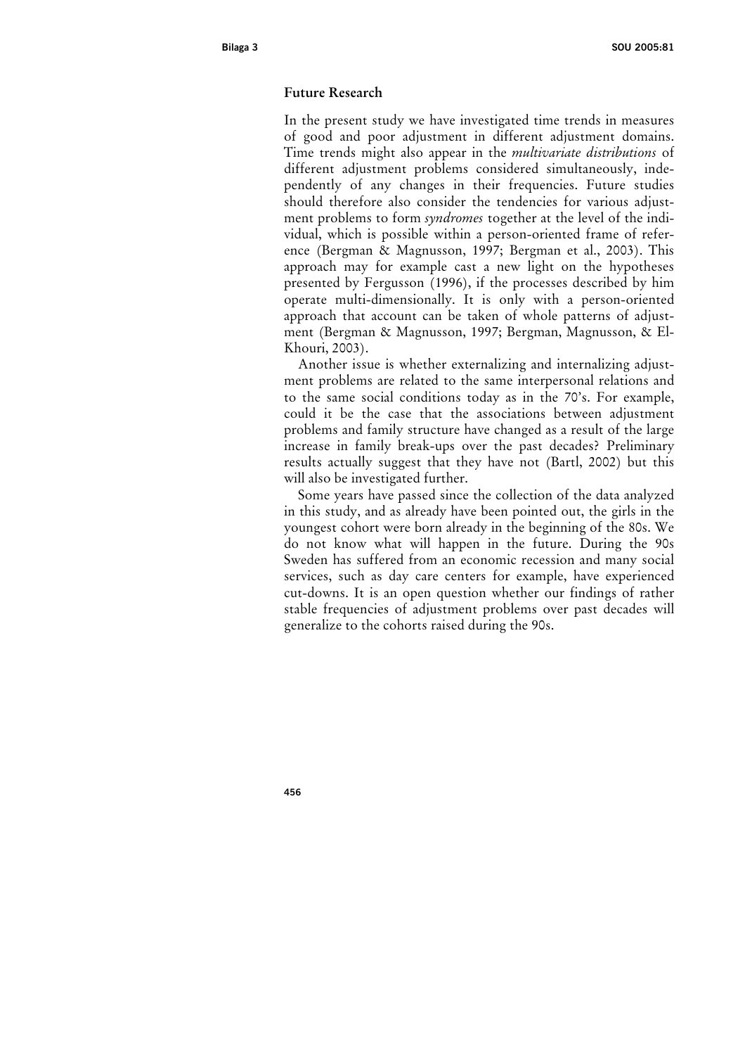## Future Research

In the present study we have investigated time trends in measures of good and poor adjustment in different adjustment domains. Time trends might also appear in the *multivariate distributions* of different adjustment problems considered simultaneously, independently of any changes in their frequencies. Future studies should therefore also consider the tendencies for various adjustment problems to form *syndromes* together at the level of the individual, which is possible within a person-oriented frame of reference (Bergman & Magnusson, 1997; Bergman et al., 2003). This approach may for example cast a new light on the hypotheses presented by Fergusson (1996), if the processes described by him operate multi-dimensionally. It is only with a person-oriented approach that account can be taken of whole patterns of adjustment (Bergman & Magnusson, 1997; Bergman, Magnusson, & El-Khouri, 2003).

Another issue is whether externalizing and internalizing adjustment problems are related to the same interpersonal relations and to the same social conditions today as in the 70's. For example, could it be the case that the associations between adjustment problems and family structure have changed as a result of the large increase in family break-ups over the past decades? Preliminary results actually suggest that they have not (Bartl, 2002) but this will also be investigated further.

Some years have passed since the collection of the data analyzed in this study, and as already have been pointed out, the girls in the youngest cohort were born already in the beginning of the 80s. We do not know what will happen in the future. During the 90s Sweden has suffered from an economic recession and many social services, such as day care centers for example, have experienced cut-downs. It is an open question whether our findings of rather stable frequencies of adjustment problems over past decades will generalize to the cohorts raised during the 90s.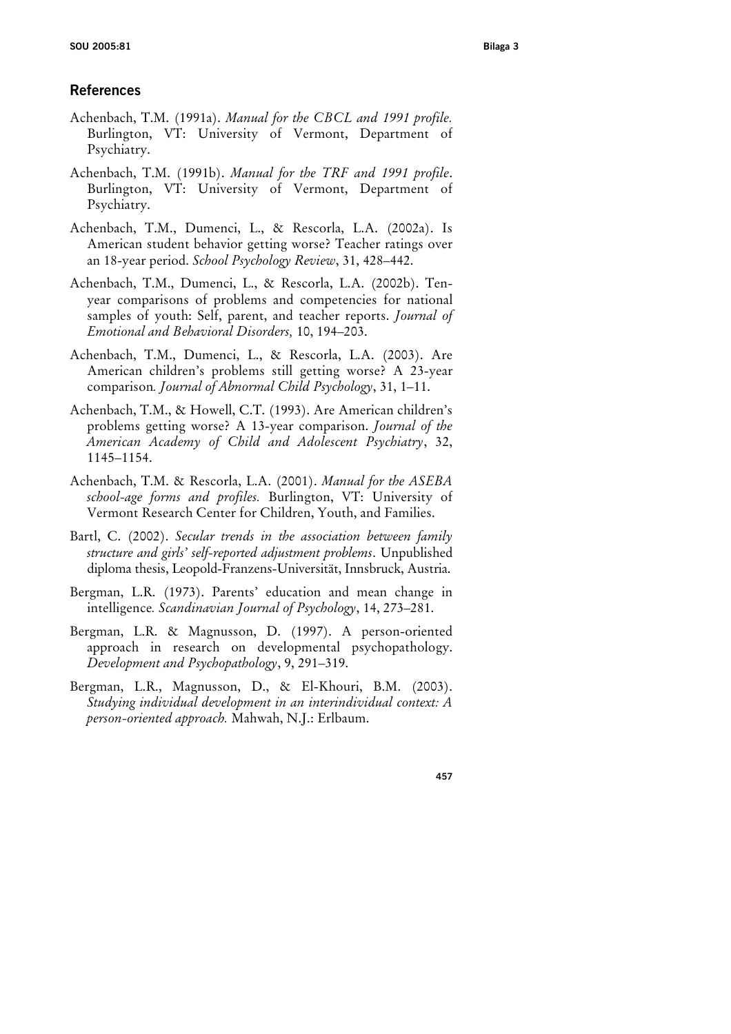## References

Achenbach, T.M. (1991a). *Manual for the CBCL and 1991 profile.* Burlington, VT: University of Vermont, Department of Psychiatry.

Achenbach, T.M. (1991b). *Manual for the TRF and 1991 profile*. Burlington, VT: University of Vermont, Department of Psychiatry.

Achenbach, T.M., Dumenci, L., & Rescorla, L.A. (2002a). Is American student behavior getting worse? Teacher ratings over an 18-year period. *School Psychology Review*, 31, 428–442.

Achenbach, T.M., Dumenci, L., & Rescorla, L.A. (2002b). Ten-year comparisons of problems and competencies for national samples of youth: Self, parent, and teacher reports. *Journal of Emotional and Behavioral Disorders,* 10, 194–203.

Achenbach, T.M., Dumenci, L., & Rescorla, L.A. (2003). Are American children's problems still getting worse? A 23-year comparison*. Journal of Abnormal Child Psychology*, 31, 1–11.

Achenbach, T.M., & Howell, C.T. (1993). Are American children's problems getting worse? A 13-year comparison. *Journal of the American Academy of Child and Adolescent Psychiatry*, 32, 1145–1154.

Achenbach, T.M. & Rescorla, L.A. (2001). *Manual for the ASEBA school-age forms and profiles.* Burlington, VT: University of Vermont Research Center for Children, Youth, and Families.

Bartl, C. (2002). *Secular trends in the association between family structure and girls' self-reported adjustment problems*. Unpublished diploma thesis, Leopold-Franzens-Universität, Innsbruck, Austria.

Bergman, L.R. (1973). Parents' education and mean change in intelligence*. Scandinavian Journal of Psychology*, 14, 273–281.

Bergman, L.R. & Magnusson, D. (1997). A person-oriented approach in research on developmental psychopathology. *Development and Psychopathology*, 9, 291–319.

Bergman, L.R., Magnusson, D., & El-Khouri, B.M. (2003). *Studying individual development in an interindividual context: A person-oriented approach.* Mahwah, N.J.: Erlbaum.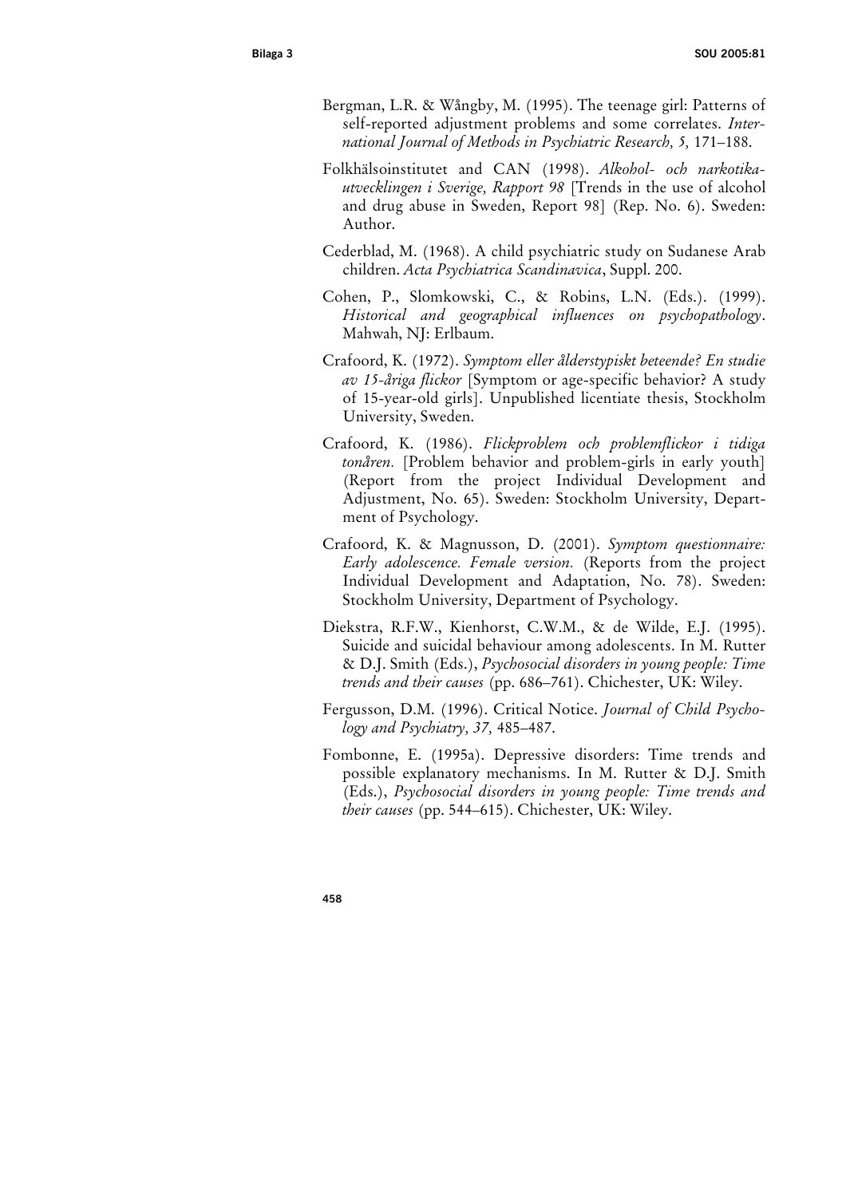Bergman, L.R. & Wångby, M. (1995). The teenage girl: Patterns of self-reported adjustment problems and some correlates. *International Journal of Methods in Psychiatric Research, 5,* 171–188.

Folkhälsoinstitutet and CAN (1998). *Alkohol- och narkotika-utvecklingen i Sverige, Rapport 98* [Trends in the use of alcohol and drug abuse in Sweden, Report 98] (Rep. No. 6). Sweden: Author.

Cederblad, M. (1968). A child psychiatric study on Sudanese Arab children. *Acta Psychiatrica Scandinavica*, Suppl. 200.

Cohen, P., Slomkowski, C., & Robins, L.N. (Eds.). (1999). *Historical and geographical influences on psychopathology*. Mahwah, NJ: Erlbaum.

Crafoord, K. (1972). *Symptom eller ålderstypiskt beteende? En studie av 15-åriga flickor* [Symptom or age-specific behavior? A study of 15-year-old girls]. Unpublished licentiate thesis, Stockholm University, Sweden.

Crafoord, K. (1986). *Flickproblem och problemflickor i tidiga tonåren.* [Problem behavior and problem-girls in early youth] (Report from the project Individual Development and Adjustment, No. 65). Sweden: Stockholm University, Department of Psychology.

Crafoord, K. & Magnusson, D. (2001). *Symptom questionnaire: Early adolescence. Female version.* (Reports from the project Individual Development and Adaptation, No. 78). Sweden: Stockholm University, Department of Psychology.

Diekstra, R.F.W., Kienhorst, C.W.M., & de Wilde, E.J. (1995). Suicide and suicidal behaviour among adolescents. In M. Rutter & D.J. Smith (Eds.), *Psychosocial disorders in young people: Time trends and their causes* (pp. 686–761). Chichester, UK: Wiley.

Fergusson, D.M. (1996). Critical Notice. *Journal of Child Psychology and Psychiatry, 37,* 485–487.

Fombonne, E. (1995a). Depressive disorders: Time trends and possible explanatory mechanisms. In M. Rutter & D.J. Smith (Eds.), *Psychosocial disorders in young people: Time trends and their causes* (pp. 544–615). Chichester, UK: Wiley.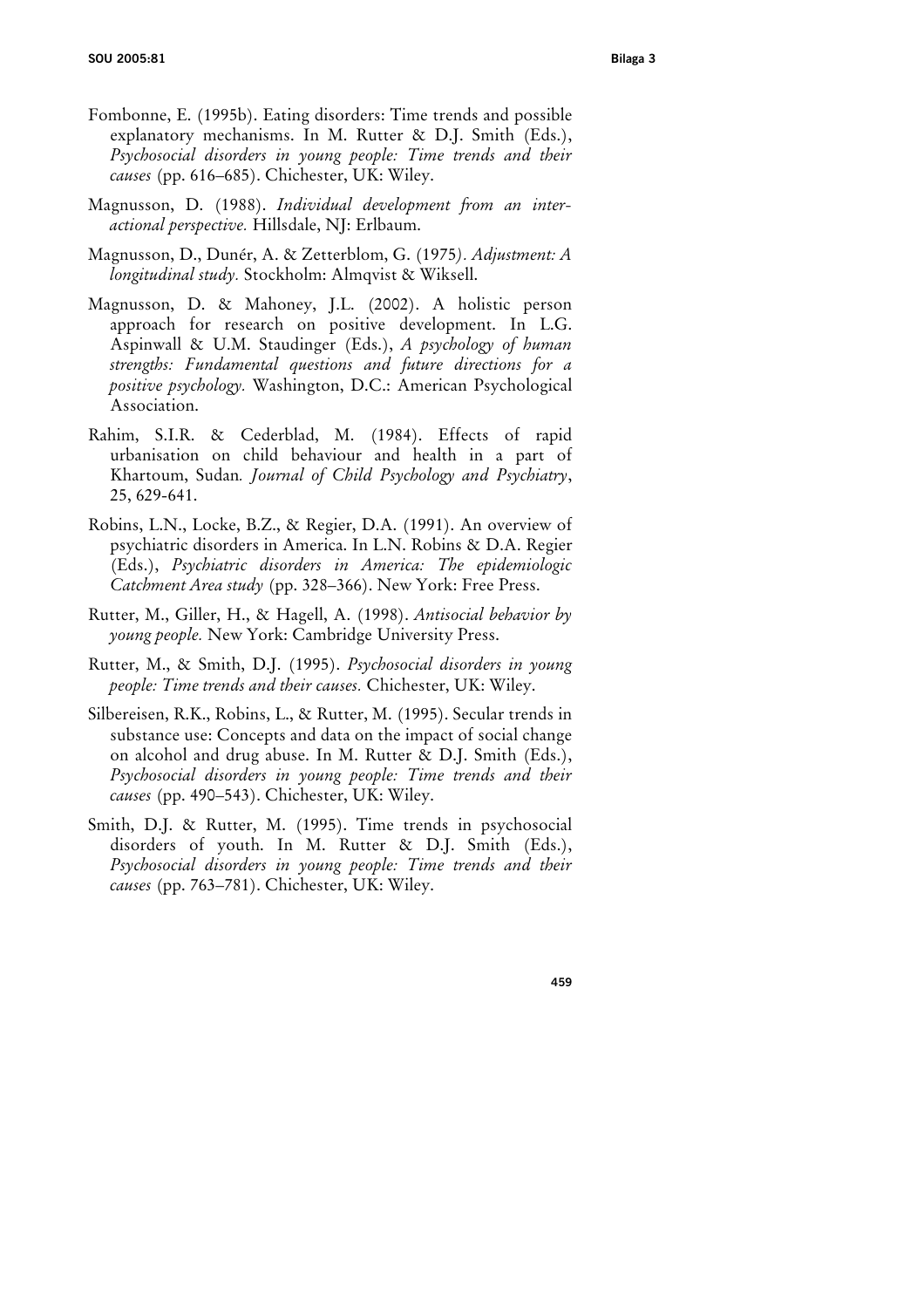Fombonne, E. (1995b). Eating disorders: Time trends and possible explanatory mechanisms. In M. Rutter & D.J. Smith (Eds.), *Psychosocial disorders in young people: Time trends and their causes* (pp. 616–685). Chichester, UK: Wiley.

Magnusson, D. (1988). *Individual development from an interactional perspective.* Hillsdale, NJ: Erlbaum.

Magnusson, D., Dunér, A. & Zetterblom, G. (1975). *Adjustment: A longitudinal study.* Stockholm: Almqvist & Wiksell.

Magnusson, D. & Mahoney, J.L. (2002). A holistic person approach for research on positive development. In L.G. Aspinwall & U.M. Staudinger (Eds.), *A psychology of human strengths: Fundamental questions and future directions for a positive psychology.* Washington, D.C.: American Psychological Association.

Rahim, S.I.R. & Cederblad, M. (1984). Effects of rapid urbanisation on child behaviour and health in a part of Khartoum, Sudan. *Journal of Child Psychology and Psychiatry*, 25, 629-641.

Robins, L.N., Locke, B.Z., & Regier, D.A. (1991). An overview of psychiatric disorders in America. In L.N. Robins & D.A. Regier (Eds.), *Psychiatric disorders in America: The epidemiologic Catchment Area study* (pp. 328–366). New York: Free Press.

Rutter, M., Giller, H., & Hagell, A. (1998). *Antisocial behavior by young people.* New York: Cambridge University Press.

Rutter, M., & Smith, D.J. (1995). *Psychosocial disorders in young people: Time trends and their causes.* Chichester, UK: Wiley.

Silbereisen, R.K., Robins, L., & Rutter, M. (1995). Secular trends in substance use: Concepts and data on the impact of social change on alcohol and drug abuse. In M. Rutter & D.J. Smith (Eds.), *Psychosocial disorders in young people: Time trends and their causes* (pp. 490–543). Chichester, UK: Wiley.

Smith, D.J. & Rutter, M. (1995). Time trends in psychosocial disorders of youth. In M. Rutter & D.J. Smith (Eds.), *Psychosocial disorders in young people: Time trends and their causes* (pp. 763–781). Chichester, UK: Wiley.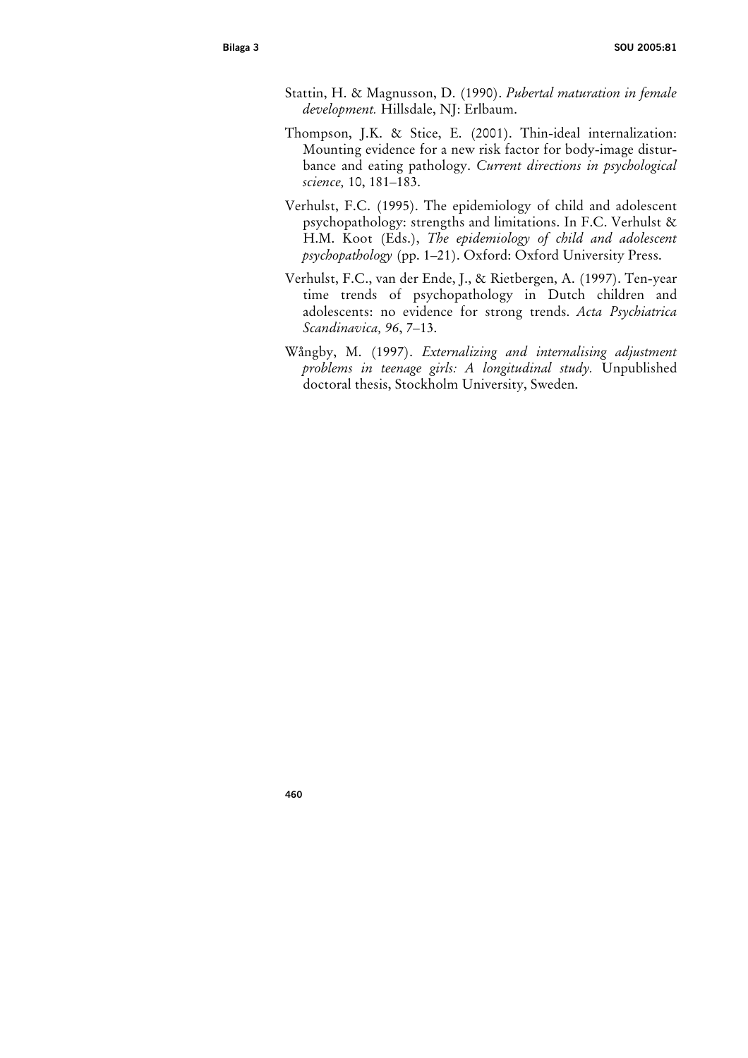Stattin, H. & Magnusson, D. (1990). *Pubertal maturation in female development.* Hillsdale, NJ: Erlbaum.

Thompson, J.K. & Stice, E. (2001). Thin-ideal internalization: Mounting evidence for a new risk factor for body-image disturbance and eating pathology. *Current directions in psychological science,* 10, 181–183.

Verhulst, F.C. (1995). The epidemiology of child and adolescent psychopathology: strengths and limitations. In F.C. Verhulst & H.M. Koot (Eds.), *The epidemiology of child and adolescent psychopathology* (pp. 1–21). Oxford: Oxford University Press.

Verhulst, F.C., van der Ende, J., & Rietbergen, A. (1997). Ten-year time trends of psychopathology in Dutch children and adolescents: no evidence for strong trends. *Acta Psychiatrica Scandinavica, 96*, 7–13.

Wångby, M. (1997). *Externalizing and internalising adjustment problems in teenage girls: A longitudinal study.* Unpublished doctoral thesis, Stockholm University, Sweden.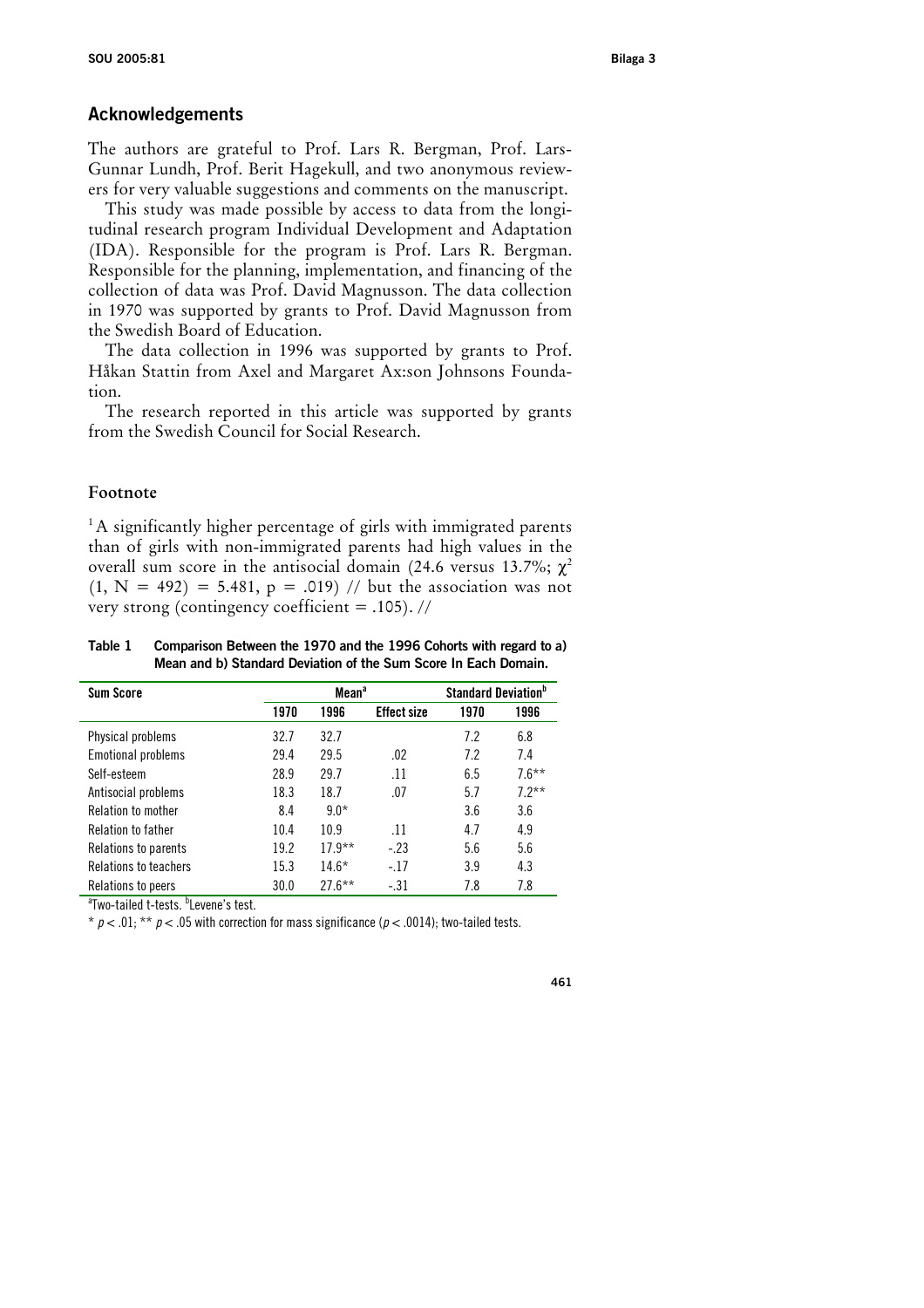## Acknowledgements

The authors are grateful to Prof. Lars R. Bergman, Prof. Lars-Gunnar Lundh, Prof. Berit Hagekull, and two anonymous reviewers for very valuable suggestions and comments on the manuscript.

This study was made possible by access to data from the longitudinal research program Individual Development and Adaptation (IDA). Responsible for the program is Prof. Lars R. Bergman. Responsible for the planning, implementation, and financing of the collection of data was Prof. David Magnusson. The data collection in 1970 was supported by grants to Prof. David Magnusson from the Swedish Board of Education.

The data collection in 1996 was supported by grants to Prof. Håkan Stattin from Axel and Margaret Ax:son Johnsons Foundation.

The research reported in this article was supported by grants from the Swedish Council for Social Research.

### Footnote

[1] A significantly higher percentage of girls with immigrated parents than of girls with non-immigrated parents had high values in the overall sum score in the antisocial domain (24.6 versus 13.7%; $\chi^2$ (1, N = 492) = 5.481, p = .019) // but the association was not very strong (contingency coefficient = .105). //

**Table 1 Comparison Between the 1970 and the 1996 Cohorts with regard to a) Mean and b) Standard Deviation of the Sum Score In Each Domain.**

| Sum Score | Mean[a] | | | Standard Deviation[b] | |
|---|---|---|---|---|---|
| | 1970 | 1996 | Effect size | 1970 | 1996 |
| Physical problems | 32.7 | 32.7 | | 7.2 | 6.8 |
| Emotional problems | 29.4 | 29.5 | .02 | 7.2 | 7.4 |
| Self-esteem | 28.9 | 29.7 | .11 | 6.5 | 7.6** |
| Antisocial problems | 18.3 | 18.7 | .07 | 5.7 | 7.2** |
| Relation to mother | 8.4 | 9.0* | | 3.6 | 3.6 |
| Relation to father | 10.4 | 10.9 | .11 | 4.7 | 4.9 |
| Relations to parents | 19.2 | 17.9** | -.23 | 5.6 | 5.6 |
| Relations to teachers | 15.3 | 14.6* | -.17 | 3.9 | 4.3 |
| Relations to peers | 30.0 | 27.6** | -.31 | 7.8 | 7.8 |

[a]Two-tailed t-tests. [b]Levene's test.

* $p < .01$; ** $p < .05$ with correction for mass significance ($p < .0014$); two-tailed tests.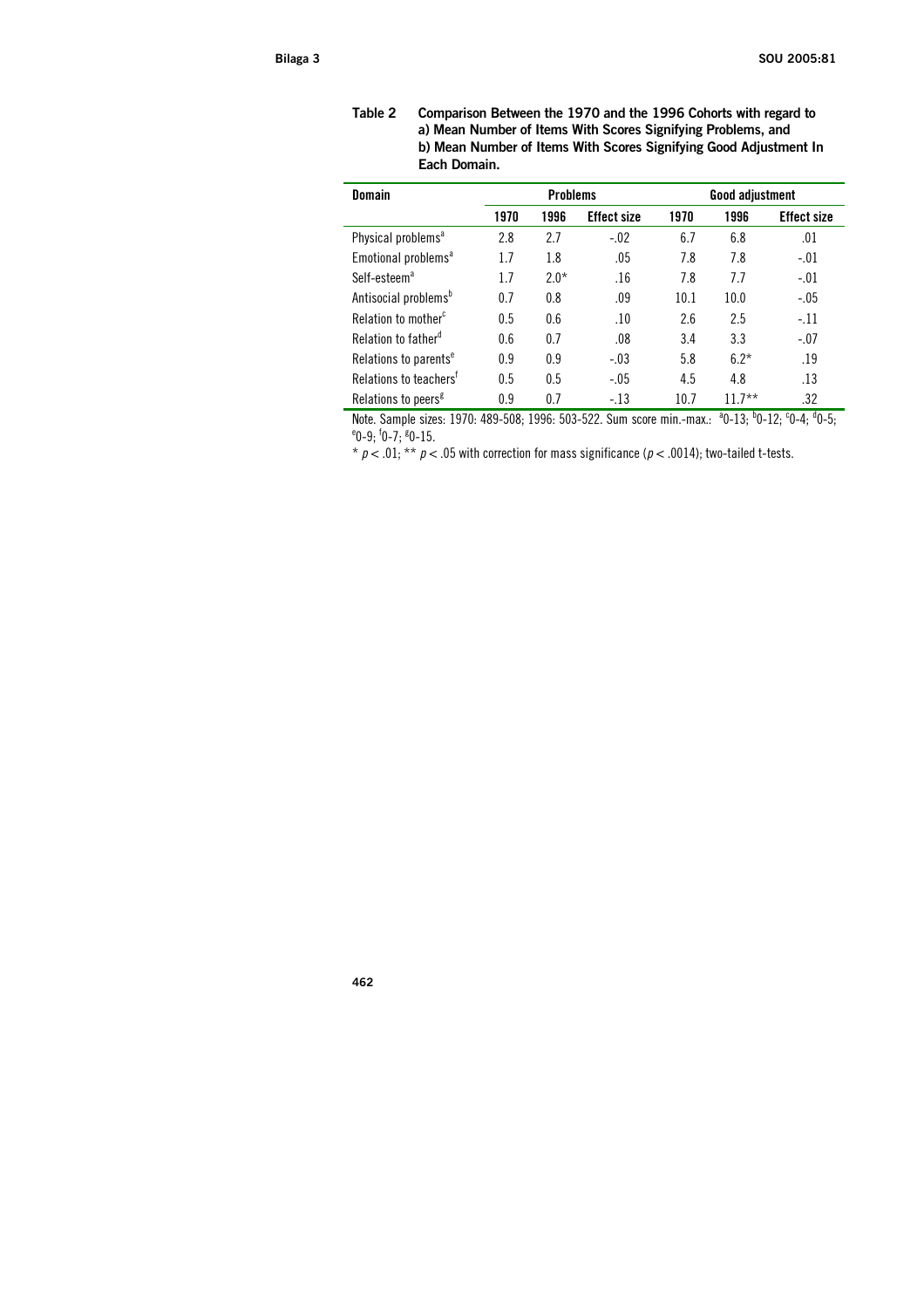**Table 2** Comparison Between the 1970 and the 1996 Cohorts with regard to a) Mean Number of Items With Scores Signifying Problems, and b) Mean Number of Items With Scores Signifying Good Adjustment In Each Domain.

| Domain | Problems | | | Good adjustment | | |
|---|---|---|---|---|---|---|
| | 1970 | 1996 | Effect size | 1970 | 1996 | Effect size |
| Physical problems[a] | 2.8 | 2.7 | -.02 | 6.7 | 6.8 | .01 |
| Emotional problems[a] | 1.7 | 1.8 | .05 | 7.8 | 7.8 | -.01 |
| Self-esteem[a] | 1.7 | 2.0* | .16 | 7.8 | 7.7 | -.01 |
| Antisocial problems[b] | 0.7 | 0.8 | .09 | 10.1 | 10.0 | -.05 |
| Relation to mother[c] | 0.5 | 0.6 | .10 | 2.6 | 2.5 | -.11 |
| Relation to father[d] | 0.6 | 0.7 | .08 | 3.4 | 3.3 | -.07 |
| Relations to parents[e] | 0.9 | 0.9 | -.03 | 5.8 | 6.2* | .19 |
| Relations to teachers[f] | 0.5 | 0.5 | -.05 | 4.5 | 4.8 | .13 |
| Relations to peers[g] | 0.9 | 0.7 | -.13 | 10.7 | 11.7** | .32 |

Note. Sample sizes: 1970: 489-508; 1996: 503-522. Sum score min.-max.: [a]0-13; [b]0-12; [c]0-4; [d]0-5; [e]0-9; [f]0-7; [g]0-15.

* $p < .01$; ** $p < .05$ with correction for mass significance ($p < .0014$); two-tailed t-tests.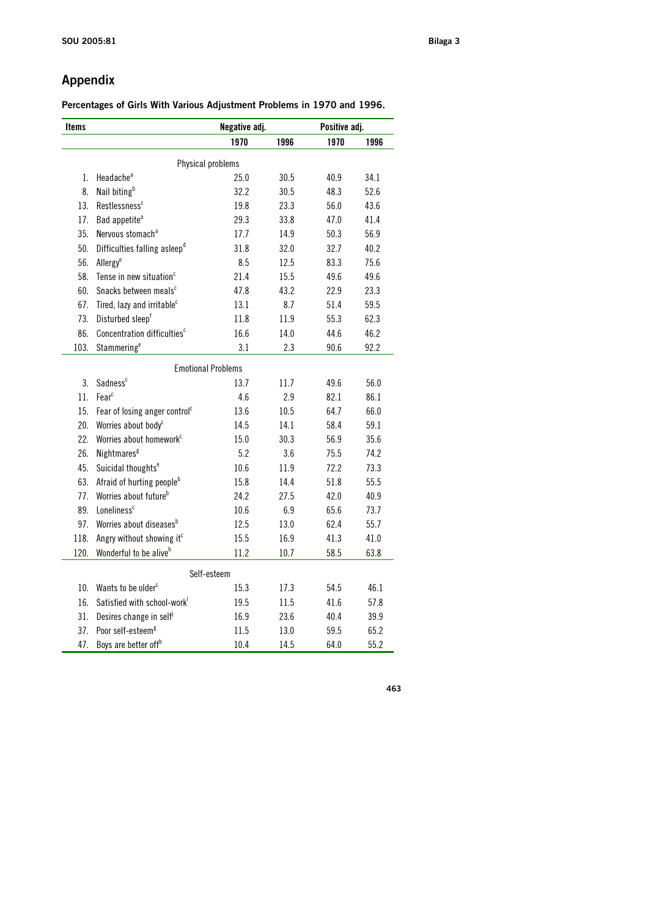## Appendix

**Percentages of Girls With Various Adjustment Problems in 1970 and 1996.**

| Items | | Negative adj. | | Positive adj. | |
|---|---|---|---|---|---|
| | | 1970 | 1996 | 1970 | 1996 |
| | Physical problems | | | | |
| 1. | Headache[a] | 25.0 | 30.5 | 40.9 | 34.1 |
| 8. | Nail biting[b] | 32.2 | 30.5 | 48.3 | 52.6 |
| 13. | Restlessness[c] | 19.8 | 23.3 | 56.0 | 43.6 |
| 17. | Bad appetite[a] | 29.3 | 33.8 | 47.0 | 41.4 |
| 35. | Nervous stomach[a] | 17.7 | 14.9 | 50.3 | 56.9 |
| 50. | Difficulties falling asleep[d] | 31.8 | 32.0 | 32.7 | 40.2 |
| 56. | Allergy[e] | 8.5 | 12.5 | 83.3 | 75.6 |
| 58. | Tense in new situation[c] | 21.4 | 15.5 | 49.6 | 49.6 |
| 60. | Snacks between meals[c] | 47.8 | 43.2 | 22.9 | 23.3 |
| 67. | Tired, lazy and irritable[c] | 13.1 | 8.7 | 51.4 | 59.5 |
| 73. | Disturbed sleep[f] | 11.8 | 11.9 | 55.3 | 62.3 |
| 86. | Concentration difficulties[c] | 16.6 | 14.0 | 44.6 | 46.2 |
| 103. | Stammering[e] | 3.1 | 2.3 | 90.6 | 92.2 |
| | Emotional Problems | | | | |
| 3. | Sadness[c] | 13.7 | 11.7 | 49.6 | 56.0 |
| 11. | Fear[c] | 4.6 | 2.9 | 82.1 | 86.1 |
| 15. | Fear of losing anger control[c] | 13.6 | 10.5 | 64.7 | 66.0 |
| 20. | Worries about body[c] | 14.5 | 14.1 | 58.4 | 59.1 |
| 22. | Worries about homework[c] | 15.0 | 30.3 | 56.9 | 35.6 |
| 26. | Nightmares[g] | 5.2 | 3.6 | 75.5 | 74.2 |
| 45. | Suicidal thoughts[e] | 10.6 | 11.9 | 72.2 | 73.3 |
| 63. | Afraid of hurting people[b] | 15.8 | 14.4 | 51.8 | 55.5 |
| 77. | Worries about future[b] | 24.2 | 27.5 | 42.0 | 40.9 |
| 89. | Loneliness[c] | 10.6 | 6.9 | 65.6 | 73.7 |
| 97. | Worries about diseases[b] | 12.5 | 13.0 | 62.4 | 55.7 |
| 118. | Angry without showing it[c] | 15.5 | 16.9 | 41.3 | 41.0 |
| 120. | Wonderful to be alive[h] | 11.2 | 10.7 | 58.5 | 63.8 |
| | Self-esteem | | | | |
| 10. | Wants to be older[c] | 15.3 | 17.3 | 54.5 | 46.1 |
| 16. | Satisfied with school-work[i] | 19.5 | 11.5 | 41.6 | 57.8 |
| 31. | Desires change in self[j] | 16.9 | 23.6 | 40.4 | 39.9 |
| 37. | Poor self-esteem[g] | 11.5 | 13.0 | 59.5 | 65.2 |
| 47. | Boys are better off[b] | 10.4 | 14.5 | 64.0 | 55.2 |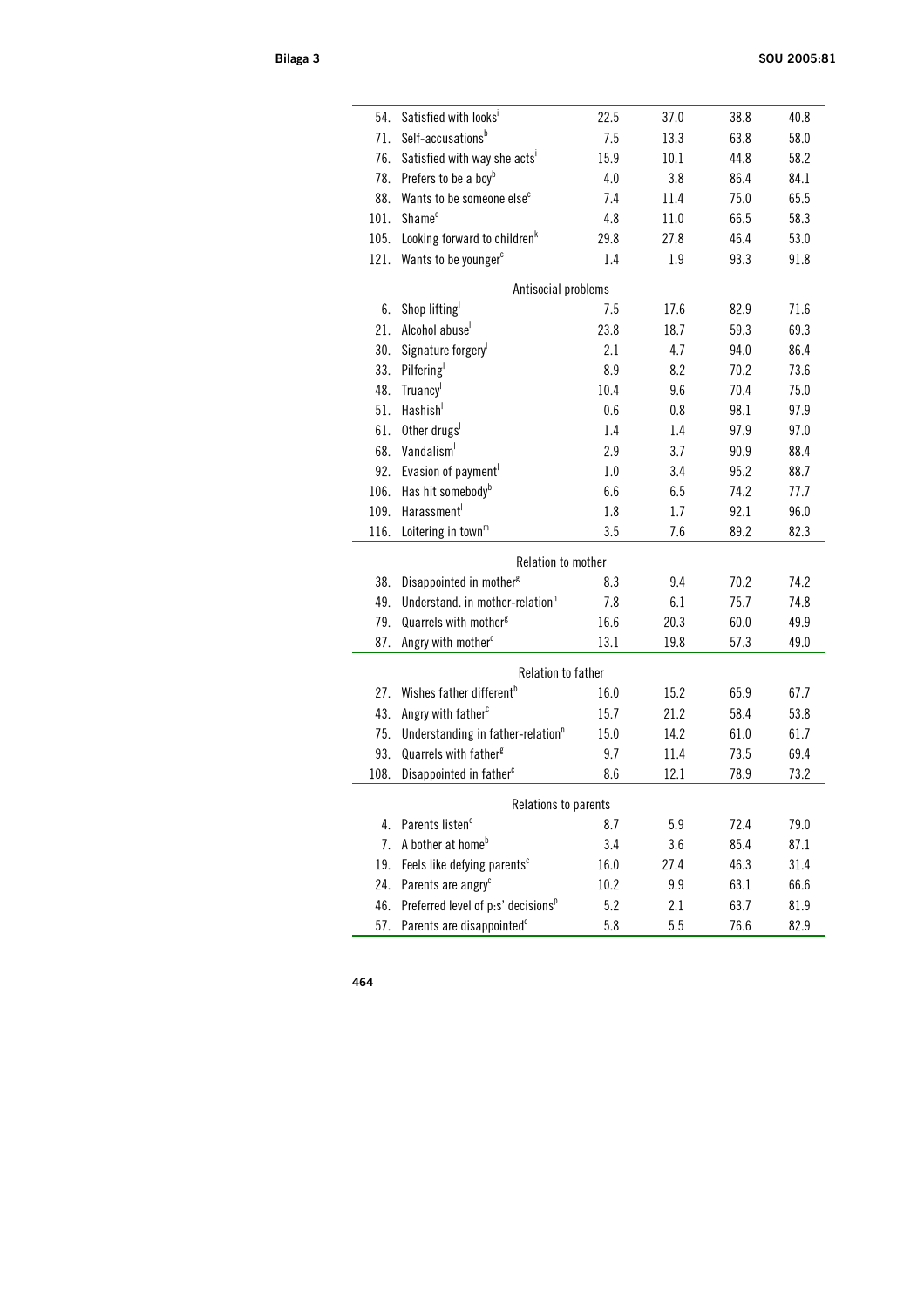| | | | | | |
|---|---|---|---|---|---|
| 54. | Satisfied with looks[i] | 22.5 | 37.0 | 38.8 | 40.8 |
| 71. | Self-accusations[b] | 7.5 | 13.3 | 63.8 | 58.0 |
| 76. | Satisfied with way she acts[i] | 15.9 | 10.1 | 44.8 | 58.2 |
| 78. | Prefers to be a boy[b] | 4.0 | 3.8 | 86.4 | 84.1 |
| 88. | Wants to be someone else[c] | 7.4 | 11.4 | 75.0 | 65.5 |
| 101. | Shame[c] | 4.8 | 11.0 | 66.5 | 58.3 |
| 105. | Looking forward to children[k] | 29.8 | 27.8 | 46.4 | 53.0 |
| 121. | Wants to be younger[c] | 1.4 | 1.9 | 93.3 | 91.8 |
| | Antisocial problems | | | | |
| 6. | Shop lifting[l] | 7.5 | 17.6 | 82.9 | 71.6 |
| 21. | Alcohol abuse[l] | 23.8 | 18.7 | 59.3 | 69.3 |
| 30. | Signature forgery[l] | 2.1 | 4.7 | 94.0 | 86.4 |
| 33. | Pilfering[l] | 8.9 | 8.2 | 70.2 | 73.6 |
| 48. | Truancy[l] | 10.4 | 9.6 | 70.4 | 75.0 |
| 51. | Hashish[l] | 0.6 | 0.8 | 98.1 | 97.9 |
| 61. | Other drugs[l] | 1.4 | 1.4 | 97.9 | 97.0 |
| 68. | Vandalism[l] | 2.9 | 3.7 | 90.9 | 88.4 |
| 92. | Evasion of payment[l] | 1.0 | 3.4 | 95.2 | 88.7 |
| 106. | Has hit somebody[b] | 6.6 | 6.5 | 74.2 | 77.7 |
| 109. | Harassment[l] | 1.8 | 1.7 | 92.1 | 96.0 |
| 116. | Loitering in town[m] | 3.5 | 7.6 | 89.2 | 82.3 |
| | Relation to mother | | | | |
| 38. | Disappointed in mother[g] | 8.3 | 9.4 | 70.2 | 74.2 |
| 49. | Understand. in mother-relation[n] | 7.8 | 6.1 | 75.7 | 74.8 |
| 79. | Quarrels with mother[g] | 16.6 | 20.3 | 60.0 | 49.9 |
| 87. | Angry with mother[c] | 13.1 | 19.8 | 57.3 | 49.0 |
| | Relation to father | | | | |
| 27. | Wishes father different[b] | 16.0 | 15.2 | 65.9 | 67.7 |
| 43. | Angry with father[c] | 15.7 | 21.2 | 58.4 | 53.8 |
| 75. | Understanding in father-relation[n] | 15.0 | 14.2 | 61.0 | 61.7 |
| 93. | Quarrels with father[g] | 9.7 | 11.4 | 73.5 | 69.4 |
| 108. | Disappointed in father[c] | 8.6 | 12.1 | 78.9 | 73.2 |
| | Relations to parents | | | | |
| 4. | Parents listen[o] | 8.7 | 5.9 | 72.4 | 79.0 |
| 7. | A bother at home[b] | 3.4 | 3.6 | 85.4 | 87.1 |
| 19. | Feels like defying parents[c] | 16.0 | 27.4 | 46.3 | 31.4 |
| 24. | Parents are angry[c] | 10.2 | 9.9 | 63.1 | 66.6 |
| 46. | Preferred level of p:s' decisions[p] | 5.2 | 2.1 | 63.7 | 81.9 |
| 57. | Parents are disappointed[c] | 5.8 | 5.5 | 76.6 | 82.9 |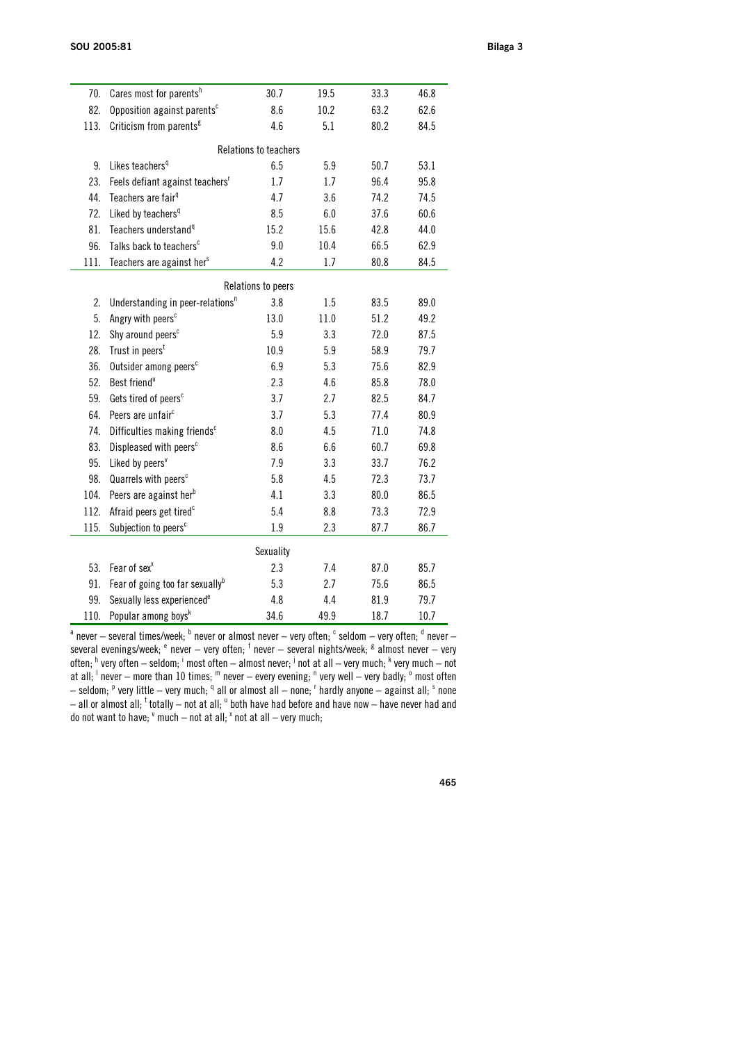| | | | | | |
|---|---|---|---|---|---|
| 70. | Cares most for parents[h] | 30.7 | 19.5 | 33.3 | 46.8 |
| 82. | Opposition against parents[c] | 8.6 | 10.2 | 63.2 | 62.6 |
| 113. | Criticism from parents[g] | 4.6 | 5.1 | 80.2 | 84.5 |
| | Relations to teachers | | | | |
| 9. | Likes teachers[q] | 6.5 | 5.9 | 50.7 | 53.1 |
| 23. | Feels defiant against teachers[r] | 1.7 | 1.7 | 96.4 | 95.8 |
| 44. | Teachers are fair[q] | 4.7 | 3.6 | 74.2 | 74.5 |
| 72. | Liked by teachers[q] | 8.5 | 6.0 | 37.6 | 60.6 |
| 81. | Teachers understand[q] | 15.2 | 15.6 | 42.8 | 44.0 |
| 96. | Talks back to teachers[c] | 9.0 | 10.4 | 66.5 | 62.9 |
| 111. | Teachers are against her[s] | 4.2 | 1.7 | 80.8 | 84.5 |
| | Relations to peers | | | | |
| 2. | Understanding in peer-relations[n] | 3.8 | 1.5 | 83.5 | 89.0 |
| 5. | Angry with peers[c] | 13.0 | 11.0 | 51.2 | 49.2 |
| 12. | Shy around peers[c] | 5.9 | 3.3 | 72.0 | 87.5 |
| 28. | Trust in peers[t] | 10.9 | 5.9 | 58.9 | 79.7 |
| 36. | Outsider among peers[c] | 6.9 | 5.3 | 75.6 | 82.9 |
| 52. | Best friend[u] | 2.3 | 4.6 | 85.8 | 78.0 |
| 59. | Gets tired of peers[c] | 3.7 | 2.7 | 82.5 | 84.7 |
| 64. | Peers are unfair[c] | 3.7 | 5.3 | 77.4 | 80.9 |
| 74. | Difficulties making friends[c] | 8.0 | 4.5 | 71.0 | 74.8 |
| 83. | Displeased with peers[c] | 8.6 | 6.6 | 60.7 | 69.8 |
| 95. | Liked by peers[v] | 7.9 | 3.3 | 33.7 | 76.2 |
| 98. | Quarrels with peers[c] | 5.8 | 4.5 | 72.3 | 73.7 |
| 104. | Peers are against her[b] | 4.1 | 3.3 | 80.0 | 86.5 |
| 112. | Afraid peers get tired[c] | 5.4 | 8.8 | 73.3 | 72.9 |
| 115. | Subjection to peers[c] | 1.9 | 2.3 | 87.7 | 86.7 |
| | Sexuality | | | | |
| 53. | Fear of sex[x] | 2.3 | 7.4 | 87.0 | 85.7 |
| 91. | Fear of going too far sexually[b] | 5.3 | 2.7 | 75.6 | 86.5 |
| 99. | Sexually less experienced[e] | 4.8 | 4.4 | 81.9 | 79.7 |
| 110. | Popular among boys[k] | 34.6 | 49.9 | 18.7 | 10.7 |

[a] never – several times/week; [b] never or almost never – very often; [c] seldom – very often; [d] never – several evenings/week; [e] never – very often; [f] never – several nights/week; [g] almost never – very often; [h] very often – seldom; [i] most often – almost never; [j] not at all – very much; [k] very much – not at all; [l] never – more than 10 times; [m] never – every evening; [n] very well – very badly; [o] most often – seldom; [p] very little – very much; [q] all or almost all – none; [r] hardly anyone – against all; [s] none – all or almost all; [t] totally – not at all; [u] both have had before and have now – have never had and do not want to have; [v] much – not at all; [x] not at all – very much;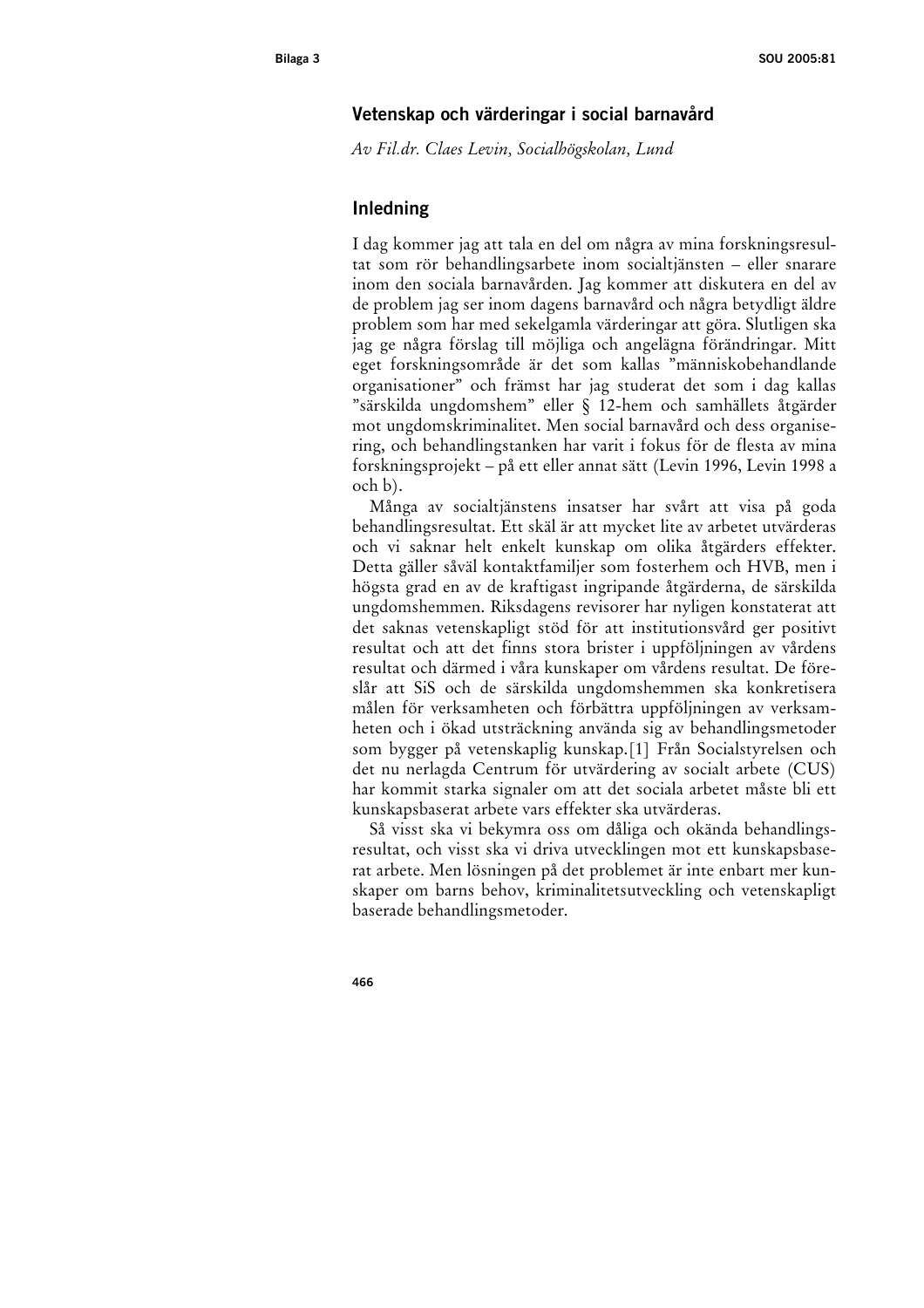## Vetenskap och värderingar i social barnavård

*Av Fil.dr. Claes Levin, Socialhögskolan, Lund*

### Inledning

I dag kommer jag att tala en del om några av mina forskningsresultat som rör behandlingsarbete inom socialtjänsten – eller snarare inom den sociala barnavården. Jag kommer att diskutera en del av de problem jag ser inom dagens barnavård och några betydligt äldre problem som har med sekelgamla värderingar att göra. Slutligen ska jag ge några förslag till möjliga och angelägna förändringar. Mitt eget forskningsområde är det som kallas "människobehandlande organisationer" och främst har jag studerat det som i dag kallas "särskilda ungdomshem" eller § 12-hem och samhällets åtgärder mot ungdomskriminalitet. Men social barnavård och dess organisering, och behandlingstanken har varit i fokus för de flesta av mina forskningsprojekt – på ett eller annat sätt (Levin 1996, Levin 1998 a och b).

Många av socialtjänstens insatser har svårt att visa på goda behandlingsresultat. Ett skäl är att mycket lite av arbetet utvärderas och vi saknar helt enkelt kunskap om olika åtgärders effekter. Detta gäller såväl kontaktfamiljer som fosterhem och HVB, men i högsta grad en av de kraftigast ingripande åtgärderna, de särskilda ungdomshemmen. Riksdagens revisorer har nyligen konstaterat att det saknas vetenskapligt stöd för att institutionsvård ger positivt resultat och att det finns stora brister i uppföljningen av vårdens resultat och därmed i våra kunskaper om vårdens resultat. De föreslår att SiS och de särskilda ungdomshemmen ska konkretisera målen för verksamheten och förbättra uppföljningen av verksamheten och i ökad utsträckning använda sig av behandlingsmetoder som bygger på vetenskaplig kunskap.[1] Från Socialstyrelsen och det nu nerlagda Centrum för utvärdering av socialt arbete (CUS) har kommit starka signaler om att det sociala arbetet måste bli ett kunskapsbaserat arbete vars effekter ska utvärderas.

Så visst ska vi bekymra oss om dåliga och okända behandlingsresultat, och visst ska vi driva utvecklingen mot ett kunskapsbaserat arbete. Men lösningen på det problemet är inte enbart mer kunskaper om barns behov, kriminalitetsutveckling och vetenskapligt baserade behandlingsmetoder.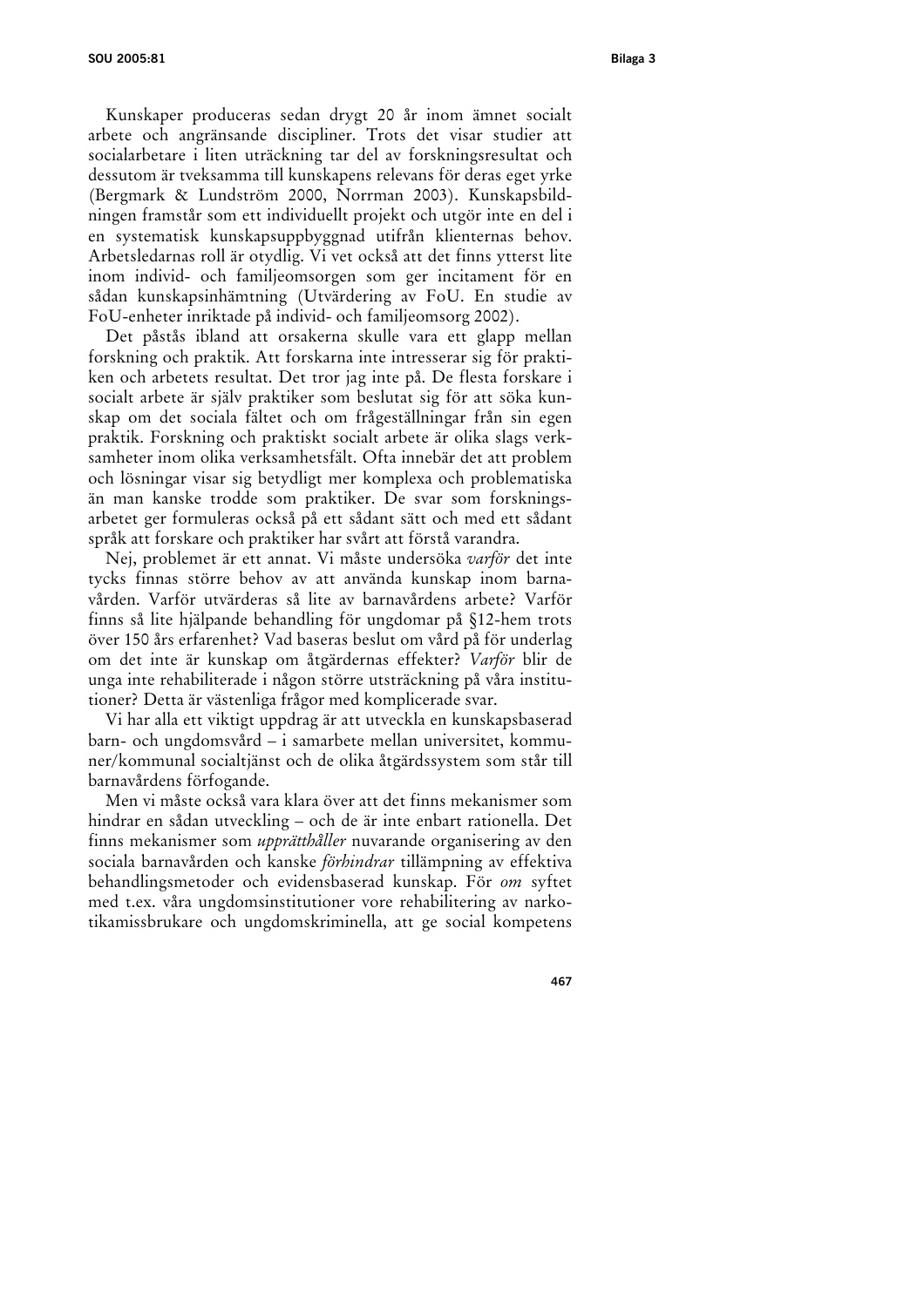Kunskaper produceras sedan drygt 20 år inom ämnet socialt arbete och angränsande discipliner. Trots det visar studier att socialarbetare i liten uträckning tar del av forskningsresultat och dessutom är tveksamma till kunskapens relevans för deras eget yrke (Bergmark & Lundström 2000, Norrman 2003). Kunskapsbildningen framstår som ett individuellt projekt och utgör inte en del i en systematisk kunskapsuppbyggnad utifrån klienternas behov. Arbetsledarnas roll är otydlig. Vi vet också att det finns ytterst lite inom individ- och familjeomsorgen som ger incitament för en sådan kunskapsinhämtning (Utvärdering av FoU. En studie av FoU-enheter inriktade på individ- och familjeomsorg 2002).

Det påstås ibland att orsakerna skulle vara ett glapp mellan forskning och praktik. Att forskarna inte intresserar sig för praktiken och arbetets resultat. Det tror jag inte på. De flesta forskare i socialt arbete är själv praktiker som beslutat sig för att söka kunskap om det sociala fältet och om frågeställningar från sin egen praktik. Forskning och praktiskt socialt arbete är olika slags verksamheter inom olika verksamhetsfält. Ofta innebär det att problem och lösningar visar sig betydligt mer komplexa och problematiska än man kanske trodde som praktiker. De svar som forskningsarbetet ger formuleras också på ett sådant sätt och med ett sådant språk att forskare och praktiker har svårt att förstå varandra.

Nej, problemet är ett annat. Vi måste undersöka *varför* det inte tycks finnas större behov av att använda kunskap inom barnavården. Varför utvärderas så lite av barnavårdens arbete? Varför finns så lite hjälpande behandling för ungdomar på §12-hem trots över 150 års erfarenhet? Vad baseras beslut om vård på för underlag om det inte är kunskap om åtgärdernas effekter? *Varför* blir de unga inte rehabiliterade i någon större utsträckning på våra institutioner? Detta är västenliga frågor med komplicerade svar.

Vi har alla ett viktigt uppdrag är att utveckla en kunskapsbaserad barn- och ungdomsvård – i samarbete mellan universitet, kommuner/kommunal socialtjänst och de olika åtgärdssystem som står till barnavårdens förfogande.

Men vi måste också vara klara över att det finns mekanismer som hindrar en sådan utveckling – och de är inte enbart rationella. Det finns mekanismer som *upprätthåller* nuvarande organisering av den sociala barnavården och kanske *förhindrar* tillämpning av effektiva behandlingsmetoder och evidensbaserad kunskap. För *om* syftet med t.ex. våra ungdomsinstitutioner vore rehabilitering av narkotikamissbrukare och ungdomskriminella, att ge social kompetens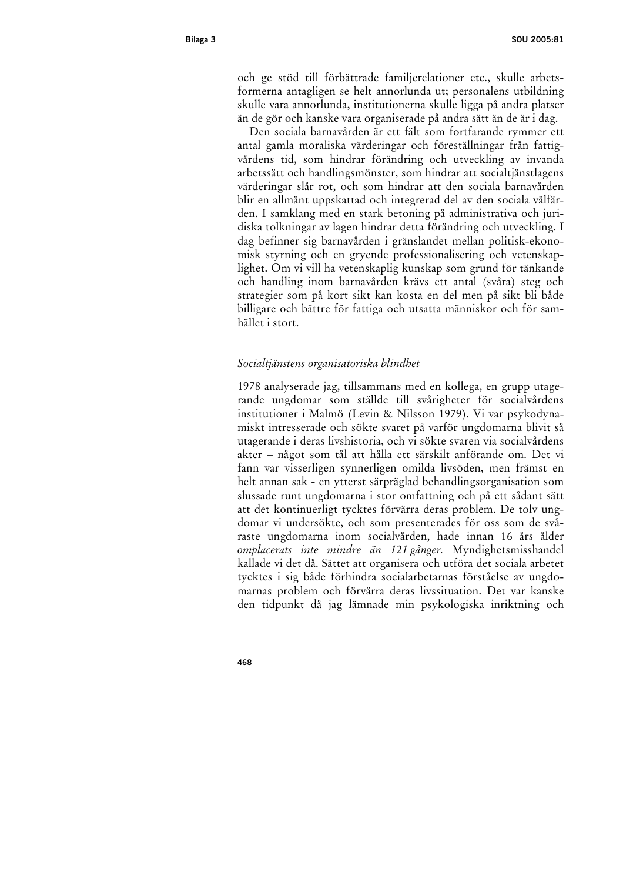och ge stöd till förbättrade familjerelationer etc., skulle arbetsformerna antagligen se helt annorlunda ut; personalens utbildning skulle vara annorlunda, institutionerna skulle ligga på andra platser än de gör och kanske vara organiserade på andra sätt än de är i dag.

Den sociala barnavården är ett fält som fortfarande rymmer ett antal gamla moraliska värderingar och föreställningar från fattigvårdens tid, som hindrar förändring och utveckling av invanda arbetssätt och handlingsmönster, som hindrar att socialtjänstlagens värderingar slår rot, och som hindrar att den sociala barnavården blir en allmänt uppskattad och integrerad del av den sociala välfärden. I samklang med en stark betoning på administrativa och juridiska tolkningar av lagen hindrar detta förändring och utveckling. I dag befinner sig barnavården i gränslandet mellan politisk-ekonomisk styrning och en gryende professionalisering och vetenskaplighet. Om vi vill ha vetenskaplig kunskap som grund för tänkande och handling inom barnavården krävs ett antal (svåra) steg och strategier som på kort sikt kan kosta en del men på sikt bli både billigare och bättre för fattiga och utsatta människor och för samhället i stort.

### *Socialtjänstens organisatoriska blindhet*

1978 analyserade jag, tillsammans med en kollega, en grupp utagerande ungdomar som ställde till svårigheter för socialvårdens institutioner i Malmö (Levin & Nilsson 1979). Vi var psykodynamiskt intresserade och sökte svaret på varför ungdomarna blivit så utagerande i deras livshistoria, och vi sökte svaren via socialvårdens akter – något som tål att hålla ett särskilt anförande om. Det vi fann var visserligen synnerligen omilda livsöden, men främst en helt annan sak - en ytterst särpräglad behandlingsorganisation som slussade runt ungdomarna i stor omfattning och på ett sådant sätt att det kontinuerligt tycktes förvärra deras problem. De tolv ungdomar vi undersökte, och som presenterades för oss som de svåraste ungdomarna inom socialvården, hade innan 16 års ålder *omplacerats inte mindre än 121 gånger.* Myndighetsmisshandel kallade vi det då. Sättet att organisera och utföra det sociala arbetet tycktes i sig både förhindra socialarbetarnas förståelse av ungdomarnas problem och förvärra deras livssituation. Det var kanske den tidpunkt då jag lämnade min psykologiska inriktning och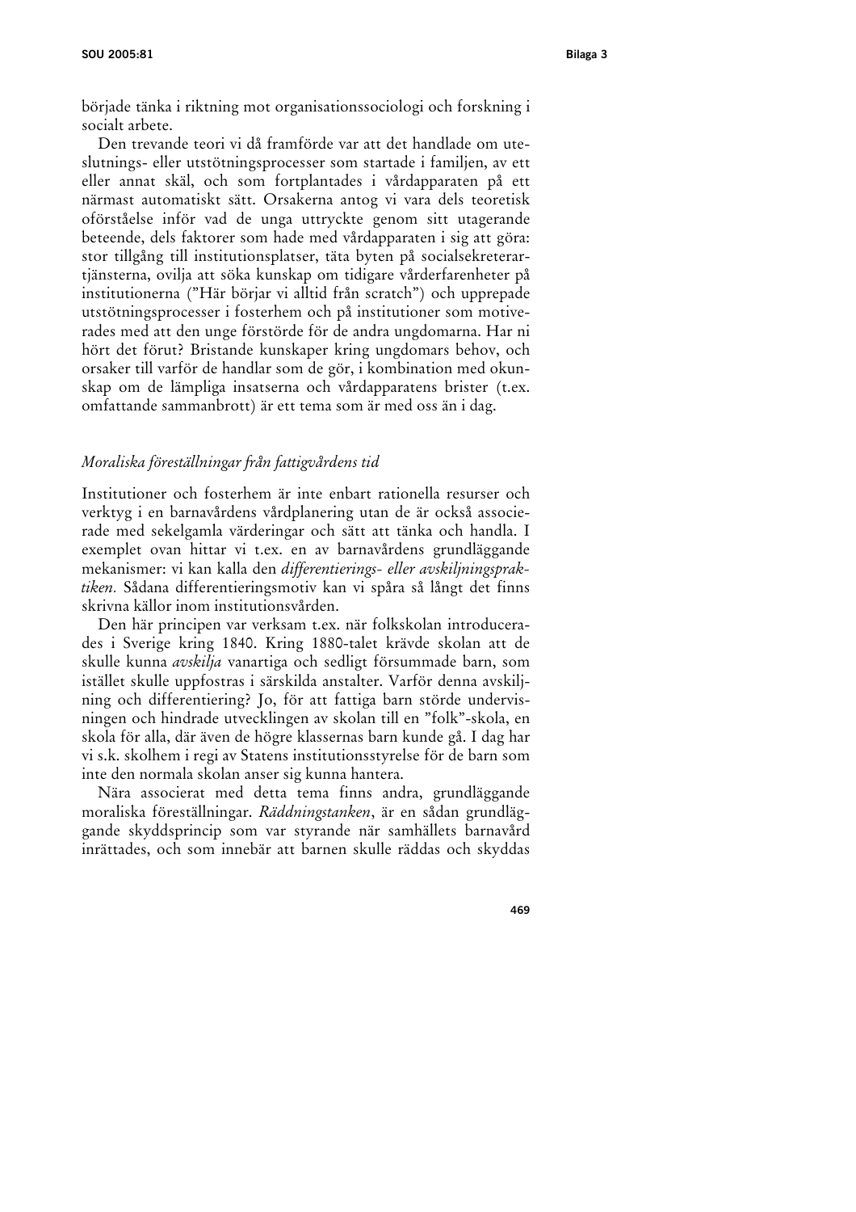började tänka i riktning mot organisationssociologi och forskning i socialt arbete.

Den trevande teori vi då framförde var att det handlade om uteslutnings- eller utstötningsprocesser som startade i familjen, av ett eller annat skäl, och som fortplantades i vårdapparaten på ett närmast automatiskt sätt. Orsakerna antog vi vara dels teoretisk oförståelse inför vad de unga uttryckte genom sitt utagerande beteende, dels faktorer som hade med vårdapparaten i sig att göra: stor tillgång till institutionsplatser, täta byten på socialsekreterartjänsterna, ovilja att söka kunskap om tidigare vårderfarenheter på institutionerna ("Här börjar vi alltid från scratch") och upprepade utstötningsprocesser i fosterhem och på institutioner som motiverades med att den unge förstörde för de andra ungdomarna. Har ni hört det förut? Bristande kunskaper kring ungdomars behov, och orsaker till varför de handlar som de gör, i kombination med okunskap om de lämpliga insatserna och vårdapparatens brister (t.ex. omfattande sammanbrott) är ett tema som är med oss än i dag.

### *Moraliska föreställningar från fattigvårdens tid*

Institutioner och fosterhem är inte enbart rationella resurser och verktyg i en barnavårdens vårdplanering utan de är också associerade med sekelgamla värderingar och sätt att tänka och handla. I exemplet ovan hittar vi t.ex. en av barnavårdens grundläggande mekanismer: vi kan kalla den *differentierings- eller avskiljningspraktiken.* Sådana differentieringsmotiv kan vi spåra så långt det finns skrivna källor inom institutionsvården.

Den här principen var verksam t.ex. när folkskolan introducerades i Sverige kring 1840. Kring 1880-talet krävde skolan att de skulle kunna *avskilja* vanartiga och sedligt försummade barn, som istället skulle uppfostras i särskilda anstalter. Varför denna avskiljning och differentiering? Jo, för att fattiga barn störde undervisningen och hindrade utvecklingen av skolan till en "folk"-skola, en skola för alla, där även de högre klassernas barn kunde gå. I dag har vi s.k. skolhem i regi av Statens institutionsstyrelse för de barn som inte den normala skolan anser sig kunna hantera.

Nära associerat med detta tema finns andra, grundläggande moraliska föreställningar. *Räddningstanken*, är en sådan grundläggande skyddsprincip som var styrande när samhällets barnavård inrättades, och som innebär att barnen skulle räddas och skyddas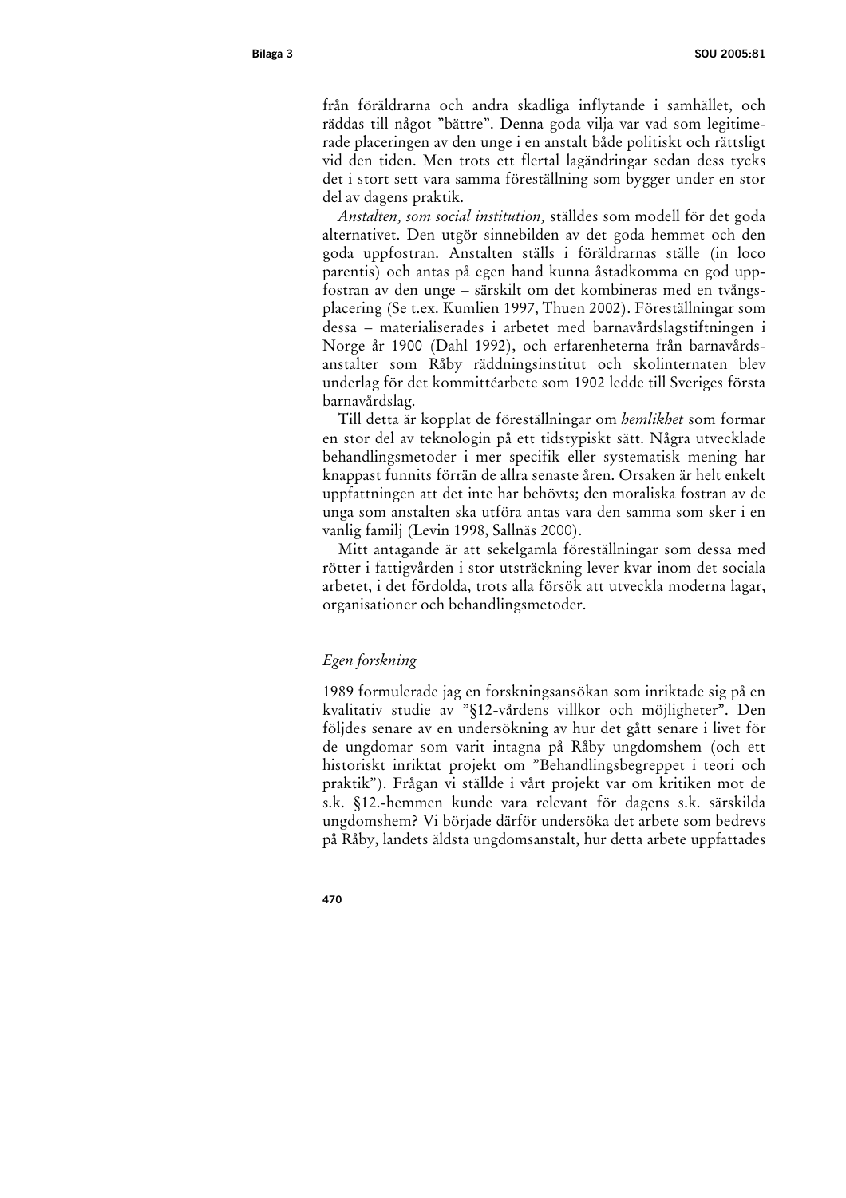från föräldrarna och andra skadliga inflytande i samhället, och räddas till något ”bättre”. Denna goda vilja var vad som legitimerade placeringen av den unge i en anstalt både politiskt och rättsligt vid den tiden. Men trots ett flertal lagändringar sedan dess tycks det i stort sett vara samma föreställning som bygger under en stor del av dagens praktik.

*Anstalten, som social institution,* ställdes som modell för det goda alternativet. Den utgör sinnebilden av det goda hemmet och den goda uppfostran. Anstalten ställs i föräldrarnas ställe (in loco parentis) och antas på egen hand kunna åstadkomma en god uppfostran av den unge – särskilt om det kombineras med en tvångsplacering (Se t.ex. Kumlien 1997, Thuen 2002). Föreställningar som dessa – materialiserades i arbetet med barnavårdslagstiftningen i Norge år 1900 (Dahl 1992), och erfarenheterna från barnavårdsanstalter som Råby räddningsinstitut och skolinternaten blev underlag för det kommittéarbete som 1902 ledde till Sveriges första barnavårdslag.

Till detta är kopplat de föreställningar om *hemlikhet* som formar en stor del av teknologin på ett tidstypiskt sätt. Några utvecklade behandlingsmetoder i mer specifik eller systematisk mening har knappast funnits förrän de allra senaste åren. Orsaken är helt enkelt uppfattningen att det inte har behövts; den moraliska fostran av de unga som anstalten ska utföra antas vara den samma som sker i en vanlig familj (Levin 1998, Sallnäs 2000).

Mitt antagande är att sekelgamla föreställningar som dessa med rötter i fattigvården i stor utsträckning lever kvar inom det sociala arbetet, i det fördolda, trots alla försök att utveckla moderna lagar, organisationer och behandlingsmetoder.

### *Egen forskning*

1989 formulerade jag en forskningsansökan som inriktade sig på en kvalitativ studie av ”§12-vårdens villkor och möjligheter”. Den följdes senare av en undersökning av hur det gått senare i livet för de ungdomar som varit intagna på Råby ungdomshem (och ett historiskt inriktat projekt om ”Behandlingsbegreppet i teori och praktik”). Frågan vi ställde i vårt projekt var om kritiken mot de s.k. §12.-hemmen kunde vara relevant för dagens s.k. särskilda ungdomshem? Vi började därför undersöka det arbete som bedrevs på Råby, landets äldsta ungdomsanstalt, hur detta arbete uppfattades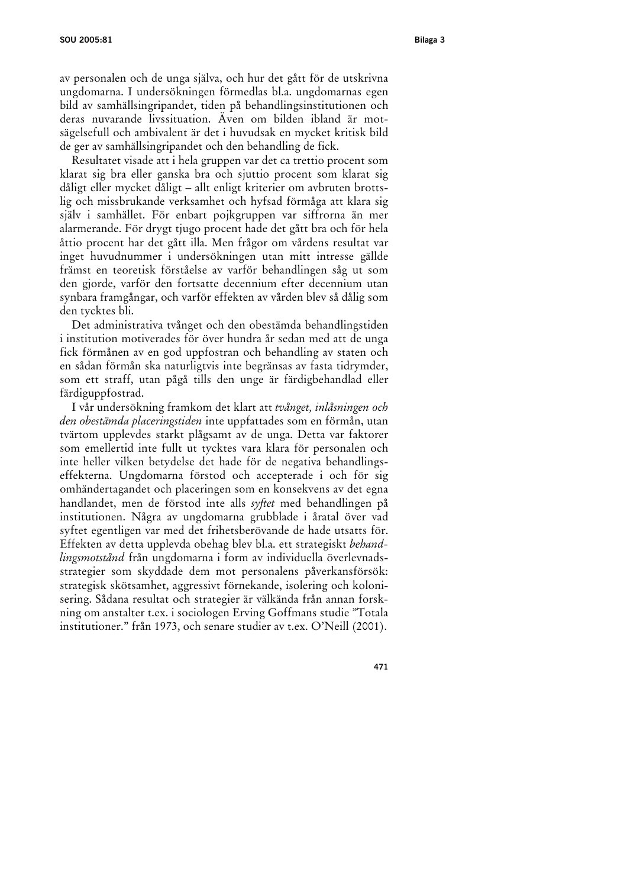av personalen och de unga själva, och hur det gått för de utskrivna ungdomarna. I undersökningen förmedlas bl.a. ungdomarnas egen bild av samhällsingripandet, tiden på behandlingsinstitutionen och deras nuvarande livssituation. Även om bilden ibland är motsägelsefull och ambivalent är det i huvudsak en mycket kritisk bild de ger av samhällsingripandet och den behandling de fick.

Resultatet visade att i hela gruppen var det ca trettio procent som klarat sig bra eller ganska bra och sjuttio procent som klarat sig dåligt eller mycket dåligt – allt enligt kriterier om avbruten brottslig och missbrukande verksamhet och hyfsad förmåga att klara sig själv i samhället. För enbart pojkgruppen var siffrorna än mer alarmerande. För drygt tjugo procent hade det gått bra och för hela åttio procent har det gått illa. Men frågor om vårdens resultat var inget huvudnummer i undersökningen utan mitt intresse gällde främst en teoretisk förståelse av varför behandlingen såg ut som den gjorde, varför den fortsatte decennium efter decennium utan synbara framgångar, och varför effekten av vården blev så dålig som den tycktes bli.

Det administrativa tvånget och den obestämda behandlingstiden i institution motiverades för över hundra år sedan med att de unga fick förmånen av en god uppfostran och behandling av staten och en sådan förmån ska naturligtvis inte begränsas av fasta tidrymder, som ett straff, utan pågå tills den unge är färdigbehandlad eller färdiguppfostrad.

I vår undersökning framkom det klart att *tvånget, inlåsningen och den obestämda placeringstiden* inte uppfattades som en förmån, utan tvärtom upplevdes starkt plågsamt av de unga. Detta var faktorer som emellertid inte fullt ut tycktes vara klara för personalen och inte heller vilken betydelse det hade för de negativa behandlingseffekterna. Ungdomarna förstod och accepterade i och för sig omhändertagandet och placeringen som en konsekvens av det egna handlandet, men de förstod inte alls *syftet* med behandlingen på institutionen. Några av ungdomarna grubblade i åratal över vad syftet egentligen var med det frihetsberövande de hade utsatts för. Effekten av detta upplevda obehag blev bl.a. ett strategiskt *behandlingsmotstånd* från ungdomarna i form av individuella överlevnadsstrategier som skyddade dem mot personalens påverkansförsök: strategisk skötsamhet, aggressivt förnekande, isolering och kolonisering. Sådana resultat och strategier är välkända från annan forskning om anstalter t.ex. i sociologen Erving Goffmans studie ”Totala institutioner.” från 1973, och senare studier av t.ex. O'Neill (2001).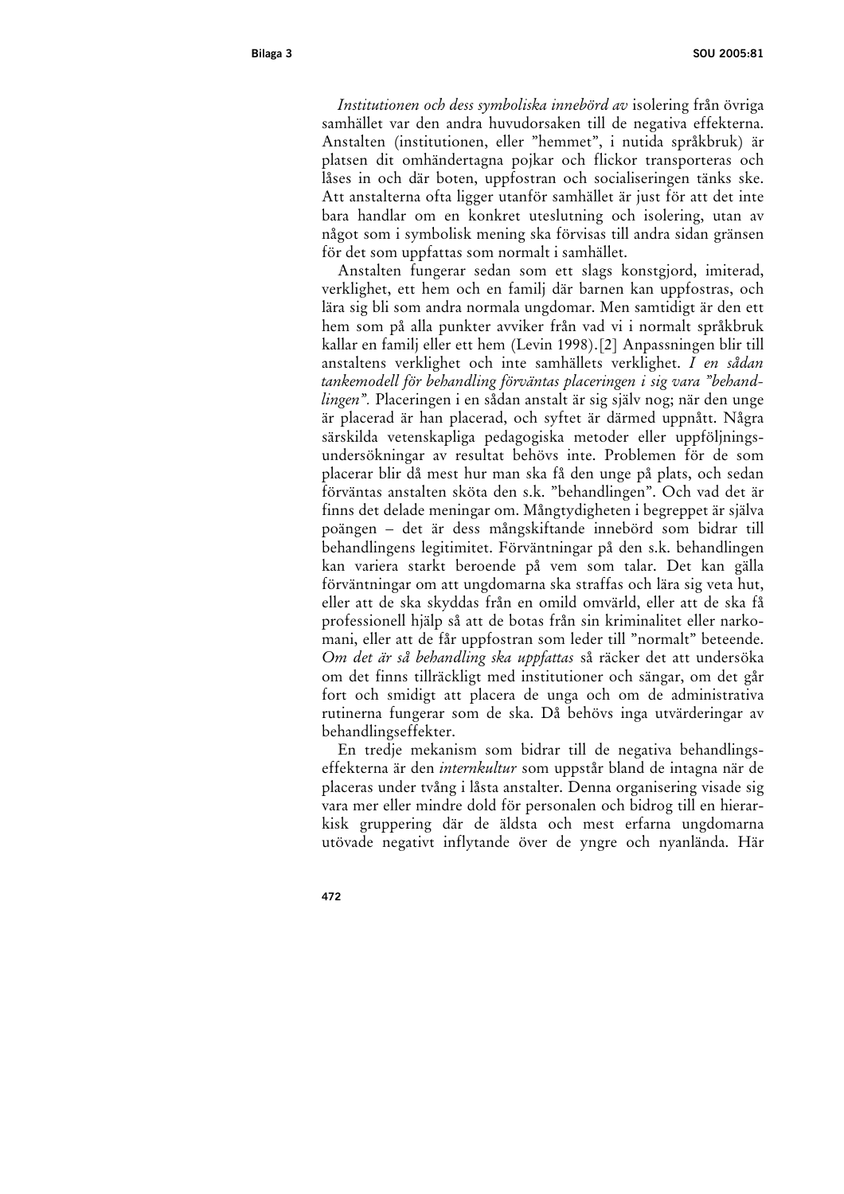*Institutionen och dess symboliska innebörd av* isolering från övriga samhället var den andra huvudorsaken till de negativa effekterna. Anstalten (institutionen, eller "hemmet", i nutida språkbruk) är platsen dit omhändertagna pojkar och flickor transporteras och låses in och där boten, uppfostran och socialiseringen tänks ske. Att anstalterna ofta ligger utanför samhället är just för att det inte bara handlar om en konkret uteslutning och isolering, utan av något som i symbolisk mening ska förvisas till andra sidan gränsen för det som uppfattas som normalt i samhället.

Anstalten fungerar sedan som ett slags konstgjord, imiterad, verklighet, ett hem och en familj där barnen kan uppfostras, och lära sig bli som andra normala ungdomar. Men samtidigt är den ett hem som på alla punkter avviker från vad vi i normalt språkbruk kallar en familj eller ett hem (Levin 1998).[2] Anpassningen blir till anstaltens verklighet och inte samhällets verklighet. *I en sådan tankemodell för behandling förväntas placeringen i sig vara "behandlingen".* Placeringen i en sådan anstalt är sig själv nog; när den unge är placerad är han placerad, och syftet är därmed uppnått. Några särskilda vetenskapliga pedagogiska metoder eller uppföljningsundersökningar av resultat behövs inte. Problemen för de som placerar blir då mest hur man ska få den unge på plats, och sedan förväntas anstalten sköta den s.k. "behandlingen". Och vad det är finns det delade meningar om. Mångtydigheten i begreppet är själva poängen – det är dess mångskiftande innebörd som bidrar till behandlingens legitimitet. Förväntningar på den s.k. behandlingen kan variera starkt beroende på vem som talar. Det kan gälla förväntningar om att ungdomarna ska straffas och lära sig veta hut, eller att de ska skyddas från en omild omvärld, eller att de ska få professionell hjälp så att de botas från sin kriminalitet eller narkomani, eller att de får uppfostran som leder till "normalt" beteende. *Om det är så behandling ska uppfattas* så räcker det att undersöka om det finns tillräckligt med institutioner och sängar, om det går fort och smidigt att placera de unga och om de administrativa rutinerna fungerar som de ska. Då behövs inga utvärderingar av behandlingseffekter.

En tredje mekanism som bidrar till de negativa behandlingseffekterna är den *internkultur* som uppstår bland de intagna när de placeras under tvång i låsta anstalter. Denna organisering visade sig vara mer eller mindre dold för personalen och bidrog till en hierarkisk gruppering där de äldsta och mest erfarna ungdomarna utövade negativt inflytande över de yngre och nyanlända. Här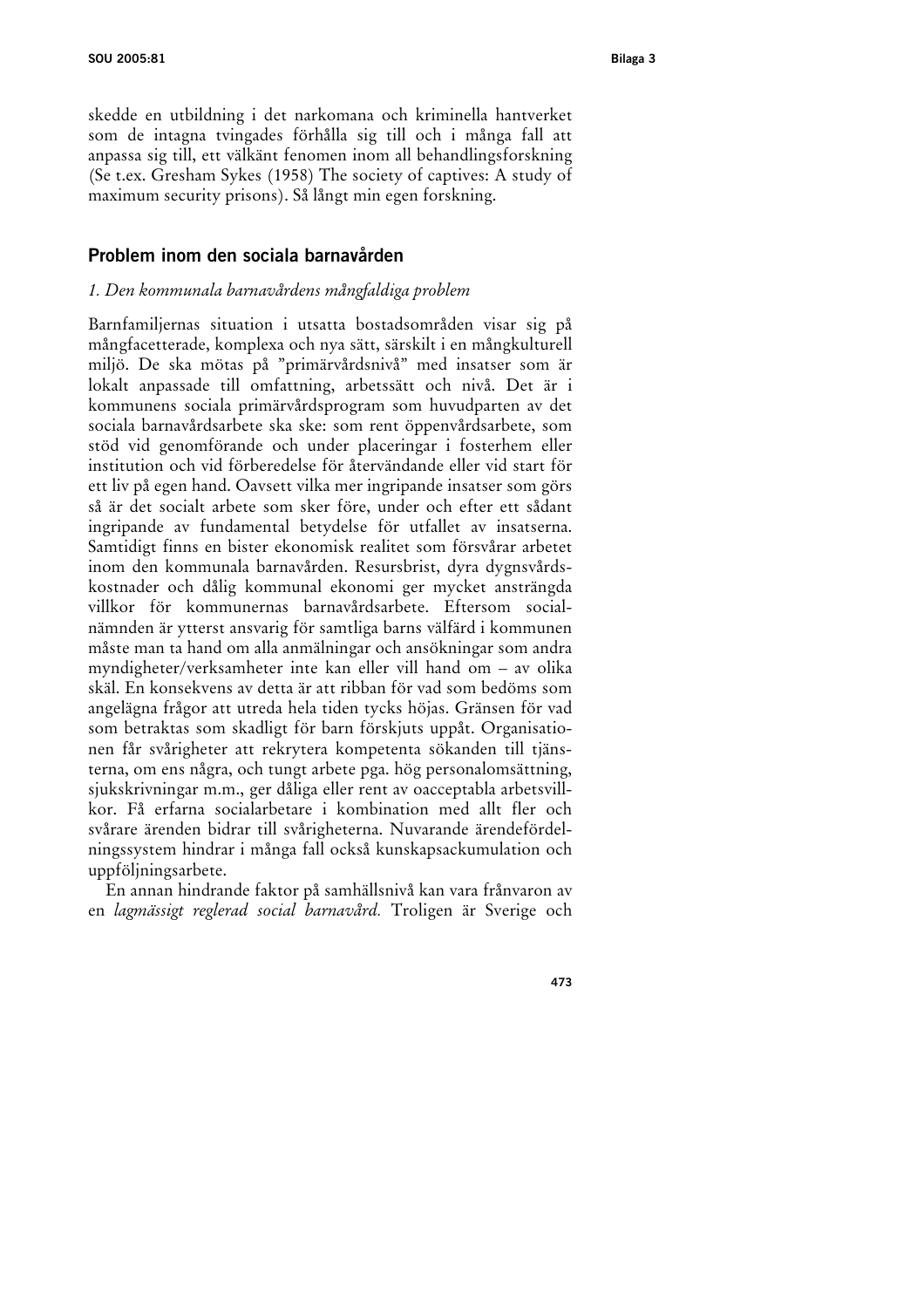skedde en utbildning i det narkomana och kriminella hantverket som de intagna tvingades förhålla sig till och i många fall att anpassa sig till, ett välkänt fenomen inom all behandlingsforskning (Se t.ex. Gresham Sykes (1958) The society of captives: A study of maximum security prisons). Så långt min egen forskning.

## Problem inom den sociala barnavården

### *1. Den kommunala barnavårdens mångfaldiga problem*

Barnfamiljernas situation i utsatta bostadsområden visar sig på mångfacetterade, komplexa och nya sätt, särskilt i en mångkulturell miljö. De ska mötas på ”primärvårdsnivå” med insatser som är lokalt anpassade till omfattning, arbetssätt och nivå. Det är i kommunens sociala primärvårdsprogram som huvudparten av det sociala barnavårdsarbete ska ske: som rent öppenvårdsarbete, som stöd vid genomförande och under placeringar i fosterhem eller institution och vid förberedelse för återvändande eller vid start för ett liv på egen hand. Oavsett vilka mer ingripande insatser som görs så är det socialt arbete som sker före, under och efter ett sådant ingripande av fundamental betydelse för utfallet av insatserna. Samtidigt finns en bister ekonomisk realitet som försvårar arbetet inom den kommunala barnavården. Resursbrist, dyra dygnsvårdskostnader och dålig kommunal ekonomi ger mycket ansträngda villkor för kommunernas barnavårdsarbete. Eftersom socialnämnden är ytterst ansvarig för samtliga barns välfärd i kommunen måste man ta hand om alla anmälningar och ansökningar som andra myndigheter/verksamheter inte kan eller vill hand om – av olika skäl. En konsekvens av detta är att ribban för vad som bedöms som angelägna frågor att utreda hela tiden tycks höjas. Gränsen för vad som betraktas som skadligt för barn förskjuts uppåt. Organisationen får svårigheter att rekrytera kompetenta sökanden till tjänsterna, om ens några, och tungt arbete pga. hög personalomsättning, sjukskrivningar m.m., ger dåliga eller rent av oacceptabla arbetsvillkor. Få erfarna socialarbetare i kombination med allt fler och svårare ärenden bidrar till svårigheterna. Nuvarande ärendefördelningssystem hindrar i många fall också kunskapsackumulation och uppföljningsarbete.

En annan hindrande faktor på samhällsnivå kan vara frånvaron av en *lagmässigt reglerad social barnavård.* Troligen är Sverige och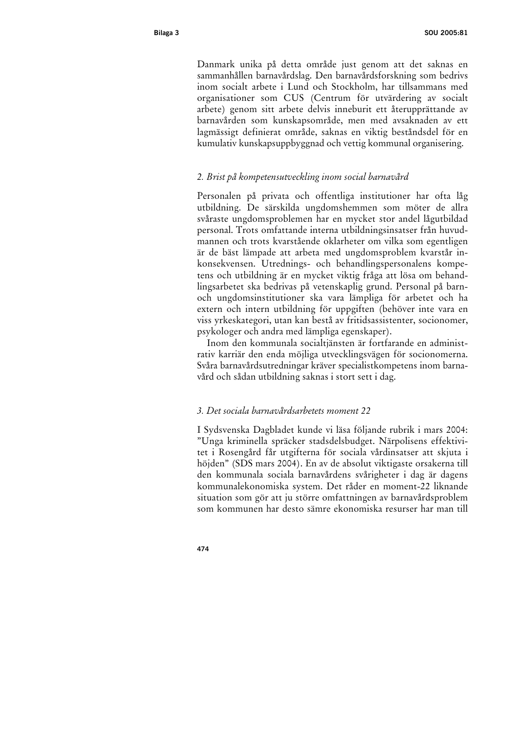Danmark unika på detta område just genom att det saknas en sammanhållen barnavårdslag. Den barnavårdsforskning som bedrivs inom socialt arbete i Lund och Stockholm, har tillsammans med organisationer som CUS (Centrum för utvärdering av socialt arbete) genom sitt arbete delvis inneburit ett återupprättande av barnavården som kunskapsområde, men med avsaknaden av ett lagmässigt definierat område, saknas en viktig beståndsdel för en kumulativ kunskapsuppbyggnad och vettig kommunal organisering.

### *2. Brist på kompetensutveckling inom social barnavård*

Personalen på privata och offentliga institutioner har ofta låg utbildning. De särskilda ungdomshemmen som möter de allra svåraste ungdomsproblemen har en mycket stor andel lågutbildad personal. Trots omfattande interna utbildningsinsatser från huvudmannen och trots kvarstående oklarheter om vilka som egentligen är de bäst lämpade att arbeta med ungdomsproblem kvarstår inkonsekvensen. Utrednings- och behandlingspersonalens kompetens och utbildning är en mycket viktig fråga att lösa om behandlingsarbetet ska bedrivas på vetenskaplig grund. Personal på barn- och ungdomsinstitutioner ska vara lämpliga för arbetet och ha extern och intern utbildning för uppgiften (behöver inte vara en viss yrkeskategori, utan kan bestå av fritidsassistenter, socionomer, psykologer och andra med lämpliga egenskaper).

Inom den kommunala socialtjänsten är fortfarande en administrativ karriär den enda möjliga utvecklingsvägen för socionomerna. Svåra barnavårdsutredningar kräver specialistkompetens inom barnavård och sådan utbildning saknas i stort sett i dag.

### *3. Det sociala barnavårdsarbetets moment 22*

I Sydsvenska Dagbladet kunde vi läsa följande rubrik i mars 2004: ”Unga kriminella spräcker stadsdelsbudget. Närpolisens effektivitet i Rosengård får utgifterna för sociala vårdinsatser att skjuta i höjden” (SDS mars 2004). En av de absolut viktigaste orsakerna till den kommunala sociala barnavårdens svårigheter i dag är dagens kommunalekonomiska system. Det råder en moment-22 liknande situation som gör att ju större omfattningen av barnavårdsproblem som kommunen har desto sämre ekonomiska resurser har man till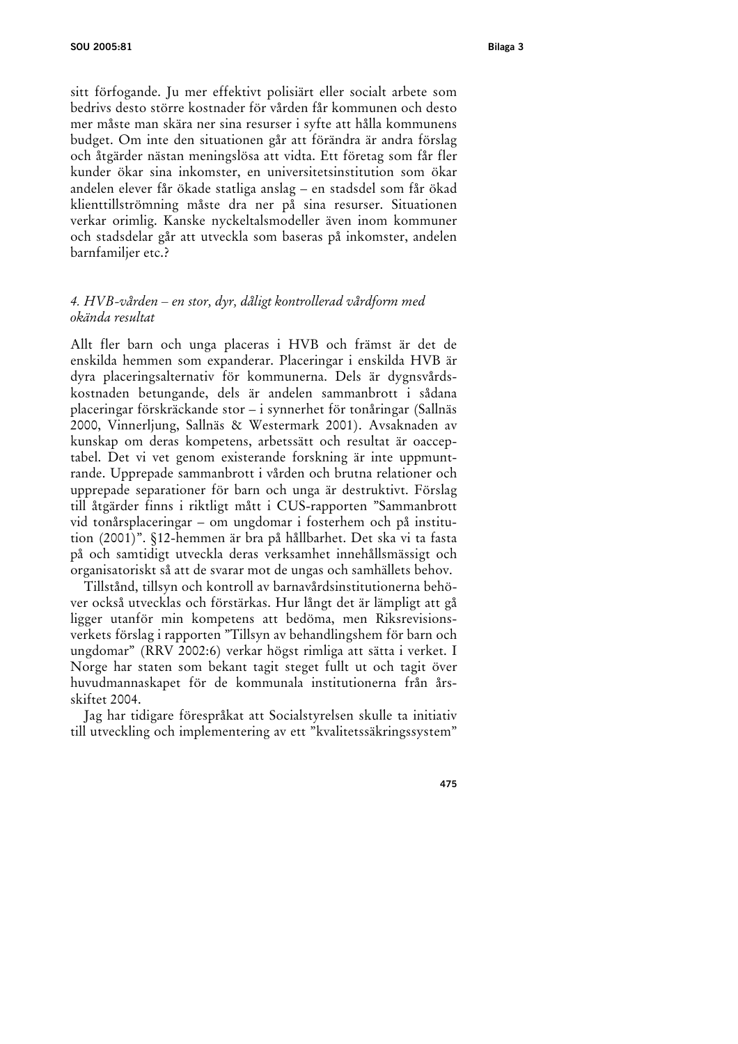sitt förfogande. Ju mer effektivt polisiärt eller socialt arbete som bedrivs desto större kostnader för vården får kommunen och desto mer måste man skära ner sina resurser i syfte att hålla kommunens budget. Om inte den situationen går att förändra är andra förslag och åtgärder nästan meningslösa att vidta. Ett företag som får fler kunder ökar sina inkomster, en universitetsinstitution som ökar andelen elever får ökade statliga anslag – en stadsdel som får ökad klienttillströmning måste dra ner på sina resurser. Situationen verkar orimlig. Kanske nyckeltalsmodeller även inom kommuner och stadsdelar går att utveckla som baseras på inkomster, andelen barnfamiljer etc.?

### *4. HVB-vården – en stor, dyr, dåligt kontrollerad vårdform med okända resultat*

Allt fler barn och unga placeras i HVB och främst är det de enskilda hemmen som expanderar. Placeringar i enskilda HVB är dyra placeringsalternativ för kommunerna. Dels är dygnsvårdskostnaden betungande, dels är andelen sammanbrott i sådana placeringar förskräckande stor – i synnerhet för tonåringar (Sallnäs 2000, Vinnerljung, Sallnäs & Westermark 2001). Avsaknaden av kunskap om deras kompetens, arbetssätt och resultat är oacceptabel. Det vi vet genom existerande forskning är inte uppmuntrande. Upprepade sammanbrott i vården och brutna relationer och upprepade separationer för barn och unga är destruktivt. Förslag till åtgärder finns i riktligt mått i CUS-rapporten ”Sammanbrott vid tonårsplaceringar – om ungdomar i fosterhem och på institution (2001)”. §12-hemmen är bra på hållbarhet. Det ska vi ta fasta på och samtidigt utveckla deras verksamhet innehållsmässigt och organisatoriskt så att de svarar mot de ungas och samhällets behov.

Tillstånd, tillsyn och kontroll av barnavårdsinstitutionerna behöver också utvecklas och förstärkas. Hur långt det är lämpligt att gå ligger utanför min kompetens att bedöma, men Riksrevisionsverkets förslag i rapporten ”Tillsyn av behandlingshem för barn och ungdomar” (RRV 2002:6) verkar högst rimliga att sätta i verket. I Norge har staten som bekant tagit steget fullt ut och tagit över huvudmannaskapet för de kommunala institutionerna från årsskiftet 2004.

Jag har tidigare förespråkat att Socialstyrelsen skulle ta initiativ till utveckling och implementering av ett ”kvalitetssäkringssystem”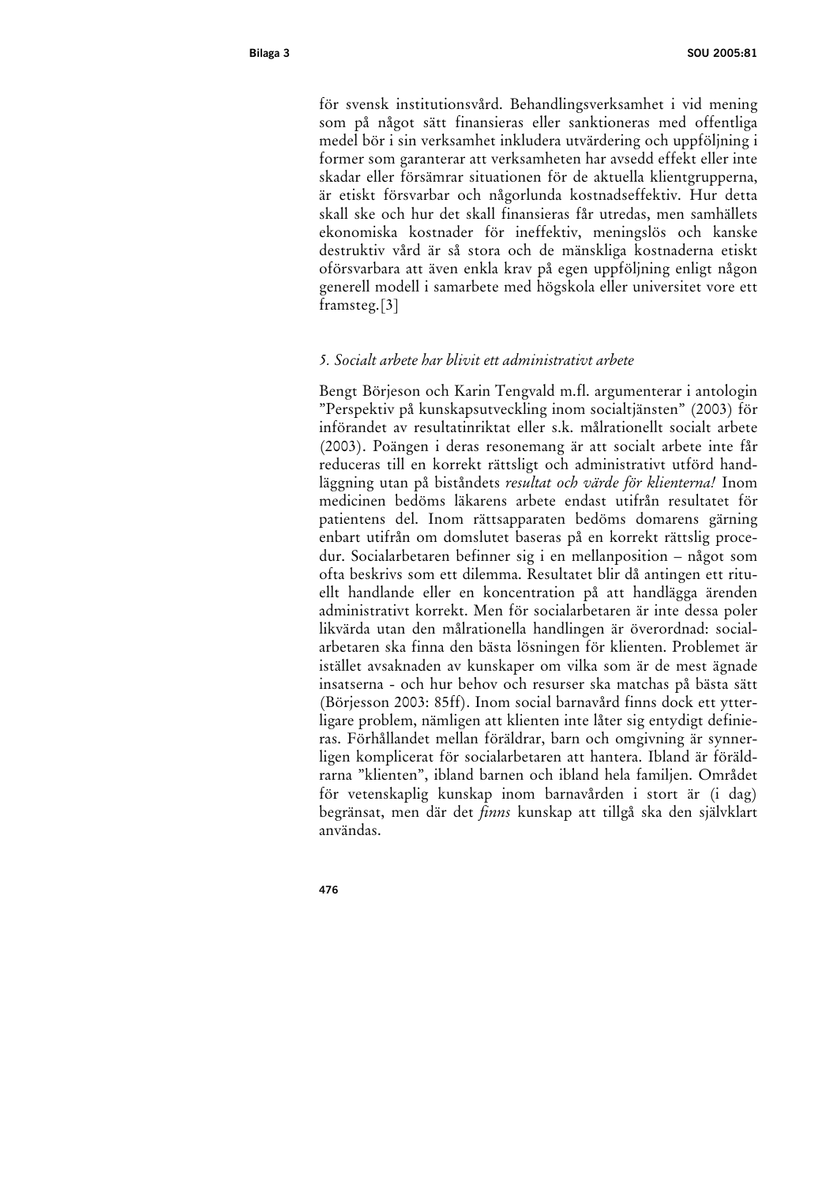för svensk institutionsvård. Behandlingsverksamhet i vid mening som på något sätt finansieras eller sanktioneras med offentliga medel bör i sin verksamhet inkludera utvärdering och uppföljning i former som garanterar att verksamheten har avsedd effekt eller inte skadar eller försämrar situationen för de aktuella klientgrupperna, är etiskt försvarbar och någorlunda kostnadseffektiv. Hur detta skall ske och hur det skall finansieras får utredas, men samhällets ekonomiska kostnader för ineffektiv, meningslös och kanske destruktiv vård är så stora och de mänskliga kostnaderna etiskt oförsvarbara att även enkla krav på egen uppföljning enligt någon generell modell i samarbete med högskola eller universitet vore ett framsteg.[3]

### *5. Socialt arbete har blivit ett administrativt arbete*

Bengt Börjeson och Karin Tengvald m.fl. argumenterar i antologin ”Perspektiv på kunskapsutveckling inom socialtjänsten” (2003) för införandet av resultatinriktat eller s.k. målrationellt socialt arbete (2003). Poängen i deras resonemang är att socialt arbete inte får reduceras till en korrekt rättsligt och administrativt utförd handläggning utan på biståndets *resultat och värde för klienterna!* Inom medicinen bedöms läkarens arbete endast utifrån resultatet för patientens del. Inom rättsapparaten bedöms domarens gärning enbart utifrån om domslutet baseras på en korrekt rättslig procedur. Socialarbetaren befinner sig i en mellanposition – något som ofta beskrivs som ett dilemma. Resultatet blir då antingen ett rituellt handlande eller en koncentration på att handlägga ärenden administrativt korrekt. Men för socialarbetaren är inte dessa poler likvärda utan den målrationella handlingen är överordnad: socialarbetaren ska finna den bästa lösningen för klienten. Problemet är istället avsaknaden av kunskaper om vilka som är de mest ägnade insatserna - och hur behov och resurser ska matchas på bästa sätt (Börjesson 2003: 85ff). Inom social barnavård finns dock ett ytterligare problem, nämligen att klienten inte låter sig entydigt definieras. Förhållandet mellan föräldrar, barn och omgivning är synnerligen komplicerat för socialarbetaren att hantera. Ibland är föräldrarna ”klienten”, ibland barnen och ibland hela familjen. Området för vetenskaplig kunskap inom barnavården i stort är (i dag) begränsat, men där det *finns* kunskap att tillgå ska den självklart användas.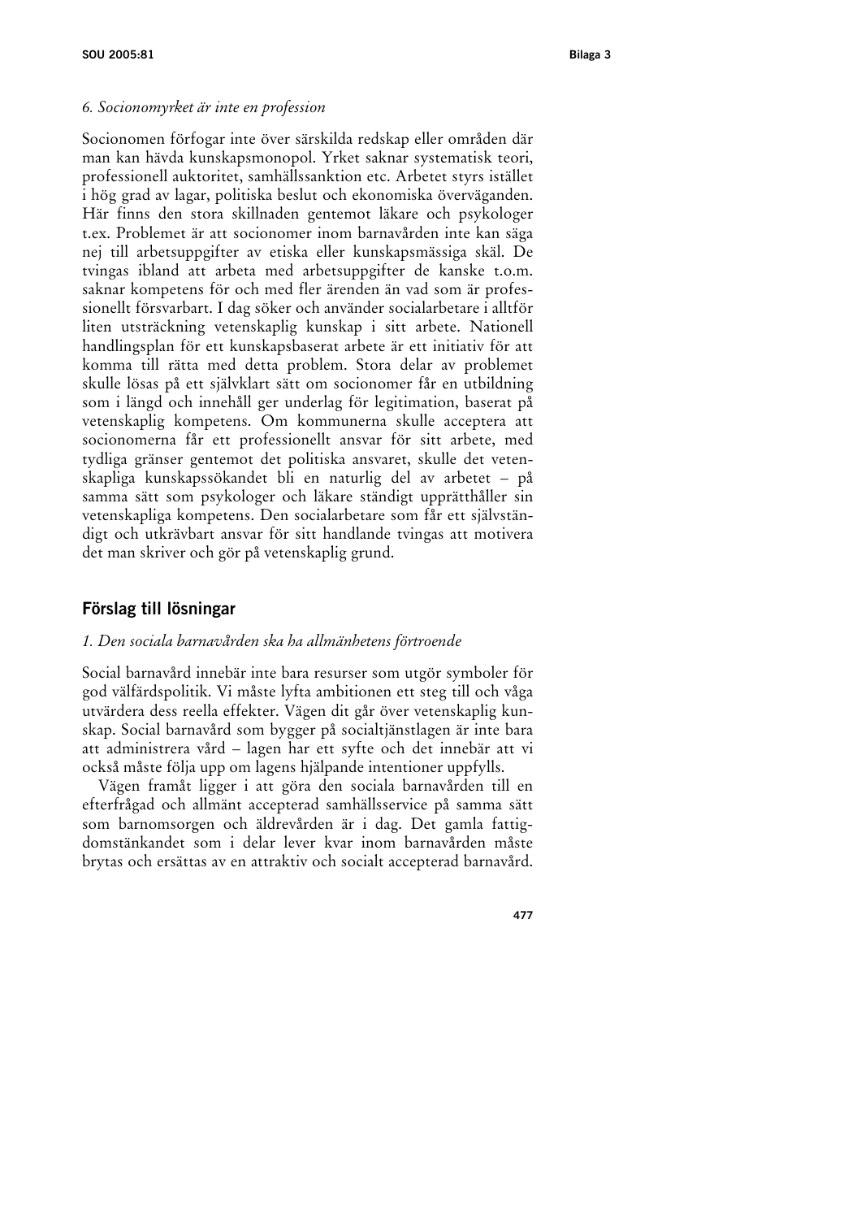*6. Socionomyrket är inte en profession*

Socionomen förfogar inte över särskilda redskap eller områden där man kan hävda kunskapsmonopol. Yrket saknar systematisk teori, professionell auktoritet, samhällssanktion etc. Arbetet styrs istället i hög grad av lagar, politiska beslut och ekonomiska överväganden. Här finns den stora skillnaden gentemot läkare och psykologer t.ex. Problemet är att socionomer inom barnavården inte kan säga nej till arbetsuppgifter av etiska eller kunskapsmässiga skäl. De tvingas ibland att arbeta med arbetsuppgifter de kanske t.o.m. saknar kompetens för och med fler ärenden än vad som är professionellt försvarbart. I dag söker och använder socialarbetare i alltför liten utsträckning vetenskaplig kunskap i sitt arbete. Nationell handlingsplan för ett kunskapsbaserat arbete är ett initiativ för att komma till rätta med detta problem. Stora delar av problemet skulle lösas på ett självklart sätt om socionomer får en utbildning som i längd och innehåll ger underlag för legitimation, baserat på vetenskaplig kompetens. Om kommunerna skulle acceptera att socionomerna får ett professionellt ansvar för sitt arbete, med tydliga gränser gentemot det politiska ansvaret, skulle det vetenskapliga kunskapssökandet bli en naturlig del av arbetet – på samma sätt som psykologer och läkare ständigt upprätthåller sin vetenskapliga kompetens. Den socialarbetare som får ett självständigt och utkrävbart ansvar för sitt handlande tvingas att motivera det man skriver och gör på vetenskaplig grund.

## Förslag till lösningar

*1. Den sociala barnavården ska ha allmänhetens förtroende*

Social barnavård innebär inte bara resurser som utgör symboler för god välfärdspolitik. Vi måste lyfta ambitionen ett steg till och våga utvärdera dess reella effekter. Vägen dit går över vetenskaplig kunskap. Social barnavård som bygger på socialtjänstlagen är inte bara att administrera vård – lagen har ett syfte och det innebär att vi också måste följa upp om lagens hjälpande intentioner uppfylls.

Vägen framåt ligger i att göra den sociala barnavården till en efterfrågad och allmänt accepterad samhällsservice på samma sätt som barnomsorgen och äldrevården är i dag. Det gamla fattigdomstänkandet som i delar lever kvar inom barnavården måste brytas och ersättas av en attraktiv och socialt accepterad barnavård.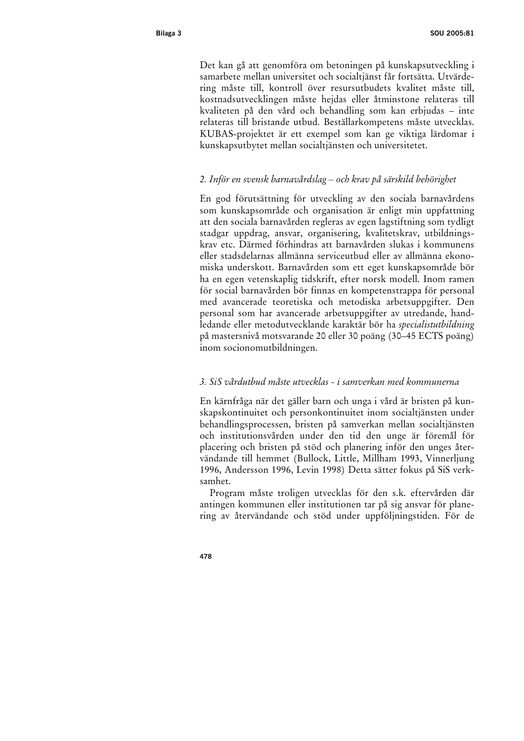Det kan gå att genomföra om betoningen på kunskapsutveckling i samarbete mellan universitet och socialtjänst får fortsätta. Utvärdering måste till, kontroll över resursutbudets kvalitet måste till, kostnadsutvecklingen måste hejdas eller åtminstone relateras till kvaliteten på den vård och behandling som kan erbjudas – inte relateras till bristande utbud. Beställarkompetens måste utvecklas. KUBAS-projektet är ett exempel som kan ge viktiga lärdomar i kunskapsutbytet mellan socialtjänsten och universitetet.

### *2. Inför en svensk barnavårdslag – och krav på särskild behörighet*

En god förutsättning för utveckling av den sociala barnavårdens som kunskapsområde och organisation är enligt min uppfattning att den sociala barnavården regleras av egen lagstiftning som tydligt stadgar uppdrag, ansvar, organisering, kvalitetskrav, utbildningskrav etc. Därmed förhindras att barnavården slukas i kommunens eller stadsdelarnas allmänna serviceutbud eller av allmänna ekonomiska underskott. Barnavården som ett eget kunskapsområde bör ha en egen vetenskaplig tidskrift, efter norsk modell. Inom ramen för social barnavården bör finnas en kompetenstrappa för personal med avancerade teoretiska och metodiska arbetsuppgifter. Den personal som har avancerade arbetsuppgifter av utredande, handledande eller metodutvecklande karaktär bör ha *specialistutbildning* på mastersnivå motsvarande 20 eller 30 poäng (30–45 ECTS poäng) inom socionomutbildningen.

### *3. SiS vårdutbud måste utvecklas - i samverkan med kommunerna*

En kärnfråga när det gäller barn och unga i vård är bristen på kunskapskontinuitet och personkontinuitet inom socialtjänsten under behandlingsprocessen, bristen på samverkan mellan socialtjänsten och institutionsvården under den tid den unge är föremål för placering och bristen på stöd och planering inför den unges återvändande till hemmet (Bullock, Little, Millham 1993, Vinnerljung 1996, Andersson 1996, Levin 1998) Detta sätter fokus på SiS verksamhet.

Program måste troligen utvecklas för den s.k. eftervården där antingen kommunen eller institutionen tar på sig ansvar för planering av återvändande och stöd under uppföljningstiden. För de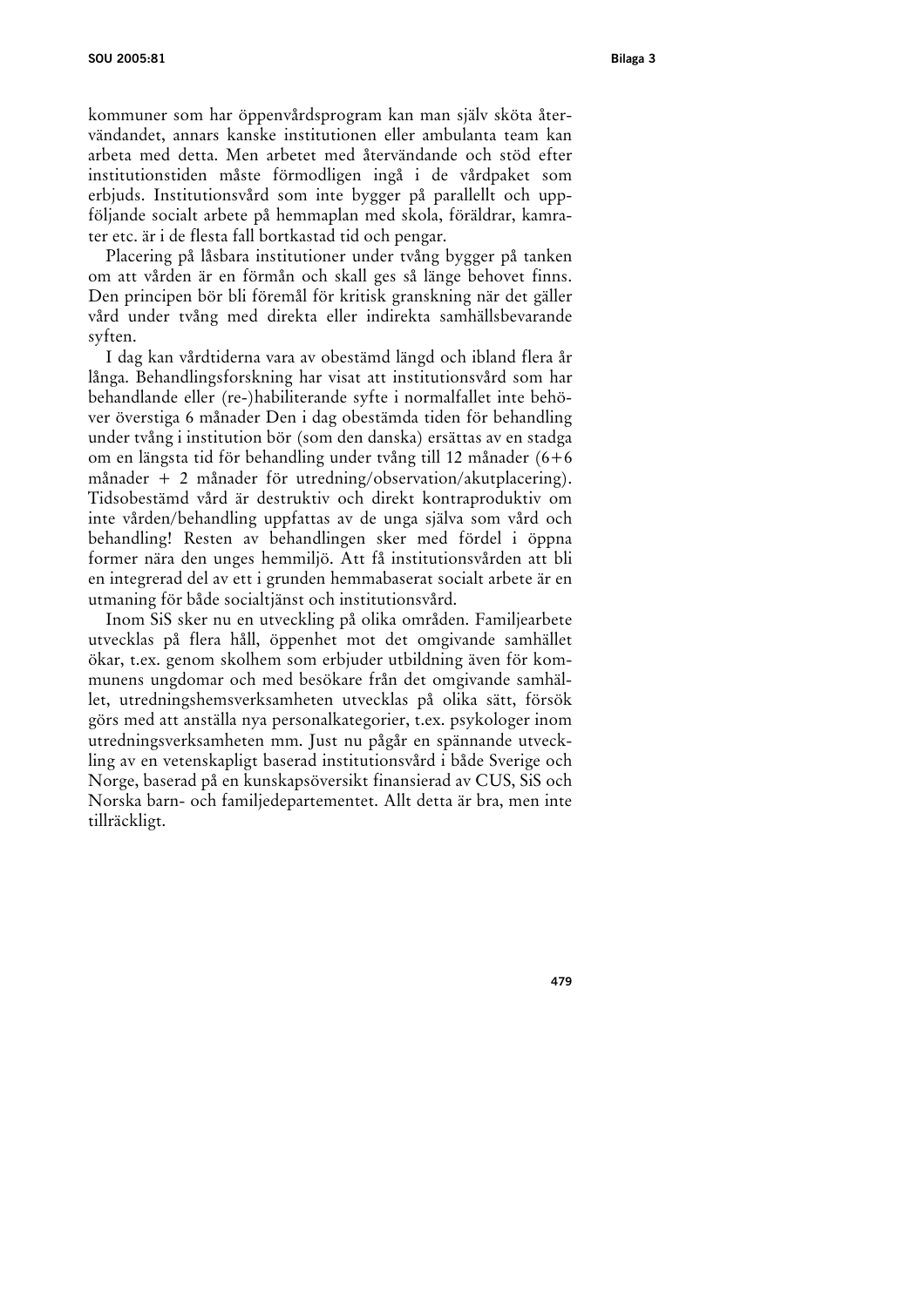kommuner som har öppenvårdsprogram kan man själv sköta återvändandet, annars kanske institutionen eller ambulanta team kan arbeta med detta. Men arbetet med återvändande och stöd efter institutionstiden måste förmodligen ingå i de vårdpaket som erbjuds. Institutionsvård som inte bygger på parallellt och uppföljande socialt arbete på hemmaplan med skola, föräldrar, kamrater etc. är i de flesta fall bortkastad tid och pengar.

Placering på låsbara institutioner under tvång bygger på tanken om att vården är en förmån och skall ges så länge behovet finns. Den principen bör bli föremål för kritisk granskning när det gäller vård under tvång med direkta eller indirekta samhällsbevarande syften.

I dag kan vårdtiderna vara av obestämd längd och ibland flera år långa. Behandlingsforskning har visat att institutionsvård som har behandlande eller (re-)habiliterande syfte i normalfallet inte behöver överstiga 6 månader Den i dag obestämda tiden för behandling under tvång i institution bör (som den danska) ersättas av en stadga om en längsta tid för behandling under tvång till 12 månader (6+6 månader + 2 månader för utredning/observation/akutplacering). Tidsobestämd vård är destruktiv och direkt kontraproduktiv om inte vården/behandling uppfattas av de unga själva som vård och behandling! Resten av behandlingen sker med fördel i öppna former nära den unges hemmiljö. Att få institutionsvården att bli en integrerad del av ett i grunden hemmabaserat socialt arbete är en utmaning för både socialtjänst och institutionsvård.

Inom SiS sker nu en utveckling på olika områden. Familjearbete utvecklas på flera håll, öppenhet mot det omgivande samhället ökar, t.ex. genom skolhem som erbjuder utbildning även för kommunens ungdomar och med besökare från det omgivande samhället, utredningshemsverksamheten utvecklas på olika sätt, försök görs med att anställa nya personalkategorier, t.ex. psykologer inom utredningsverksamheten mm. Just nu pågår en spännande utveckling av en vetenskapligt baserad institutionsvård i både Sverige och Norge, baserad på en kunskapsöversikt finansierad av CUS, SiS och Norska barn- och familjedepartementet. Allt detta är bra, men inte tillräckligt.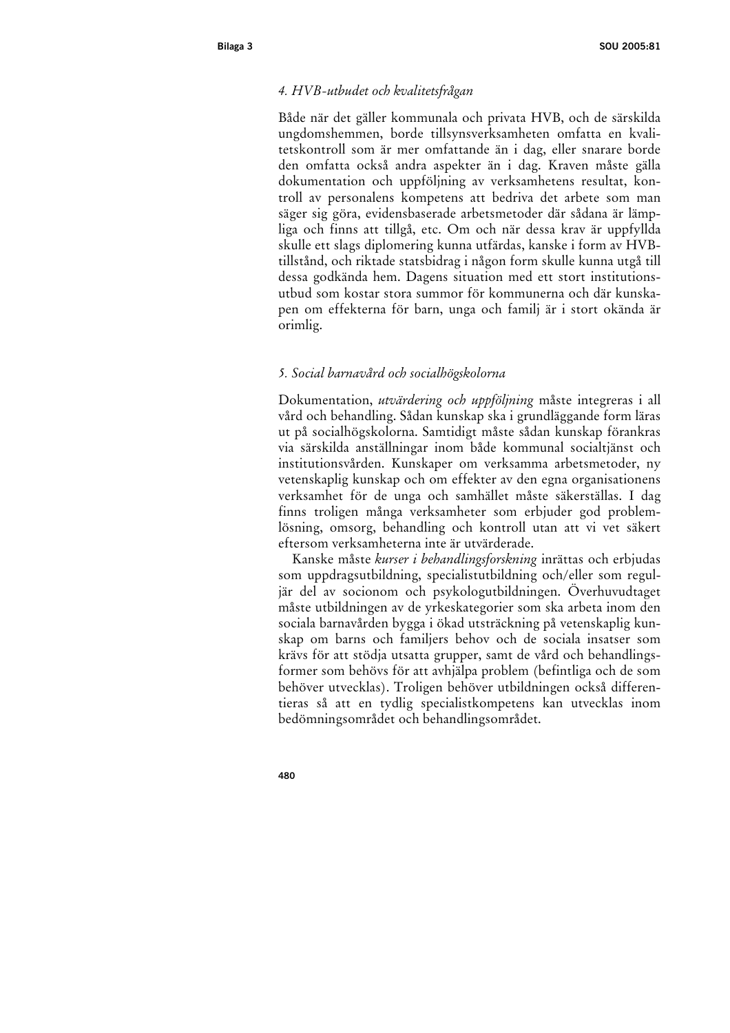### *4. HVB-utbudet och kvalitetsfrågan*

Både när det gäller kommunala och privata HVB, och de särskilda ungdomshemmen, borde tillsynsverksamheten omfatta en kvalitetskontroll som är mer omfattande än i dag, eller snarare borde den omfatta också andra aspekter än i dag. Kraven måste gälla dokumentation och uppföljning av verksamhetens resultat, kontroll av personalens kompetens att bedriva det arbete som man säger sig göra, evidensbaserade arbetsmetoder där sådana är lämpliga och finns att tillgå, etc. Om och när dessa krav är uppfyllda skulle ett slags diplomering kunna utfärdas, kanske i form av HVB-tillstånd, och riktade statsbidrag i någon form skulle kunna utgå till dessa godkända hem. Dagens situation med ett stort institutionsutbud som kostar stora summor för kommunerna och där kunskapen om effekterna för barn, unga och familj är i stort okända är orimlig.

### *5. Social barnavård och socialhögskolorna*

Dokumentation, *utvärdering och uppföljning* måste integreras i all vård och behandling. Sådan kunskap ska i grundläggande form läras ut på socialhögskolorna. Samtidigt måste sådan kunskap förankras via särskilda anställningar inom både kommunal socialtjänst och institutionsvården. Kunskaper om verksamma arbetsmetoder, ny vetenskaplig kunskap och om effekter av den egna organisationens verksamhet för de unga och samhället måste säkerställas. I dag finns troligen många verksamheter som erbjuder god problemlösning, omsorg, behandling och kontroll utan att vi vet säkert eftersom verksamheterna inte är utvärderade.

Kanske måste *kurser i behandlingsforskning* inrättas och erbjudas som uppdragsutbildning, specialistutbildning och/eller som reguljär del av socionom och psykologutbildningen. Överhuvudtaget måste utbildningen av de yrkeskategorier som ska arbeta inom den sociala barnavården bygga i ökad utsträckning på vetenskaplig kunskap om barns och familjers behov och de sociala insatser som krävs för att stödja utsatta grupper, samt de vård och behandlingsformer som behövs för att avhjälpa problem (befintliga och de som behöver utvecklas). Troligen behöver utbildningen också differentieras så att en tydlig specialistkompetens kan utvecklas inom bedömningsområdet och behandlingsområdet.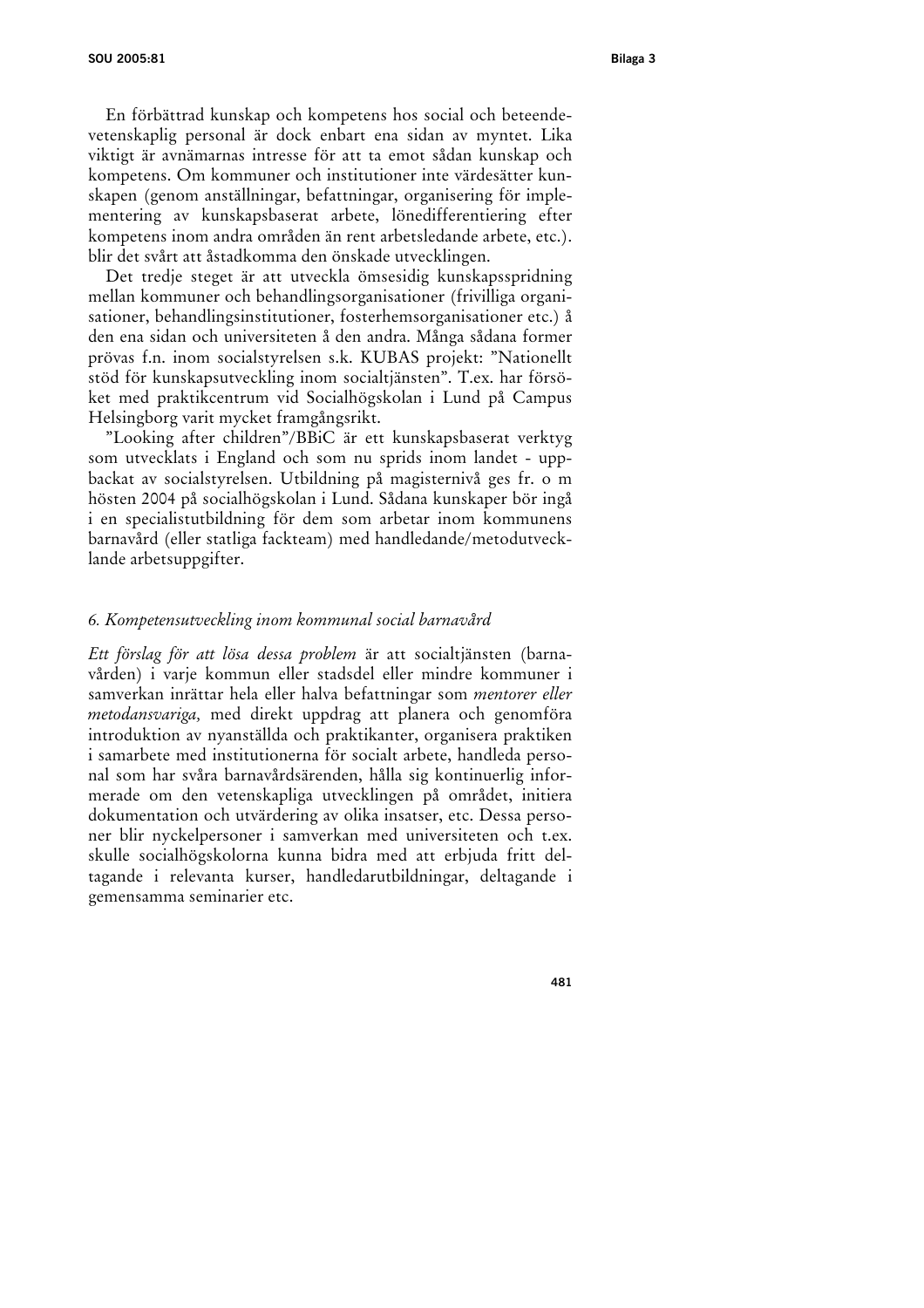En förbättrad kunskap och kompetens hos social och beteendevetenskaplig personal är dock enbart ena sidan av myntet. Lika viktigt är avnämarnas intresse för att ta emot sådan kunskap och kompetens. Om kommuner och institutioner inte värdesätter kunskapen (genom anställningar, befattningar, organisering för implementering av kunskapsbaserat arbete, lönedifferentiering efter kompetens inom andra områden än rent arbetsledande arbete, etc.). blir det svårt att åstadkomma den önskade utvecklingen.

Det tredje steget är att utveckla ömsesidig kunskapsspridning mellan kommuner och behandlingsorganisationer (frivilliga organisationer, behandlingsinstitutioner, fosterhemsorganisationer etc.) å den ena sidan och universiteten å den andra. Många sådana former prövas f.n. inom socialstyrelsen s.k. KUBAS projekt: "Nationellt stöd för kunskapsutveckling inom socialtjänsten". T.ex. har försöket med praktikcentrum vid Socialhögskolan i Lund på Campus Helsingborg varit mycket framgångsrikt.

"Looking after children"/BBiC är ett kunskapsbaserat verktyg som utvecklats i England och som nu sprids inom landet - uppbackat av socialstyrelsen. Utbildning på magisternivå ges fr. o m hösten 2004 på socialhögskolan i Lund. Sådana kunskaper bör ingå i en specialistutbildning för dem som arbetar inom kommunens barnavård (eller statliga fackteam) med handledande/metodutvecklande arbetsuppgifter.

### *6. Kompetensutveckling inom kommunal social barnavård*

*Ett förslag för att lösa dessa problem* är att socialtjänsten (barnavården) i varje kommun eller stadsdel eller mindre kommuner i samverkan inrättar hela eller halva befattningar som *mentorer eller metodansvariga,* med direkt uppdrag att planera och genomföra introduktion av nyanställda och praktikanter, organisera praktiken i samarbete med institutionerna för socialt arbete, handleda personal som har svåra barnavårdsärenden, hålla sig kontinuerlig informerade om den vetenskapliga utvecklingen på området, initiera dokumentation och utvärdering av olika insatser, etc. Dessa personer blir nyckelpersoner i samverkan med universiteten och t.ex. skulle socialhögskolorna kunna bidra med att erbjuda fritt deltagande i relevanta kurser, handledarutbildningar, deltagande i gemensamma seminarier etc.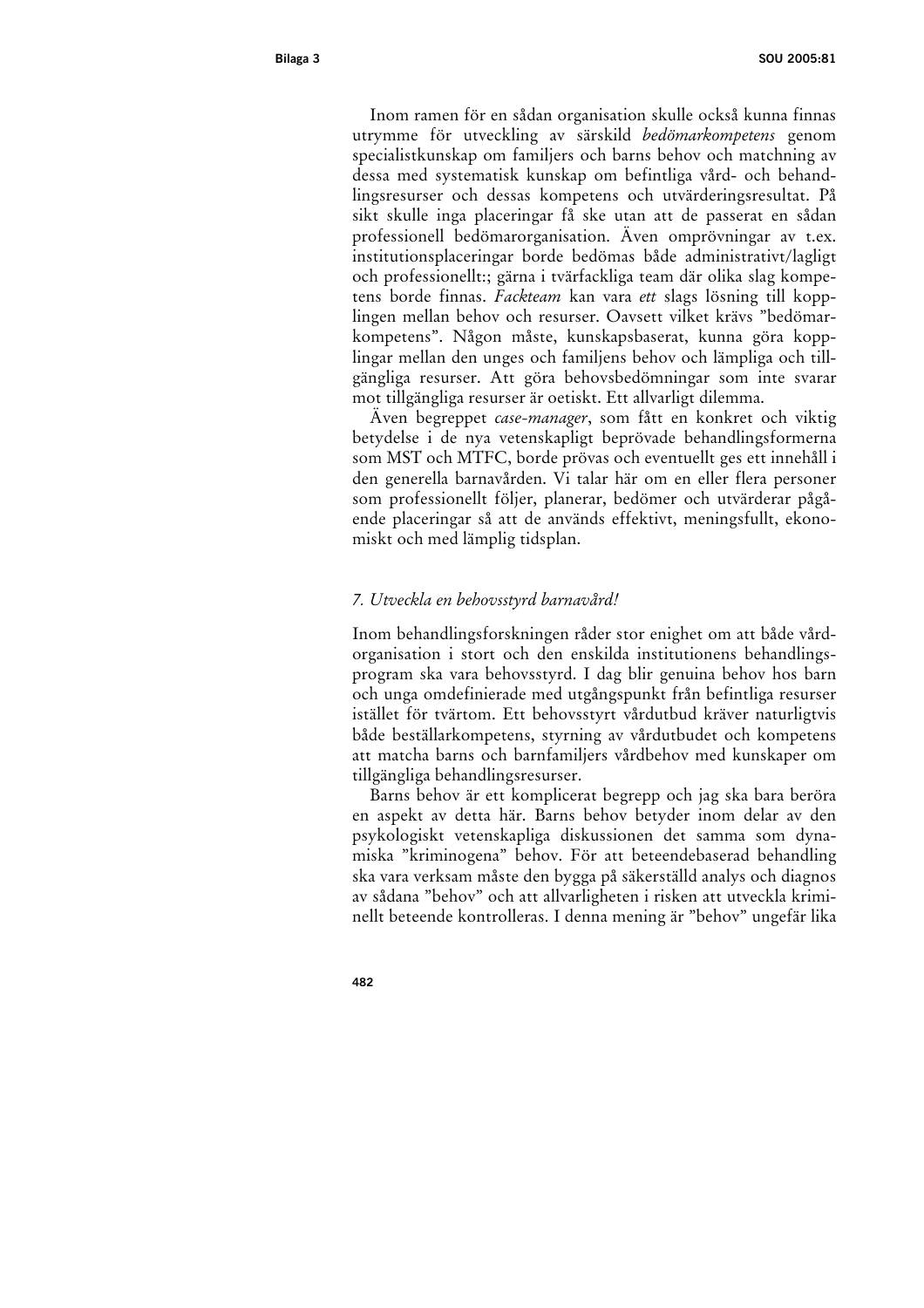Inom ramen för en sådan organisation skulle också kunna finnas utrymme för utveckling av särskild *bedömarkompetens* genom specialistkunskap om familjers och barns behov och matchning av dessa med systematisk kunskap om befintliga vård- och behandlingsresurser och dessas kompetens och utvärderingsresultat. På sikt skulle inga placeringar få ske utan att de passerat en sådan professionell bedömarorganisation. Även omprövningar av t.ex. institutionsplaceringar borde bedömas både administrativt/lagligt och professionellt:; gärna i tvärfackliga team där olika slag kompetens borde finnas. *Fackteam* kan vara *ett* slags lösning till kopplingen mellan behov och resurser. Oavsett vilket krävs ”bedömarkompetens”. Någon måste, kunskapsbaserat, kunna göra kopplingar mellan den unges och familjens behov och lämpliga och tillgängliga resurser. Att göra behovsbedömningar som inte svarar mot tillgängliga resurser är oetiskt. Ett allvarligt dilemma.

Även begreppet *case-manager*, som fått en konkret och viktig betydelse i de nya vetenskapligt beprövade behandlingsformerna som MST och MTFC, borde prövas och eventuellt ges ett innehåll i den generella barnavården. Vi talar här om en eller flera personer som professionellt följer, planerar, bedömer och utvärderar pågående placeringar så att de används effektivt, meningsfullt, ekonomiskt och med lämplig tidsplan.

### *7. Utveckla en behovsstyrd barnavård!*

Inom behandlingsforskningen råder stor enighet om att både vårdorganisation i stort och den enskilda institutionens behandlingsprogram ska vara behovsstyrd. I dag blir genuina behov hos barn och unga omdefinierade med utgångspunkt från befintliga resurser istället för tvärtom. Ett behovsstyrt vårdutbud kräver naturligtvis både beställarkompetens, styrning av vårdutbudet och kompetens att matcha barns och barnfamiljers vårdbehov med kunskaper om tillgängliga behandlingsresurser.

Barns behov är ett komplicerat begrepp och jag ska bara beröra en aspekt av detta här. Barns behov betyder inom delar av den psykologiskt vetenskapliga diskussionen det samma som dynamiska ”kriminogena” behov. För att beteendebaserad behandling ska vara verksam måste den bygga på säkerställd analys och diagnos av sådana ”behov” och att allvarligheten i risken att utveckla kriminellt beteende kontrolleras. I denna mening är ”behov” ungefär lika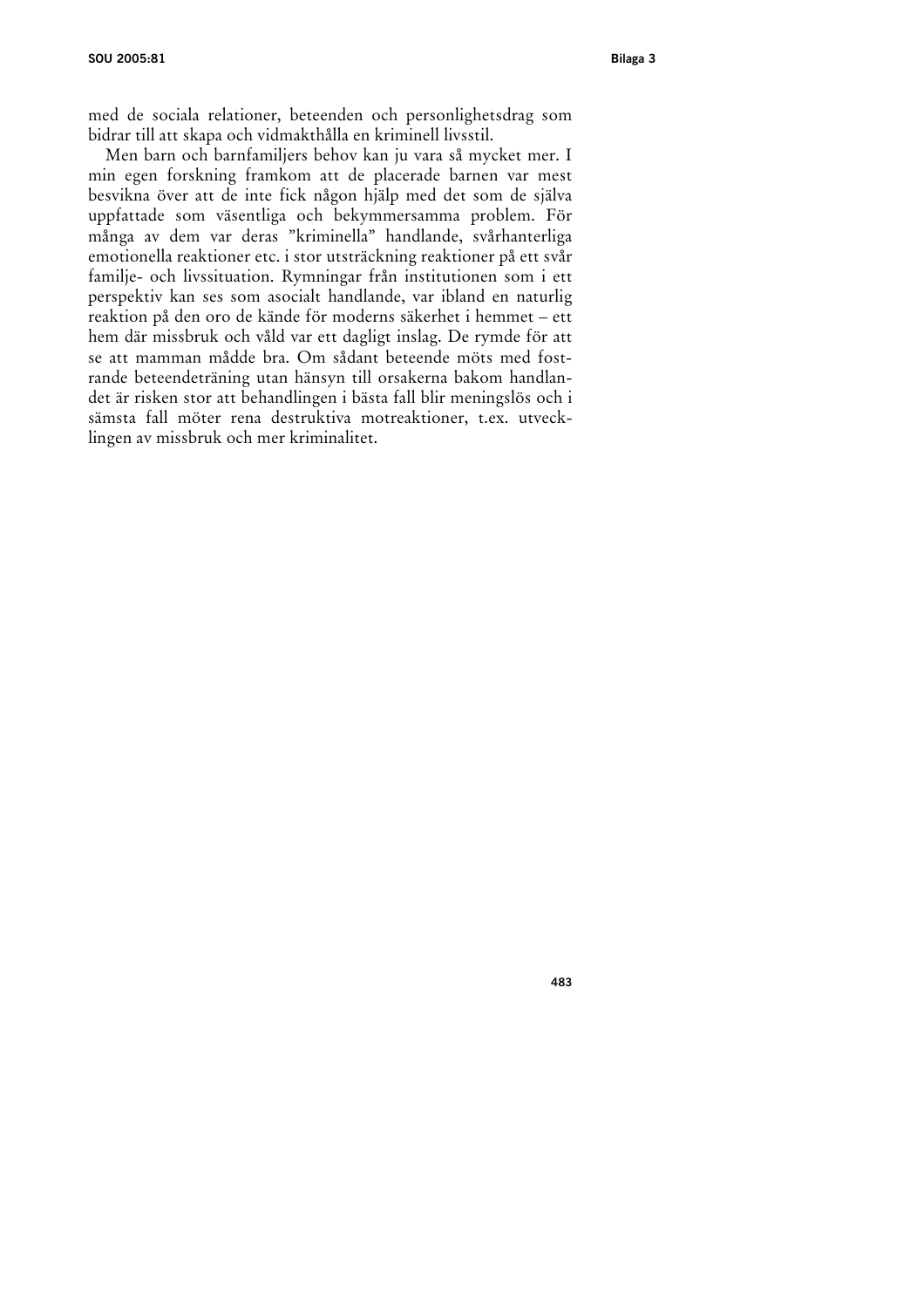med de sociala relationer, beteenden och personlighetsdrag som bidrar till att skapa och vidmakthålla en kriminell livsstil.

Men barn och barnfamiljers behov kan ju vara så mycket mer. I min egen forskning framkom att de placerade barnen var mest besvikna över att de inte fick någon hjälp med det som de själva uppfattade som väsentliga och bekymmersamma problem. För många av dem var deras ”kriminella” handlande, svårhanterliga emotionella reaktioner etc. i stor utsträckning reaktioner på ett svår familje- och livssituation. Rymningar från institutionen som i ett perspektiv kan ses som asocialt handlande, var ibland en naturlig reaktion på den oro de kände för moderns säkerhet i hemmet – ett hem där missbruk och våld var ett dagligt inslag. De rymde för att se att mamman mådde bra. Om sådant beteende möts med fostrande beteendeträning utan hänsyn till orsakerna bakom handlandet är risken stor att behandlingen i bästa fall blir meningslös och i sämsta fall möter rena destruktiva motreaktioner, t.ex. utvecklingen av missbruk och mer kriminalitet.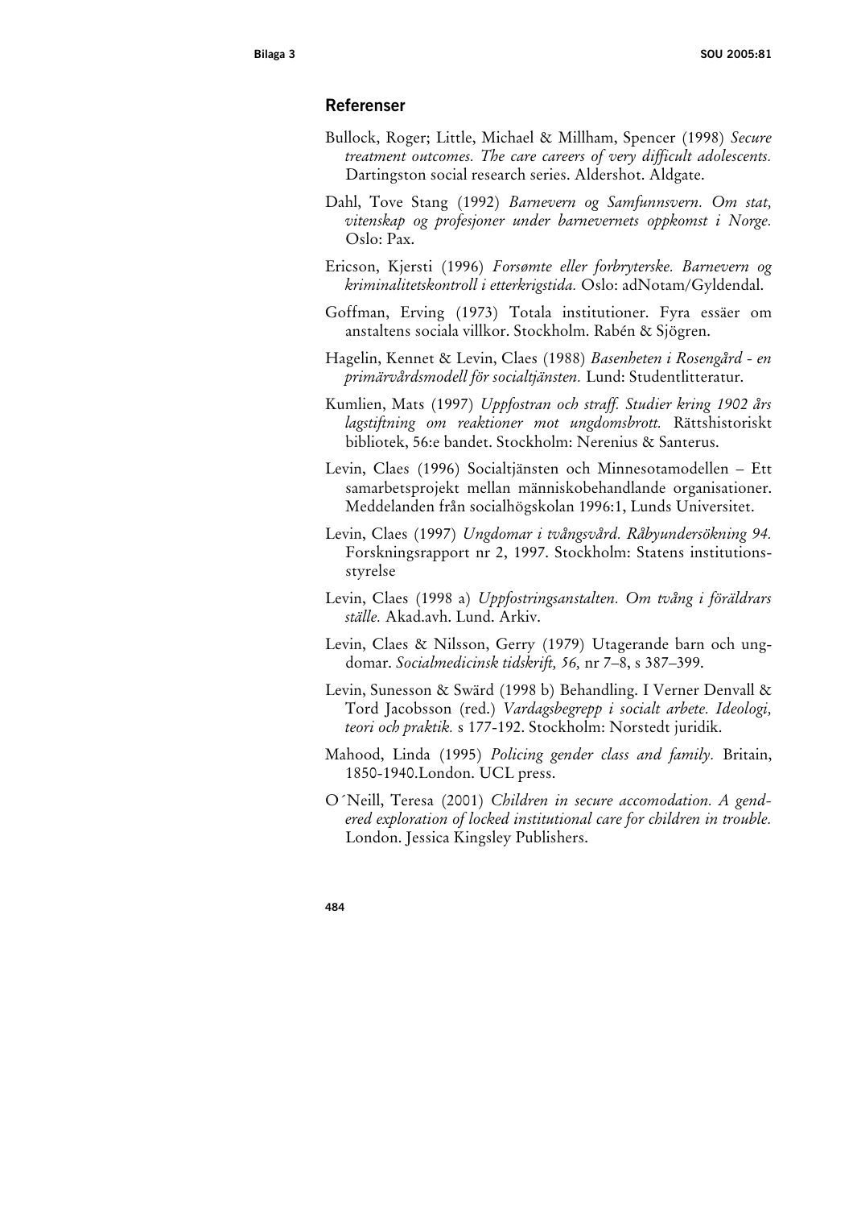## Referenser

Bullock, Roger; Little, Michael & Millham, Spencer (1998) *Secure treatment outcomes. The care careers of very difficult adolescents.* Dartingston social research series. Aldershot. Aldgate.

Dahl, Tove Stang (1992) *Barnevern og Samfunnsvern. Om stat, vitenskap og profesjoner under barnevernets oppkomst i Norge.* Oslo: Pax.

Ericson, Kjersti (1996) *Forsømte eller forbryterske. Barnevern og kriminalitetskontroll i etterkrigstida.* Oslo: adNotam/Gyldendal.

Goffman, Erving (1973) Totala institutioner. Fyra essäer om anstaltens sociala villkor. Stockholm. Rabén & Sjögren.

Hagelin, Kennet & Levin, Claes (1988) *Basenheten i Rosengård - en primärvårdsmodell för socialtjänsten.* Lund: Studentlitteratur.

Kumlien, Mats (1997) *Uppfostran och straff. Studier kring 1902 års lagstiftning om reaktioner mot ungdomsbrott.* Rättshistoriskt bibliotek, 56:e bandet. Stockholm: Nerenius & Santerus.

Levin, Claes (1996) Socialtjänsten och Minnesotamodellen – Ett samarbetsprojekt mellan människobehandlande organisationer. Meddelanden från socialhögskolan 1996:1, Lunds Universitet.

Levin, Claes (1997) *Ungdomar i tvångsvård. Råbyundersökning 94.* Forskningsrapport nr 2, 1997. Stockholm: Statens institutionsstyrelse

Levin, Claes (1998 a) *Uppfostringsanstalten. Om tvång i föräldrars ställe.* Akad.avh. Lund. Arkiv.

Levin, Claes & Nilsson, Gerry (1979) Utagerande barn och ungdomar. *Socialmedicinsk tidskrift, 56,* nr 7–8, s 387–399.

Levin, Sunesson & Swärd (1998 b) Behandling. I Verner Denvall & Tord Jacobsson (red.) *Vardagsbegrepp i socialt arbete. Ideologi, teori och praktik.* s 177-192. Stockholm: Norstedt juridik.

Mahood, Linda (1995) *Policing gender class and family.* Britain, 1850-1940.London. UCL press.

O´Neill, Teresa (2001) *Children in secure accomodation. A gendered exploration of locked institutional care for children in trouble.* London. Jessica Kingsley Publishers.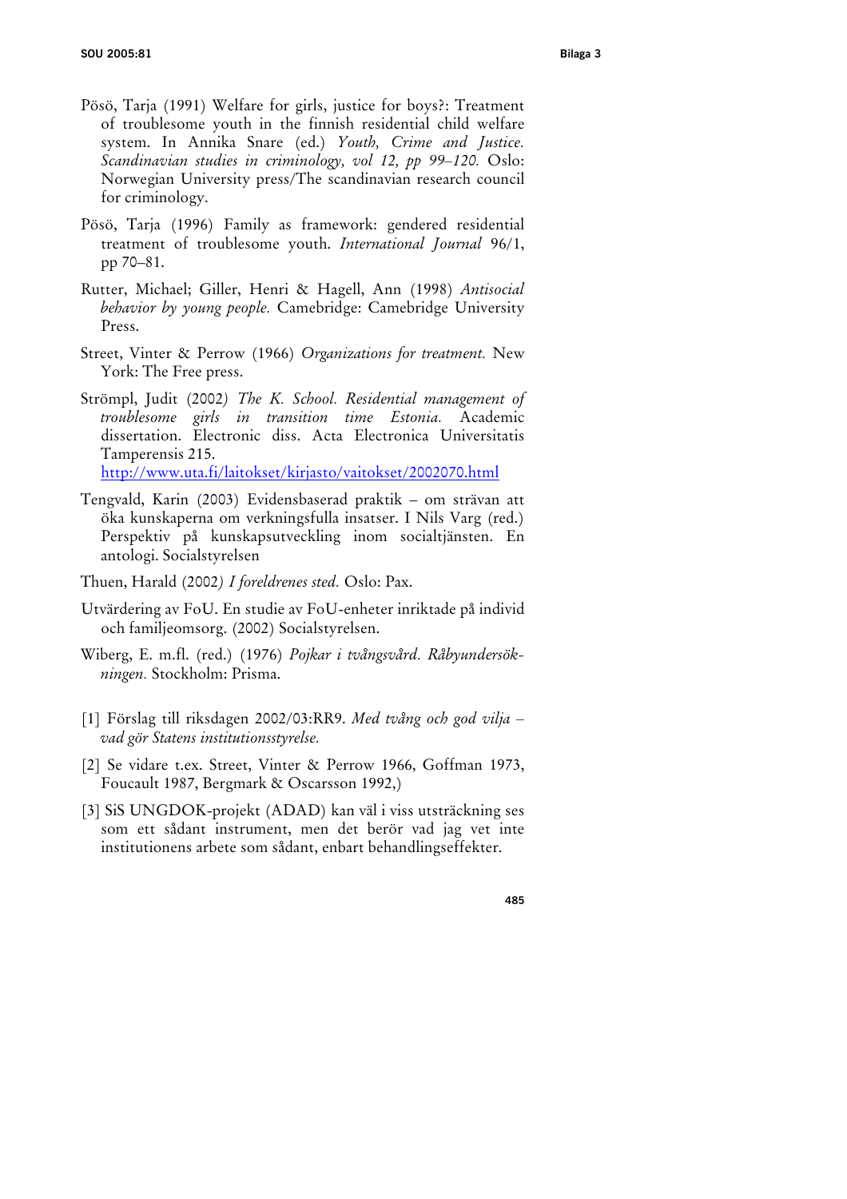Pösö, Tarja (1991) Welfare for girls, justice for boys?: Treatment of troublesome youth in the finnish residential child welfare system. In Annika Snare (ed.) *Youth, Crime and Justice. Scandinavian studies in criminology, vol 12, pp 99–120.* Oslo: Norwegian University press/The scandinavian research council for criminology.

Pösö, Tarja (1996) Family as framework: gendered residential treatment of troublesome youth. *International Journal* 96/1, pp 70–81.

Rutter, Michael; Giller, Henri & Hagell, Ann (1998) *Antisocial behavior by young people.* Camebridge: Camebridge University Press.

Street, Vinter & Perrow (1966) *Organizations for treatment.* New York: The Free press.

Strömpl, Judit (2002) *The K. School. Residential management of troublesome girls in transition time Estonia.* Academic dissertation. Electronic diss. Acta Electronica Universitatis Tamperensis 215. http://www.uta.fi/laitokset/kirjasto/vaitokset/2002070.html

Tengvald, Karin (2003) Evidensbaserad praktik – om strävan att öka kunskaperna om verkningsfulla insatser. I Nils Varg (red.) Perspektiv på kunskapsutveckling inom socialtjänsten. En antologi. Socialstyrelsen

Thuen, Harald (2002) *I foreldrenes sted.* Oslo: Pax.

Utvärdering av FoU. En studie av FoU-enheter inriktade på individ och familjeomsorg. (2002) Socialstyrelsen.

Wiberg, E. m.fl. (red.) (1976) *Pojkar i tvångsvård. Råbyundersökningen.* Stockholm: Prisma.

[1] Förslag till riksdagen 2002/03:RR9. *Med tvång och god vilja – vad gör Statens institutionsstyrelse.*

[2] Se vidare t.ex. Street, Vinter & Perrow 1966, Goffman 1973, Foucault 1987, Bergmark & Oscarsson 1992,)

[3] SiS UNGDOK-projekt (ADAD) kan väl i viss utsträckning ses som ett sådant instrument, men det berör vad jag vet inte institutionens arbete som sådant, enbart behandlingseffekter.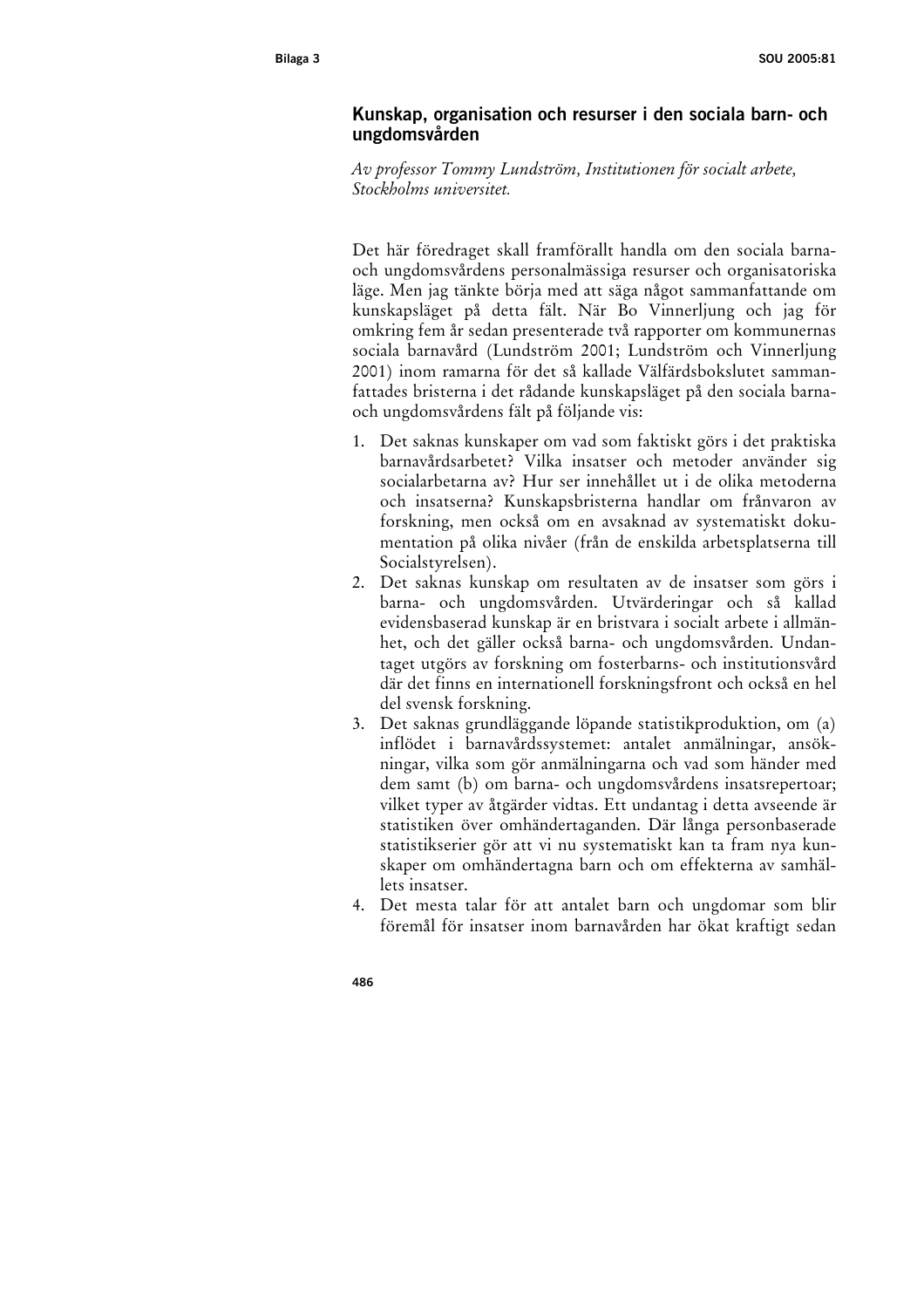## Kunskap, organisation och resurser i den sociala barn- och ungdomsvården

*Av professor Tommy Lundström, Institutionen för socialt arbete, Stockholms universitet.*

Det här föredraget skall framförallt handla om den sociala barna- och ungdomsvårdens personalmässiga resurser och organisatoriska läge. Men jag tänkte börja med att säga något sammanfattande om kunskapsläget på detta fält. När Bo Vinnerljung och jag för omkring fem år sedan presenterade två rapporter om kommunernas sociala barnavård (Lundström 2001; Lundström och Vinnerljung 2001) inom ramarna för det så kallade Välfärdsbokslutet sammanfattades bristerna i det rådande kunskapsläget på den sociala barna- och ungdomsvårdens fält på följande vis:

1. Det saknas kunskaper om vad som faktiskt görs i det praktiska barnavårdsarbetet? Vilka insatser och metoder använder sig socialarbetarna av? Hur ser innehållet ut i de olika metoderna och insatserna? Kunskapsbristerna handlar om frånvaron av forskning, men också om en avsaknad av systematiskt dokumentation på olika nivåer (från de enskilda arbetsplatserna till Socialstyrelsen).
2. Det saknas kunskap om resultaten av de insatser som görs i barna- och ungdomsvården. Utvärderingar och så kallad evidensbaserad kunskap är en bristvara i socialt arbete i allmänhet, och det gäller också barna- och ungdomsvården. Undantaget utgörs av forskning om fosterbarns- och institutionsvård där det finns en internationell forskningsfront och också en hel del svensk forskning.
3. Det saknas grundläggande löpande statistikproduktion, om (a) inflödet i barnavårdssystemet: antalet anmälningar, ansökningar, vilka som gör anmälningarna och vad som händer med dem samt (b) om barna- och ungdomsvårdens insatsrepertoar; vilket typer av åtgärder vidtas. Ett undantag i detta avseende är statistiken över omhändertaganden. Där långa personbaserade statistikserier gör att vi nu systematiskt kan ta fram nya kunskaper om omhändertagna barn och om effekterna av samhällets insatser.
4. Det mesta talar för att antalet barn och ungdomar som blir föremål för insatser inom barnavården har ökat kraftigt sedan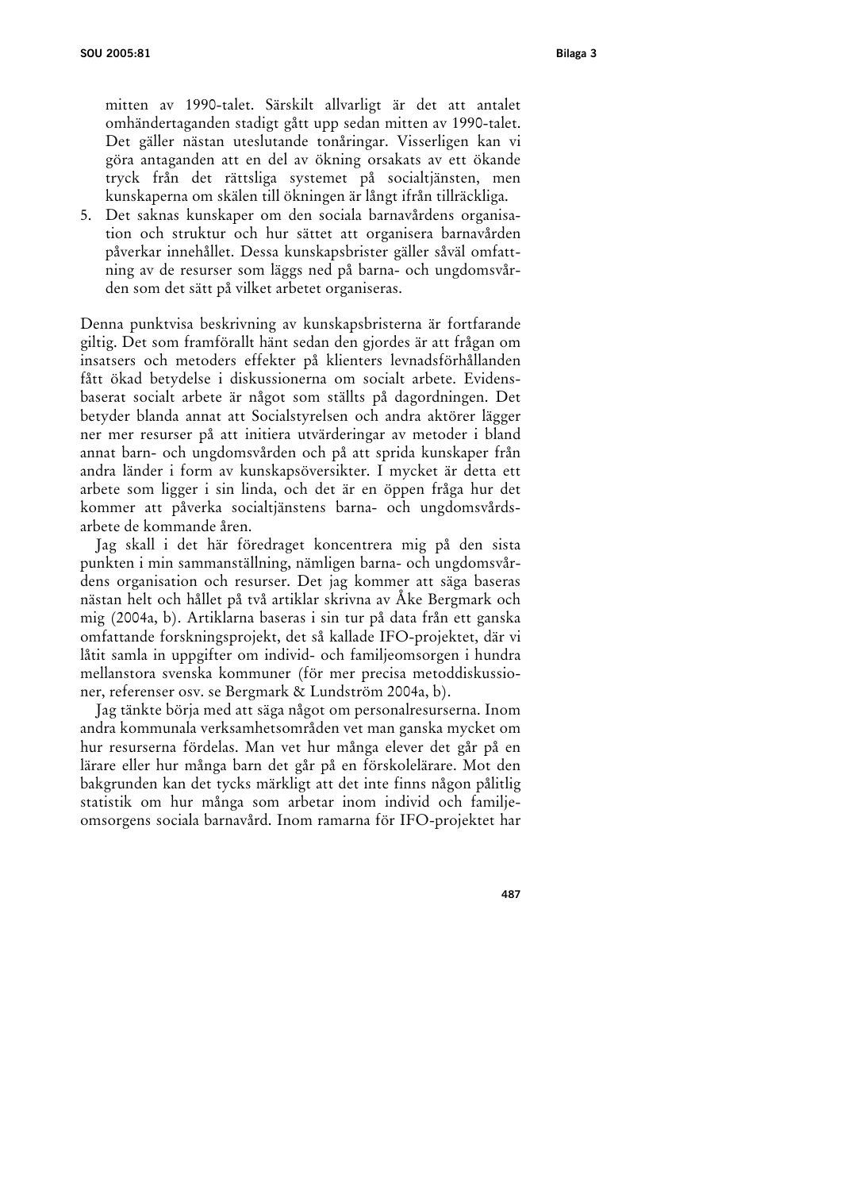mitten av 1990-talet. Särskilt allvarligt är det att antalet omhändertaganden stadigt gått upp sedan mitten av 1990-talet. Det gäller nästan uteslutande tonåringar. Visserligen kan vi göra antaganden att en del av ökning orsakats av ett ökande tryck från det rättsliga systemet på socialtjänsten, men kunskaperna om skälen till ökningen är långt ifrån tillräckliga.

5. Det saknas kunskaper om den sociala barnavårdens organisation och struktur och hur sättet att organisera barnavården påverkar innehållet. Dessa kunskapsbrister gäller såväl omfattning av de resurser som läggs ned på barna- och ungdomsvården som det sätt på vilket arbetet organiseras.

Denna punktvisa beskrivning av kunskapsbristerna är fortfarande giltig. Det som framförallt hänt sedan den gjordes är att frågan om insatsers och metoders effekter på klienters levnadsförhållanden fått ökad betydelse i diskussionerna om socialt arbete. Evidensbaserat socialt arbete är något som ställts på dagordningen. Det betyder blanda annat att Socialstyrelsen och andra aktörer lägger ner mer resurser på att initiera utvärderingar av metoder i bland annat barn- och ungdomsvården och på att sprida kunskaper från andra länder i form av kunskapsöversikter. I mycket är detta ett arbete som ligger i sin linda, och det är en öppen fråga hur det kommer att påverka socialtjänstens barna- och ungdomsvårdsarbete de kommande åren.

Jag skall i det här föredraget koncentrera mig på den sista punkten i min sammanställning, nämligen barna- och ungdomsvårdens organisation och resurser. Det jag kommer att säga baseras nästan helt och hållet på två artiklar skrivna av Åke Bergmark och mig (2004a, b). Artiklarna baseras i sin tur på data från ett ganska omfattande forskningsprojekt, det så kallade IFO-projektet, där vi låtit samla in uppgifter om individ- och familjeomsorgen i hundra mellanstora svenska kommuner (för mer precisa metoddiskussioner, referenser osv. se Bergmark & Lundström 2004a, b).

Jag tänkte börja med att säga något om personalresurserna. Inom andra kommunala verksamhetsområden vet man ganska mycket om hur resurserna fördelas. Man vet hur många elever det går på en lärare eller hur många barn det går på en förskolelärare. Mot den bakgrunden kan det tycks märkligt att det inte finns någon pålitlig statistik om hur många som arbetar inom individ och familjeomsorgens sociala barnavård. Inom ramarna för IFO-projektet har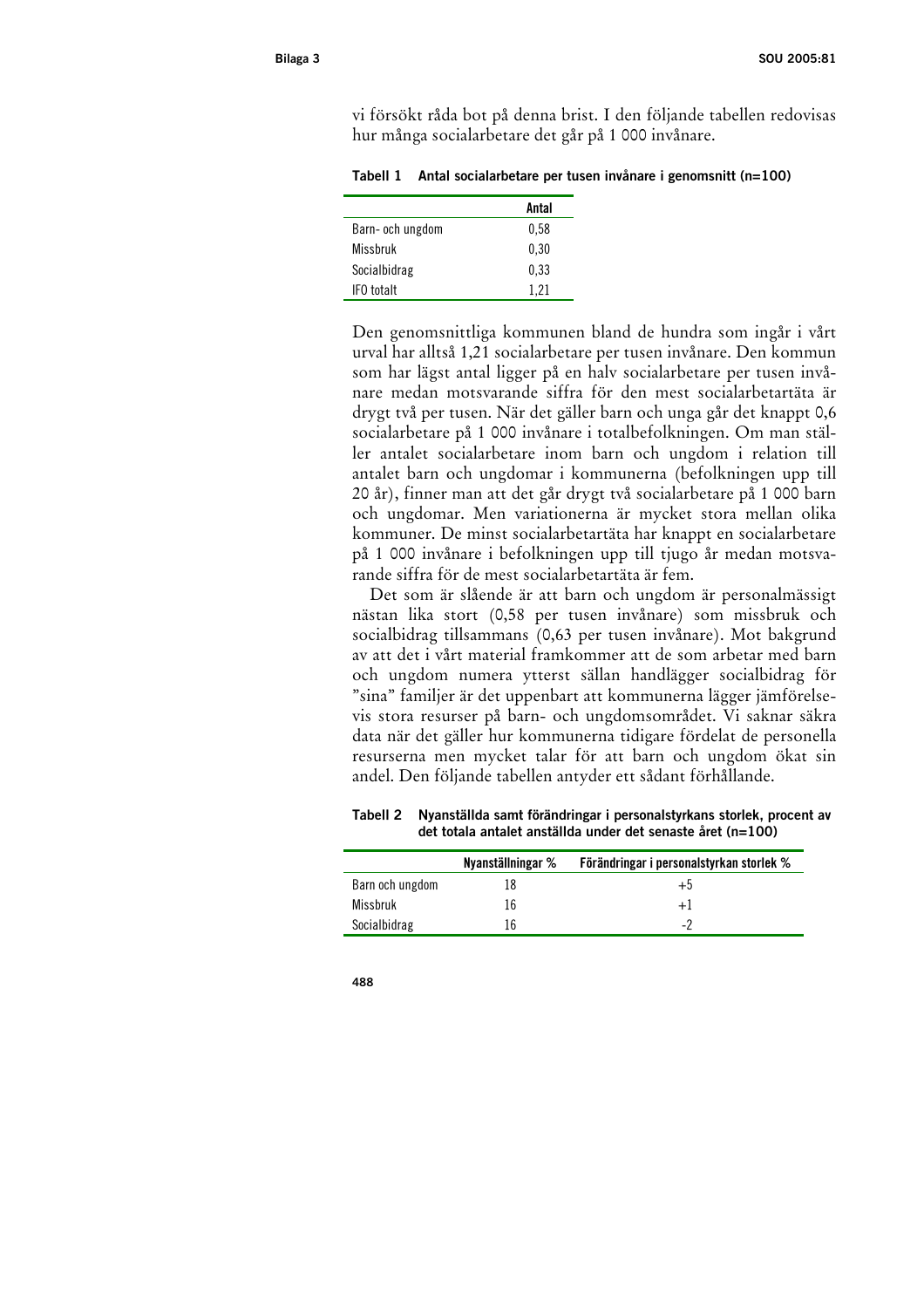vi försökt råda bot på denna brist. I den följande tabellen redovisas hur många socialarbetare det går på 1 000 invånare.

**Tabell 1 Antal socialarbetare per tusen invånare i genomsnitt (n=100)**

| | Antal |
|---|---|
| Barn- och ungdom | 0,58 |
| Missbruk | 0,30 |
| Socialbidrag | 0,33 |
| IFO totalt | 1,21 |

Den genomsnittliga kommunen bland de hundra som ingår i vårt urval har alltså 1,21 socialarbetare per tusen invånare. Den kommun som har lägst antal ligger på en halv socialarbetare per tusen invånare medan motsvarande siffra för den mest socialarbetartäta är drygt två per tusen. När det gäller barn och unga går det knappt 0,6 socialarbetare på 1 000 invånare i totalbefolkningen. Om man ställer antalet socialarbetare inom barn och ungdom i relation till antalet barn och ungdomar i kommunerna (befolkningen upp till 20 år), finner man att det går drygt två socialarbetare på 1 000 barn och ungdomar. Men variationerna är mycket stora mellan olika kommuner. De minst socialarbetartäta har knappt en socialarbetare på 1 000 invånare i befolkningen upp till tjugo år medan motsvarande siffra för de mest socialarbetartäta är fem.

Det som är slående är att barn och ungdom är personalmässigt nästan lika stort (0,58 per tusen invånare) som missbruk och socialbidrag tillsammans (0,63 per tusen invånare). Mot bakgrund av att det i vårt material framkommer att de som arbetar med barn och ungdom numera ytterst sällan handlägger socialbidrag för "sina" familjer är det uppenbart att kommunerna lägger jämförelsevis stora resurser på barn- och ungdomsområdet. Vi saknar säkra data när det gäller hur kommunerna tidigare fördelat de personella resurserna men mycket talar för att barn och ungdom ökat sin andel. Den följande tabellen antyder ett sådant förhållande.

**Tabell 2 Nyanställda samt förändringar i personalstyrkans storlek, procent av det totala antalet anställda under det senaste året (n=100)**

| | Nyanställningar % | Förändringar i personalstyrkan storlek % |
|---|---|---|
| Barn och ungdom | 18 | +5 |
| Missbruk | 16 | +1 |
| Socialbidrag | 16 | -2 |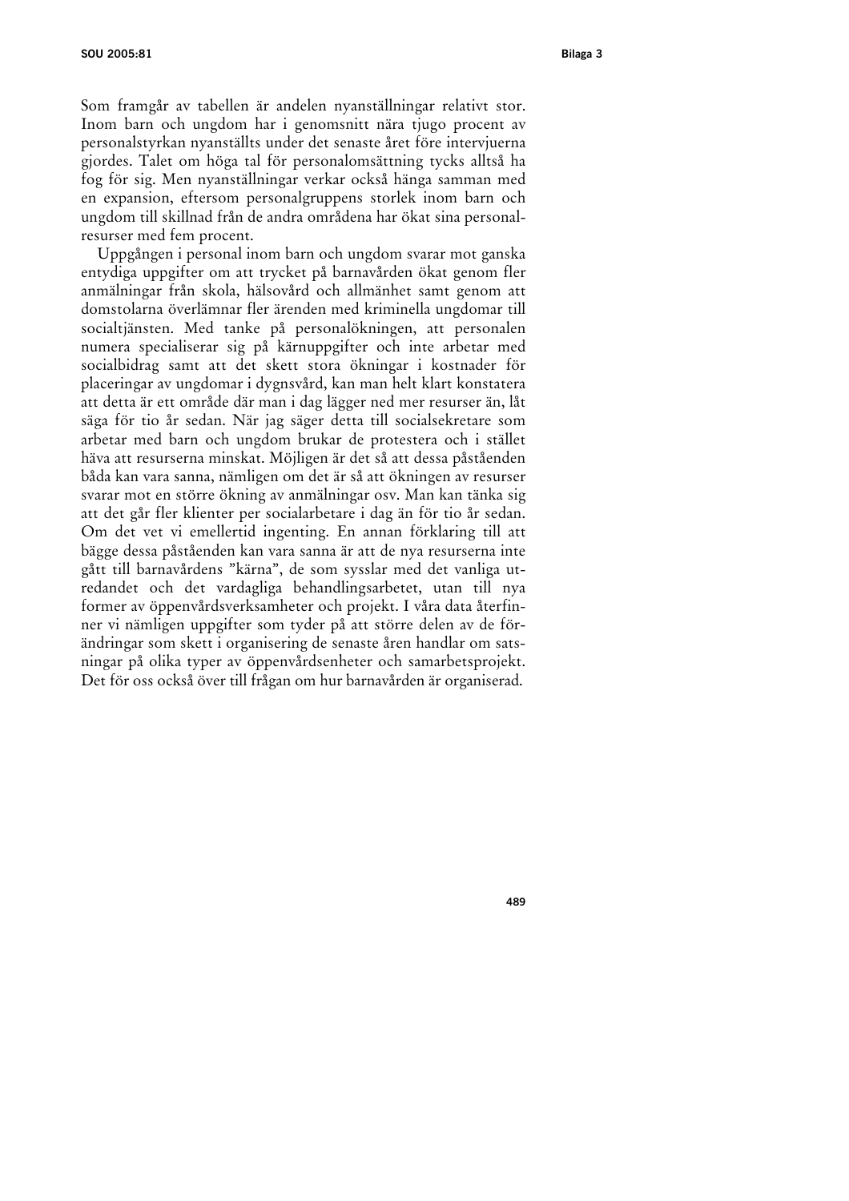Som framgår av tabellen är andelen nyanställningar relativt stor. Inom barn och ungdom har i genomsnitt nära tjugo procent av personalstyrkan nyanställts under det senaste året före intervjuerna gjordes. Talet om höga tal för personalomsättning tycks alltså ha fog för sig. Men nyanställningar verkar också hänga samman med en expansion, eftersom personalgruppens storlek inom barn och ungdom till skillnad från de andra områdena har ökat sina personalresurser med fem procent.

Uppgången i personal inom barn och ungdom svarar mot ganska entydiga uppgifter om att trycket på barnavården ökat genom fler anmälningar från skola, hälsovård och allmänhet samt genom att domstolarna överlämnar fler ärenden med kriminella ungdomar till socialtjänsten. Med tanke på personalökningen, att personalen numera specialiserar sig på kärnuppgifter och inte arbetar med socialbidrag samt att det skett stora ökningar i kostnader för placeringar av ungdomar i dygnsvård, kan man helt klart konstatera att detta är ett område där man i dag lägger ned mer resurser än, låt säga för tio år sedan. När jag säger detta till socialsekretare som arbetar med barn och ungdom brukar de protestera och i stället häva att resurserna minskat. Möjligen är det så att dessa påståenden båda kan vara sanna, nämligen om det är så att ökningen av resurser svarar mot en större ökning av anmälningar osv. Man kan tänka sig att det går fler klienter per socialarbetare i dag än för tio år sedan. Om det vet vi emellertid ingenting. En annan förklaring till att bägge dessa påståenden kan vara sanna är att de nya resurserna inte gått till barnavårdens ”kärna”, de som sysslar med det vanliga utredandet och det vardagliga behandlingsarbetet, utan till nya former av öppenvårdsverksamheter och projekt. I våra data återfinner vi nämligen uppgifter som tyder på att större delen av de förändringar som skett i organisering de senaste åren handlar om satsningar på olika typer av öppenvårdsenheter och samarbetsprojekt. Det för oss också över till frågan om hur barnavården är organiserad.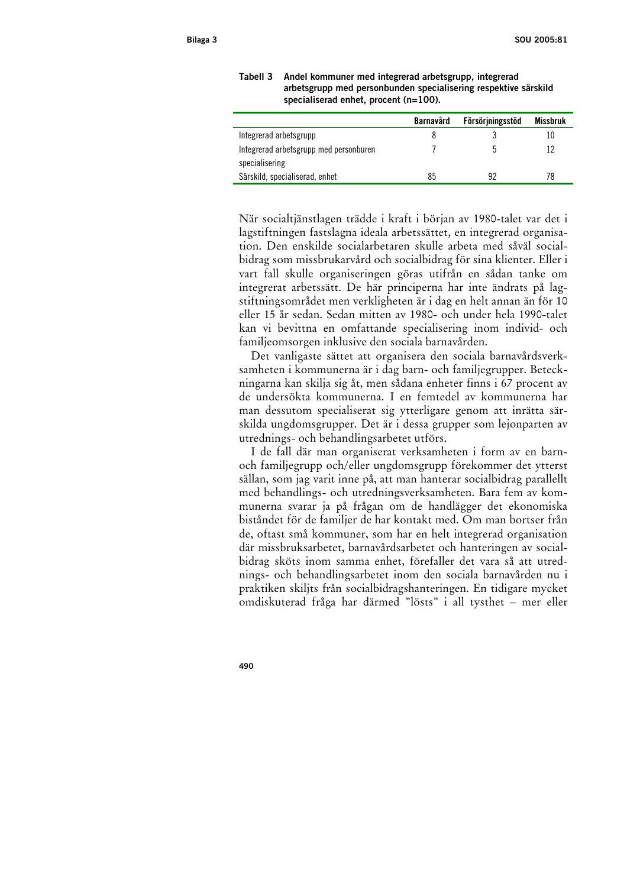**Tabell 3 Andel kommuner med integrerad arbetsgrupp, integrerad arbetsgrupp med personbunden specialisering respektive särskild specialiserad enhet, procent (n=100).**

| | Barnavård | Försörjningsstöd | Missbruk |
|---|---|---|---|
| Integrerad arbetsgrupp | 8 | 3 | 10 |
| Integrerad arbetsgrupp med personburen specialisering | 7 | 5 | 12 |
| Särskild, specialiserad, enhet | 85 | 92 | 78 |

När socialtjänstlagen trädde i kraft i början av 1980-talet var det i lagstiftningen fastslagna ideala arbetssättet, en integrerad organisation. Den enskilde socialarbetaren skulle arbeta med såväl socialbidrag som missbrukarvård och socialbidrag för sina klienter. Eller i vart fall skulle organiseringen göras utifrån en sådan tanke om integrerat arbetssätt. De här principerna har inte ändrats på lagstiftningsområdet men verkligheten är i dag en helt annan än för 10 eller 15 år sedan. Sedan mitten av 1980- och under hela 1990-talet kan vi bevittna en omfattande specialisering inom individ- och familjeomsorgen inklusive den sociala barnavården.

Det vanligaste sättet att organisera den sociala barnavårdsverksamheten i kommunerna är i dag barn- och familjegrupper. Beteckningarna kan skilja sig åt, men sådana enheter finns i 67 procent av de undersökta kommunerna. I en femtedel av kommunerna har man dessutom specialiserat sig ytterligare genom att inrätta särskilda ungdomsgrupper. Det är i dessa grupper som lejonparten av utrednings- och behandlingsarbetet utförs.

I de fall där man organiserat verksamheten i form av en barn- och familjegrupp och/eller ungdomsgrupp förekommer det ytterst sällan, som jag varit inne på, att man hanterar socialbidrag parallellt med behandlings- och utredningsverksamheten. Bara fem av kommunerna svarar ja på frågan om de handlägger det ekonomiska biståndet för de familjer de har kontakt med. Om man bortser från de, oftast små kommuner, som har en helt integrerad organisation där missbruksarbetet, barnavårdsarbetet och hanteringen av socialbidrag sköts inom samma enhet, förefaller det vara så att utrednings- och behandlingsarbetet inom den sociala barnavården nu i praktiken skiljts från socialbidragshanteringen. En tidigare mycket omdiskuterad fråga har därmed "lösts" i all tysthet – mer eller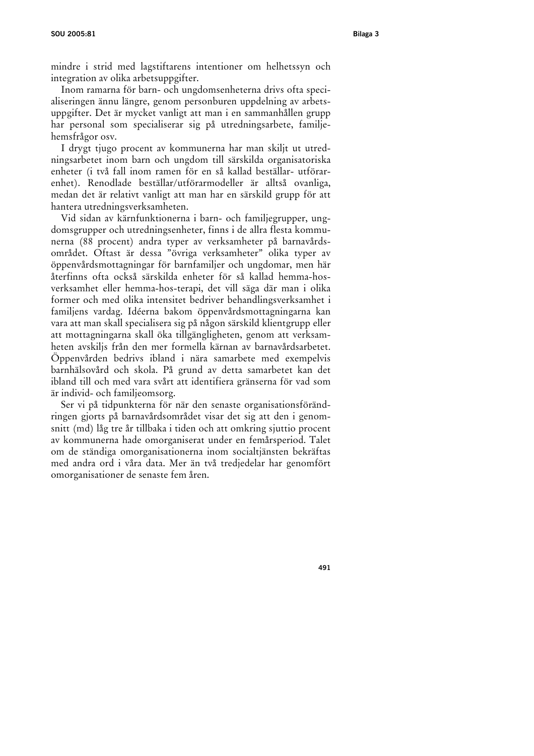mindre i strid med lagstiftarens intentioner om helhetssyn och integration av olika arbetsuppgifter.

Inom ramarna för barn- och ungdomsenheterna drivs ofta specialiseringen ännu längre, genom personburen uppdelning av arbetsuppgifter. Det är mycket vanligt att man i en sammanhållen grupp har personal som specialiserar sig på utredningsarbete, familjehemsfrågor osv.

I drygt tjugo procent av kommunerna har man skiljt ut utredningsarbetet inom barn och ungdom till särskilda organisatoriska enheter (i två fall inom ramen för en så kallad beställar- utförarenhet). Renodlade beställar/utförarmodeller är alltså ovanliga, medan det är relativt vanligt att man har en särskild grupp för att hantera utredningsverksamheten.

Vid sidan av kärnfunktionerna i barn- och familjegrupper, ungdomsgrupper och utredningsenheter, finns i de allra flesta kommunerna (88 procent) andra typer av verksamheter på barnavårdsområdet. Oftast är dessa ”övriga verksamheter” olika typer av öppenvårdsmottagningar för barnfamiljer och ungdomar, men här återfinns ofta också särskilda enheter för så kallad hemma-hos-verksamhet eller hemma-hos-terapi, det vill säga där man i olika former och med olika intensitet bedriver behandlingsverksamhet i familjens vardag. Idéerna bakom öppenvårdsmottagningarna kan vara att man skall specialisera sig på någon särskild klientgrupp eller att mottagningarna skall öka tillgängligheten, genom att verksamheten avskiljs från den mer formella kärnan av barnavårdsarbetet. Öppenvården bedrivs ibland i nära samarbete med exempelvis barnhälsovård och skola. På grund av detta samarbetet kan det ibland till och med vara svårt att identifiera gränserna för vad som är individ- och familjeomsorg.

Ser vi på tidpunkterna för när den senaste organisationsförändringen gjorts på barnavårdsområdet visar det sig att den i genomsnitt (md) låg tre år tillbaka i tiden och att omkring sjuttio procent av kommunerna hade omorganiserat under en femårsperiod. Talet om de ständiga omorganisationerna inom socialtjänsten bekräftas med andra ord i våra data. Mer än två tredjedelar har genomfört omorganisationer de senaste fem åren.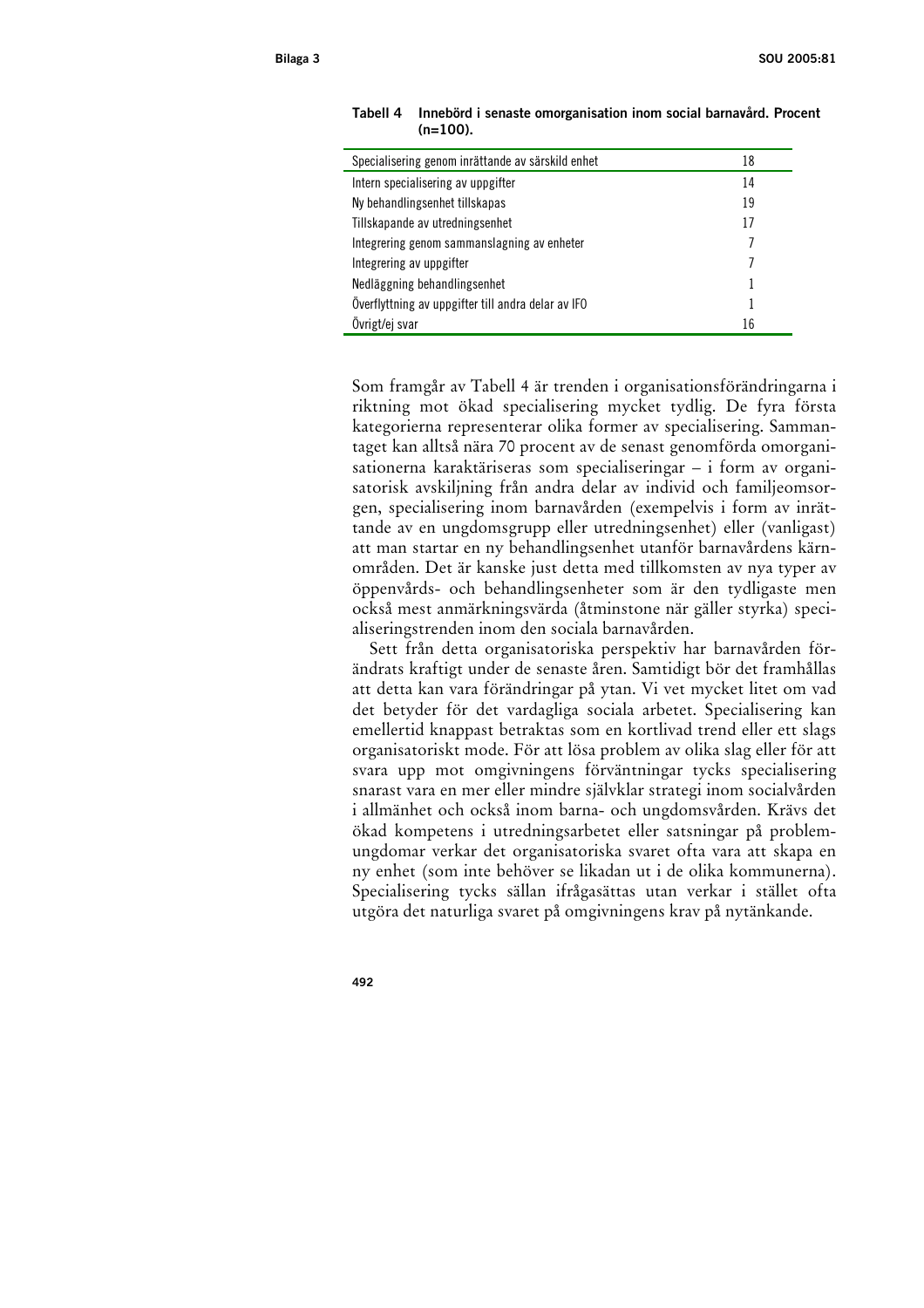**Tabell 4 Innebörd i senaste omorganisation inom social barnavård. Procent (n=100).**

| | |
|---|---|
| Specialisering genom inrättande av särskild enhet | 18 |
| Intern specialisering av uppgifter | 14 |
| Ny behandlingsenhet tillskapas | 19 |
| Tillskapande av utredningsenhet | 17 |
| Integrering genom sammanslagning av enheter | 7 |
| Integrering av uppgifter | 7 |
| Nedläggning behandlingsenhet | 1 |
| Överflyttning av uppgifter till andra delar av IFO | 1 |
| Övrigt/ej svar | 16 |

Som framgår av Tabell 4 är trenden i organisationsförändringarna i riktning mot ökad specialisering mycket tydlig. De fyra första kategorierna representerar olika former av specialisering. Sammantaget kan alltså nära 70 procent av de senast genomförda omorganisationerna karaktäriseras som specialiseringar – i form av organisatorisk avskiljning från andra delar av individ och familjeomsorgen, specialisering inom barnavården (exempelvis i form av inrättande av en ungdomsgrupp eller utredningsenhet) eller (vanligast) att man startar en ny behandlingsenhet utanför barnavårdens kärnområden. Det är kanske just detta med tillkomsten av nya typer av öppenvårds- och behandlingsenheter som är den tydligaste men också mest anmärkningsvärda (åtminstone när gäller styrka) specialiseringstrenden inom den sociala barnavården.

Sett från detta organisatoriska perspektiv har barnavården förändrats kraftigt under de senaste åren. Samtidigt bör det framhållas att detta kan vara förändringar på ytan. Vi vet mycket litet om vad det betyder för det vardagliga sociala arbetet. Specialisering kan emellertid knappast betraktas som en kortlivad trend eller ett slags organisatoriskt mode. För att lösa problem av olika slag eller för att svara upp mot omgivningens förväntningar tycks specialisering snarast vara en mer eller mindre självklar strategi inom socialvården i allmänhet och också inom barna- och ungdomsvården. Krävs det ökad kompetens i utredningsarbetet eller satsningar på problemungdomar verkar det organisatoriska svaret ofta vara att skapa en ny enhet (som inte behöver se likadan ut i de olika kommunerna). Specialisering tycks sällan ifrågasättas utan verkar i stället ofta utgöra det naturliga svaret på omgivningens krav på nytänkande.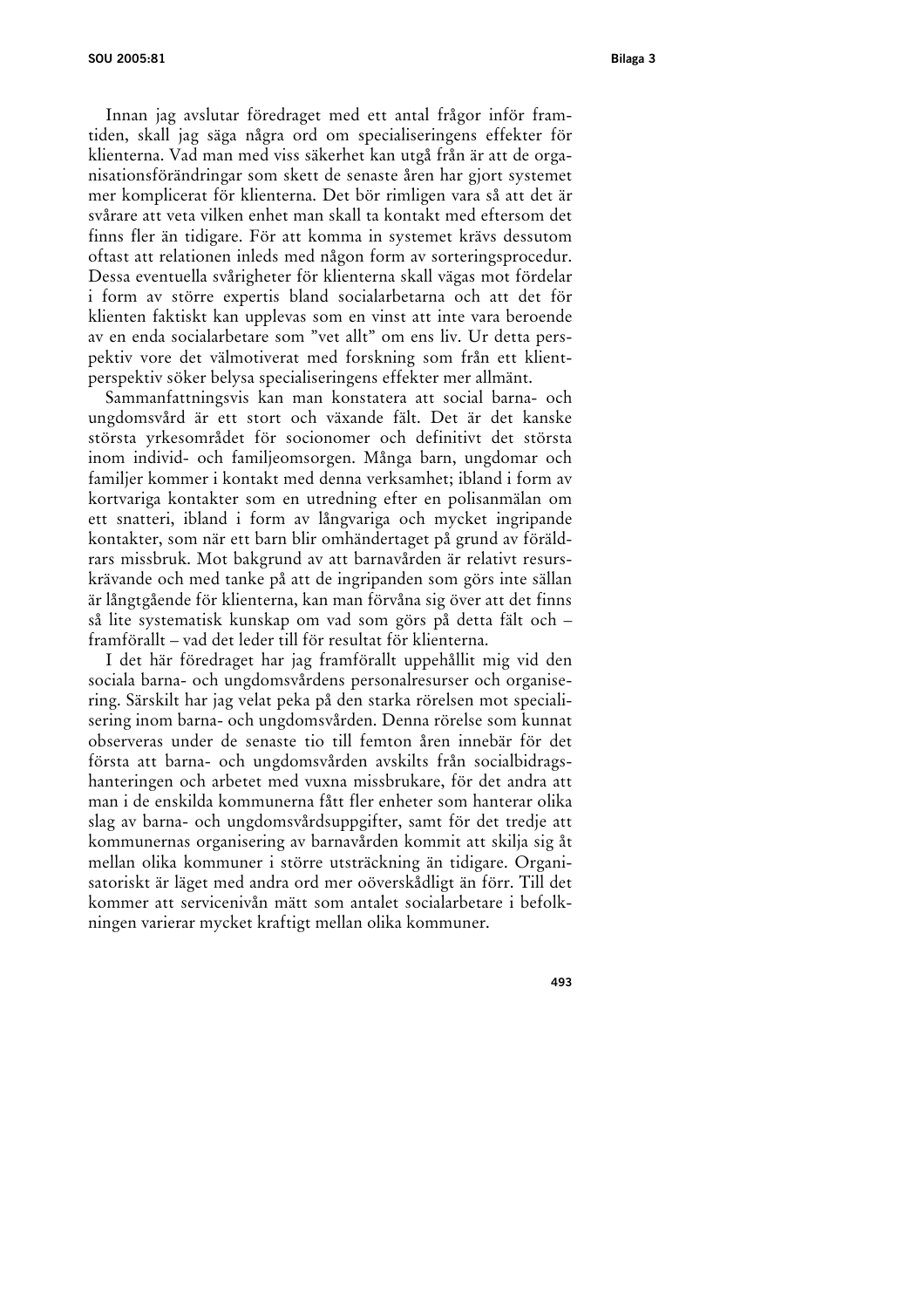Innan jag avslutar föredraget med ett antal frågor inför framtiden, skall jag säga några ord om specialiseringens effekter för klienterna. Vad man med viss säkerhet kan utgå från är att de organisationsförändringar som skett de senaste åren har gjort systemet mer komplicerat för klienterna. Det bör rimligen vara så att det är svårare att veta vilken enhet man skall ta kontakt med eftersom det finns fler än tidigare. För att komma in systemet krävs dessutom oftast att relationen inleds med någon form av sorteringsprocedur. Dessa eventuella svårigheter för klienterna skall vägas mot fördelar i form av större expertis bland socialarbetarna och att det för klienten faktiskt kan upplevas som en vinst att inte vara beroende av en enda socialarbetare som ”vet allt” om ens liv. Ur detta perspektiv vore det välmotiverat med forskning som från ett klientperspektiv söker belysa specialiseringens effekter mer allmänt.

Sammanfattningsvis kan man konstatera att social barna- och ungdomsvård är ett stort och växande fält. Det är det kanske största yrkesområdet för socionomer och definitivt det största inom individ- och familjeomsorgen. Många barn, ungdomar och familjer kommer i kontakt med denna verksamhet; ibland i form av kortvariga kontakter som en utredning efter en polisanmälan om ett snatteri, ibland i form av långvariga och mycket ingripande kontakter, som när ett barn blir omhändertaget på grund av föräldrars missbruk. Mot bakgrund av att barnavården är relativt resurskrävande och med tanke på att de ingripanden som görs inte sällan är långtgående för klienterna, kan man förvåna sig över att det finns så lite systematisk kunskap om vad som görs på detta fält och – framförallt – vad det leder till för resultat för klienterna.

I det här föredraget har jag framförallt uppehållit mig vid den sociala barna- och ungdomsvårdens personalresurser och organisering. Särskilt har jag velat peka på den starka rörelsen mot specialisering inom barna- och ungdomsvården. Denna rörelse som kunnat observeras under de senaste tio till femton åren innebär för det första att barna- och ungdomsvården avskilts från socialbidragshanteringen och arbetet med vuxna missbrukare, för det andra att man i de enskilda kommunerna fått fler enheter som hanterar olika slag av barna- och ungdomsvårdsuppgifter, samt för det tredje att kommunernas organisering av barnavården kommit att skilja sig åt mellan olika kommuner i större utsträckning än tidigare. Organisatoriskt är läget med andra ord mer oöverskådligt än förr. Till det kommer att servicenivån mätt som antalet socialarbetare i befolkningen varierar mycket kraftigt mellan olika kommuner.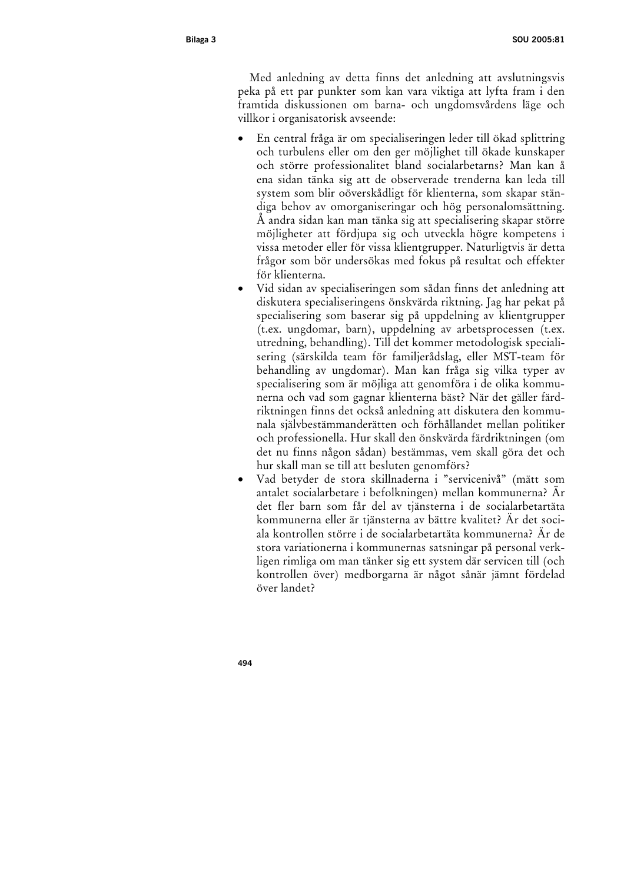Med anledning av detta finns det anledning att avslutningsvis peka på ett par punkter som kan vara viktiga att lyfta fram i den framtida diskussionen om barna- och ungdomsvårdens läge och villkor i organisatorisk avseende:

- En central fråga är om specialiseringen leder till ökad splittring och turbulens eller om den ger möjlighet till ökade kunskaper och större professionalitet bland socialarbetarns? Man kan å ena sidan tänka sig att de observerade trenderna kan leda till system som blir oöverskådligt för klienterna, som skapar ständiga behov av omorganiseringar och hög personalomsättning. Å andra sidan kan man tänka sig att specialisering skapar större möjligheter att fördjupa sig och utveckla högre kompetens i vissa metoder eller för vissa klientgrupper. Naturligtvis är detta frågor som bör undersökas med fokus på resultat och effekter för klienterna.
- Vid sidan av specialiseringen som sådan finns det anledning att diskutera specialiseringens önskvärda riktning. Jag har pekat på specialisering som baserar sig på uppdelning av klientgrupper (t.ex. ungdomar, barn), uppdelning av arbetsprocessen (t.ex. utredning, behandling). Till det kommer metodologisk specialisering (särskilda team för familjerådslag, eller MST-team för behandling av ungdomar). Man kan fråga sig vilka typer av specialisering som är möjliga att genomföra i de olika kommunerna och vad som gagnar klienterna bäst? När det gäller färdriktningen finns det också anledning att diskutera den kommunala självbestämmanderätten och förhållandet mellan politiker och professionella. Hur skall den önskvärda färdriktningen (om det nu finns någon sådan) bestämmas, vem skall göra det och hur skall man se till att besluten genomförs?
- Vad betyder de stora skillnaderna i "servicenivå" (mätt som antalet socialarbetare i befolkningen) mellan kommunerna? Är det fler barn som får del av tjänsterna i de socialarbetartäta kommunerna eller är tjänsterna av bättre kvalitet? Är det sociala kontrollen större i de socialarbetartäta kommunerna? Är de stora variationerna i kommunernas satsningar på personal verkligen rimliga om man tänker sig ett system där servicen till (och kontrollen över) medborgarna är något sånär jämnt fördelad över landet?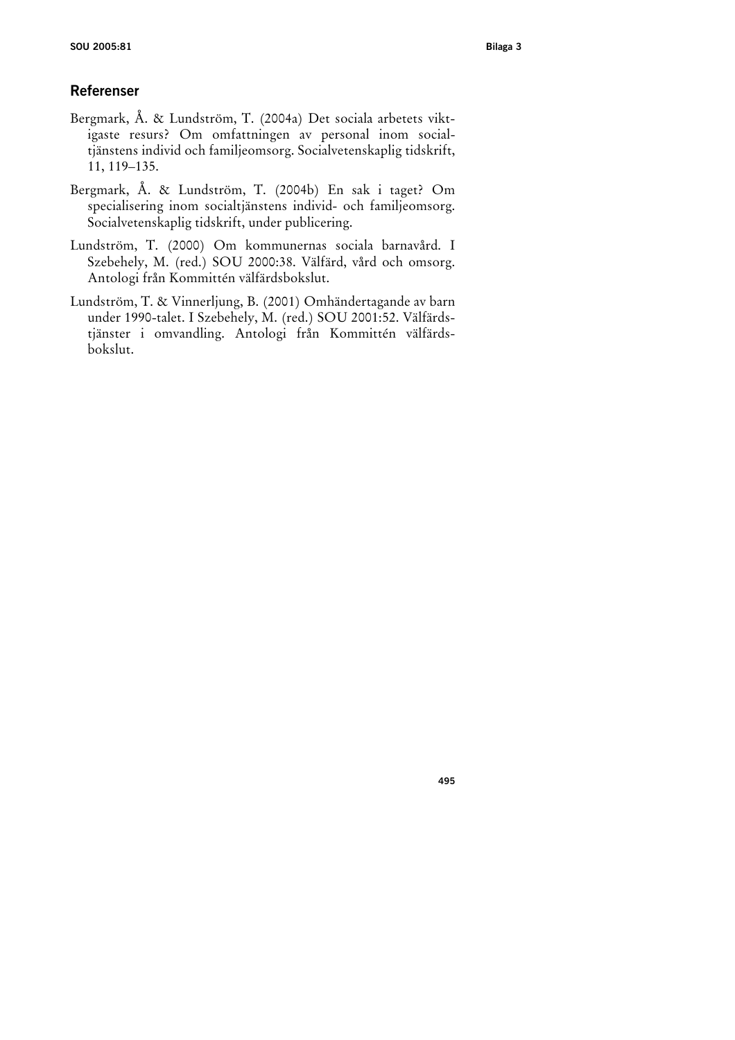## Referenser

Bergmark, Å. & Lundström, T. (2004a) Det sociala arbetets viktigaste resurs? Om omfattningen av personal inom socialtjänstens individ och familjeomsorg. Socialvetenskaplig tidskrift, 11, 119–135.

Bergmark, Å. & Lundström, T. (2004b) En sak i taget? Om specialisering inom socialtjänstens individ- och familjeomsorg. Socialvetenskaplig tidskrift, under publicering.

Lundström, T. (2000) Om kommunernas sociala barnavård. I Szebehely, M. (red.) SOU 2000:38. Välfärd, vård och omsorg. Antologi från Kommittén välfärdsbokslut.

Lundström, T. & Vinnerljung, B. (2001) Omhändertagande av barn under 1990-talet. I Szebehely, M. (red.) SOU 2001:52. Välfärdstjänster i omvandling. Antologi från Kommittén välfärdsbokslut.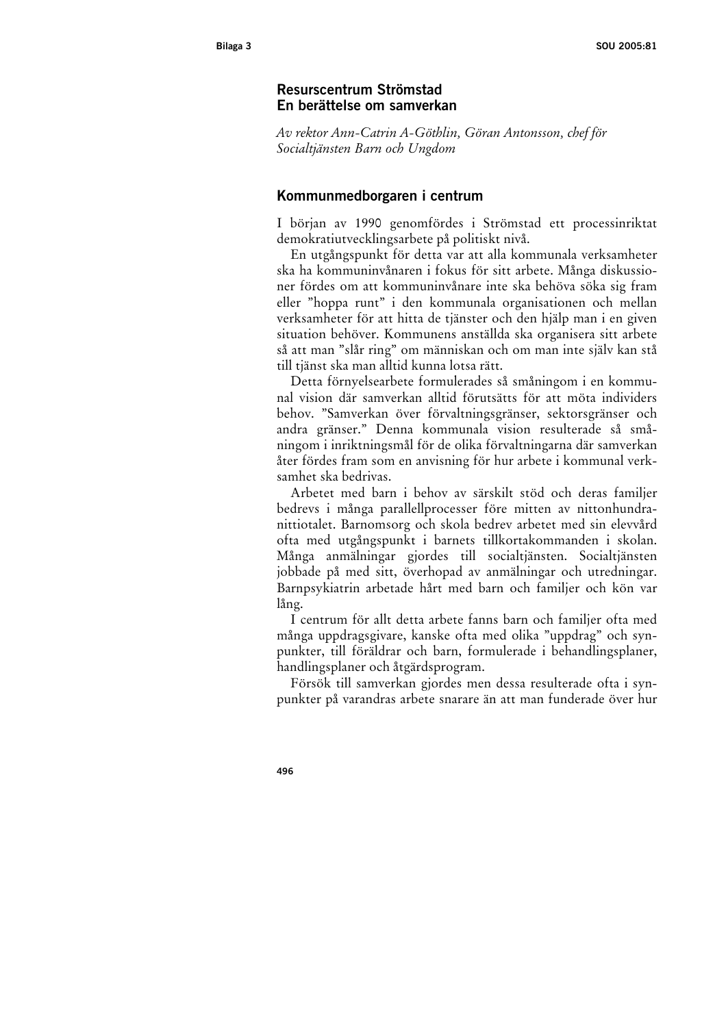## Resurscentrum Strömstad
## En berättelse om samverkan

*Av rektor Ann-Catrin A-Göthlin, Göran Antonsson, chef för Socialtjänsten Barn och Ungdom*

### Kommunmedborgaren i centrum

I början av 1990 genomfördes i Strömstad ett processinriktat demokratiutvecklingsarbete på politiskt nivå.

En utgångspunkt för detta var att alla kommunala verksamheter ska ha kommuninvånaren i fokus för sitt arbete. Många diskussioner fördes om att kommuninvånare inte ska behöva söka sig fram eller ”hoppa runt” i den kommunala organisationen och mellan verksamheter för att hitta de tjänster och den hjälp man i en given situation behöver. Kommunens anställda ska organisera sitt arbete så att man ”slår ring” om människan och om man inte själv kan stå till tjänst ska man alltid kunna lotsa rätt.

Detta förnyelsearbete formulerades så småningom i en kommunal vision där samverkan alltid förutsätts för att möta individers behov. ”Samverkan över förvaltningsgränser, sektorsgränser och andra gränser.” Denna kommunala vision resulterade så småningom i inriktningsmål för de olika förvaltningarna där samverkan åter fördes fram som en anvisning för hur arbete i kommunal verksamhet ska bedrivas.

Arbetet med barn i behov av särskilt stöd och deras familjer bedrevs i många parallellprocesser före mitten av nittonhundranittiotalet. Barnomsorg och skola bedrev arbetet med sin elevvård ofta med utgångspunkt i barnets tillkortakommanden i skolan. Många anmälningar gjordes till socialtjänsten. Socialtjänsten jobbade på med sitt, överhopad av anmälningar och utredningar. Barnpsykiatrin arbetade hårt med barn och familjer och kön var lång.

I centrum för allt detta arbete fanns barn och familjer ofta med många uppdragsgivare, kanske ofta med olika ”uppdrag” och synpunkter, till föräldrar och barn, formulerade i behandlingsplaner, handlingsplaner och åtgärdsprogram.

Försök till samverkan gjordes men dessa resulterade ofta i synpunkter på varandras arbete snarare än att man funderade över hur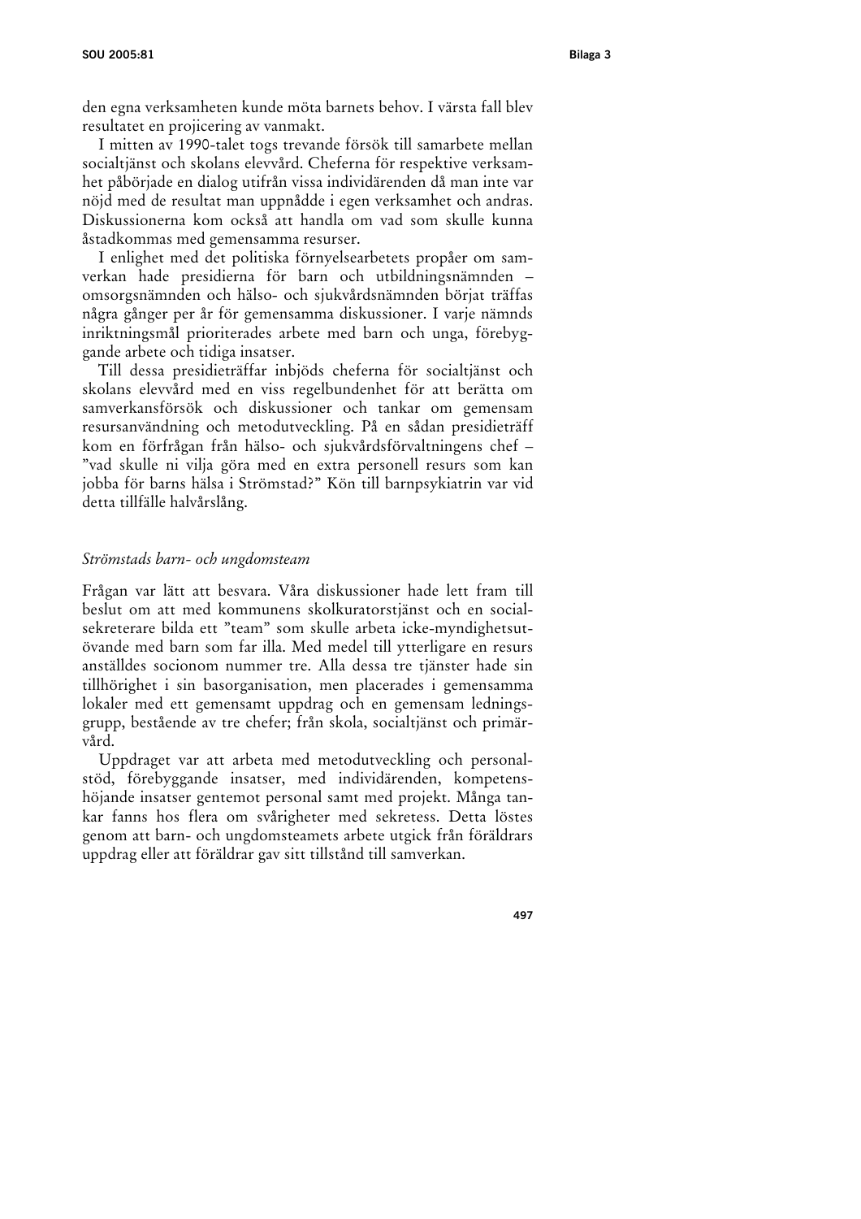den egna verksamheten kunde möta barnets behov. I värsta fall blev resultatet en projicering av vanmakt.

I mitten av 1990-talet togs trevande försök till samarbete mellan socialtjänst och skolans elevvård. Cheferna för respektive verksamhet påbörjade en dialog utifrån vissa individärenden då man inte var nöjd med de resultat man uppnådde i egen verksamhet och andras. Diskussionerna kom också att handla om vad som skulle kunna åstadkommas med gemensamma resurser.

I enlighet med det politiska förnyelsearbetets propåer om samverkan hade presidierna för barn och utbildningsnämnden – omsorgsnämnden och hälso- och sjukvårdsnämnden börjat träffas några gånger per år för gemensamma diskussioner. I varje nämnds inriktningsmål prioriterades arbete med barn och unga, förebyggande arbete och tidiga insatser.

Till dessa presidieträffar inbjöds cheferna för socialtjänst och skolans elevvård med en viss regelbundenhet för att berätta om samverkansförsök och diskussioner och tankar om gemensam resursanvändning och metodutveckling. På en sådan presidieträff kom en förfrågan från hälso- och sjukvårdsförvaltningens chef – "vad skulle ni vilja göra med en extra personell resurs som kan jobba för barns hälsa i Strömstad?" Kön till barnpsykiatrin var vid detta tillfälle halvårslång.

*Strömstads barn- och ungdomsteam*

Frågan var lätt att besvara. Våra diskussioner hade lett fram till beslut om att med kommunens skolkuratorstjänst och en socialsekreterare bilda ett "team" som skulle arbeta icke-myndighetsutövande med barn som far illa. Med medel till ytterligare en resurs anställdes socionom nummer tre. Alla dessa tre tjänster hade sin tillhörighet i sin basorganisation, men placerades i gemensamma lokaler med ett gemensamt uppdrag och en gemensam ledningsgrupp, bestående av tre chefer; från skola, socialtjänst och primärvård.

Uppdraget var att arbeta med metodutveckling och personalstöd, förebyggande insatser, med individärenden, kompetenshöjande insatser gentemot personal samt med projekt. Många tankar fanns hos flera om svårigheter med sekretess. Detta löstes genom att barn- och ungdomsteamets arbete utgick från föräldrars uppdrag eller att föräldrar gav sitt tillstånd till samverkan.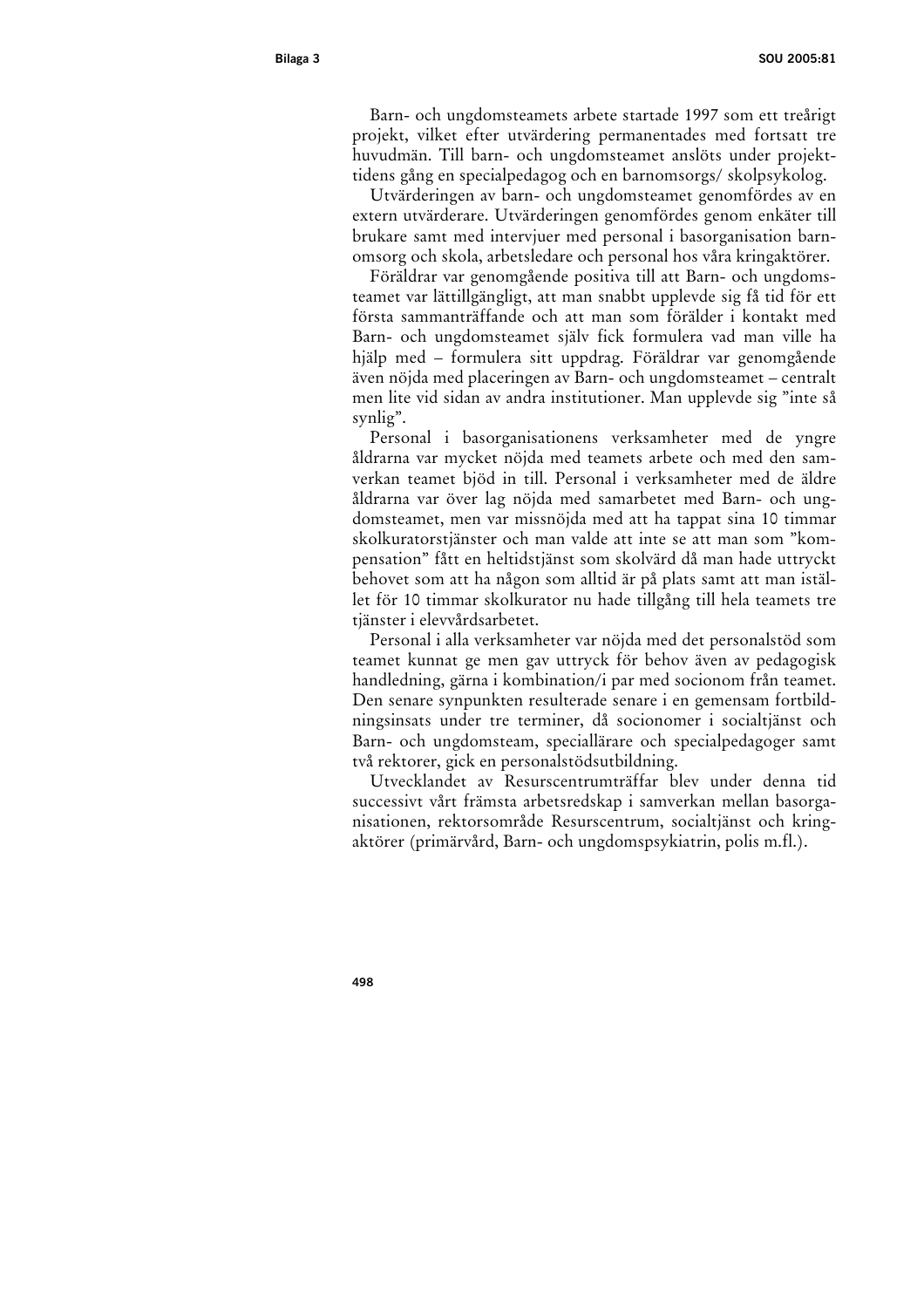Barn- och ungdomsteamets arbete startade 1997 som ett treårigt projekt, vilket efter utvärdering permanentades med fortsatt tre huvudmän. Till barn- och ungdomsteamet anslöts under projekttidens gång en specialpedagog och en barnomsorgs/ skolpsykolog.

Utvärderingen av barn- och ungdomsteamet genomfördes av en extern utvärderare. Utvärderingen genomfördes genom enkäter till brukare samt med intervjuer med personal i basorganisation barnomsorg och skola, arbetsledare och personal hos våra kringaktörer.

Föräldrar var genomgående positiva till att Barn- och ungdomsteamet var lättillgängligt, att man snabbt upplevde sig få tid för ett första sammanträffande och att man som förälder i kontakt med Barn- och ungdomsteamet själv fick formulera vad man ville ha hjälp med – formulera sitt uppdrag. Föräldrar var genomgående även nöjda med placeringen av Barn- och ungdomsteamet – centralt men lite vid sidan av andra institutioner. Man upplevde sig "inte så synlig".

Personal i basorganisationens verksamheter med de yngre åldrarna var mycket nöjda med teamets arbete och med den samverkan teamet bjöd in till. Personal i verksamheter med de äldre åldrarna var över lag nöjda med samarbetet med Barn- och ungdomsteamet, men var missnöjda med att ha tappat sina 10 timmar skolkuratorstjänster och man valde att inte se att man som "kompensation" fått en heltidstjänst som skolvärd då man hade uttryckt behovet som att ha någon som alltid är på plats samt att man istället för 10 timmar skolkurator nu hade tillgång till hela teamets tre tjänster i elevvårdsarbetet.

Personal i alla verksamheter var nöjda med det personalstöd som teamet kunnat ge men gav uttryck för behov även av pedagogisk handledning, gärna i kombination/i par med socionom från teamet. Den senare synpunkten resulterade senare i en gemensam fortbildningsinsats under tre terminer, då socionomer i socialtjänst och Barn- och ungdomsteam, speciallärare och specialpedagoger samt två rektorer, gick en personalstödsutbildning.

Utvecklandet av Resurscentrumträffar blev under denna tid successivt vårt främsta arbetsredskap i samverkan mellan basorganisationen, rektorsområde Resurscentrum, socialtjänst och kringaktörer (primärvård, Barn- och ungdomspsykiatrin, polis m.fl.).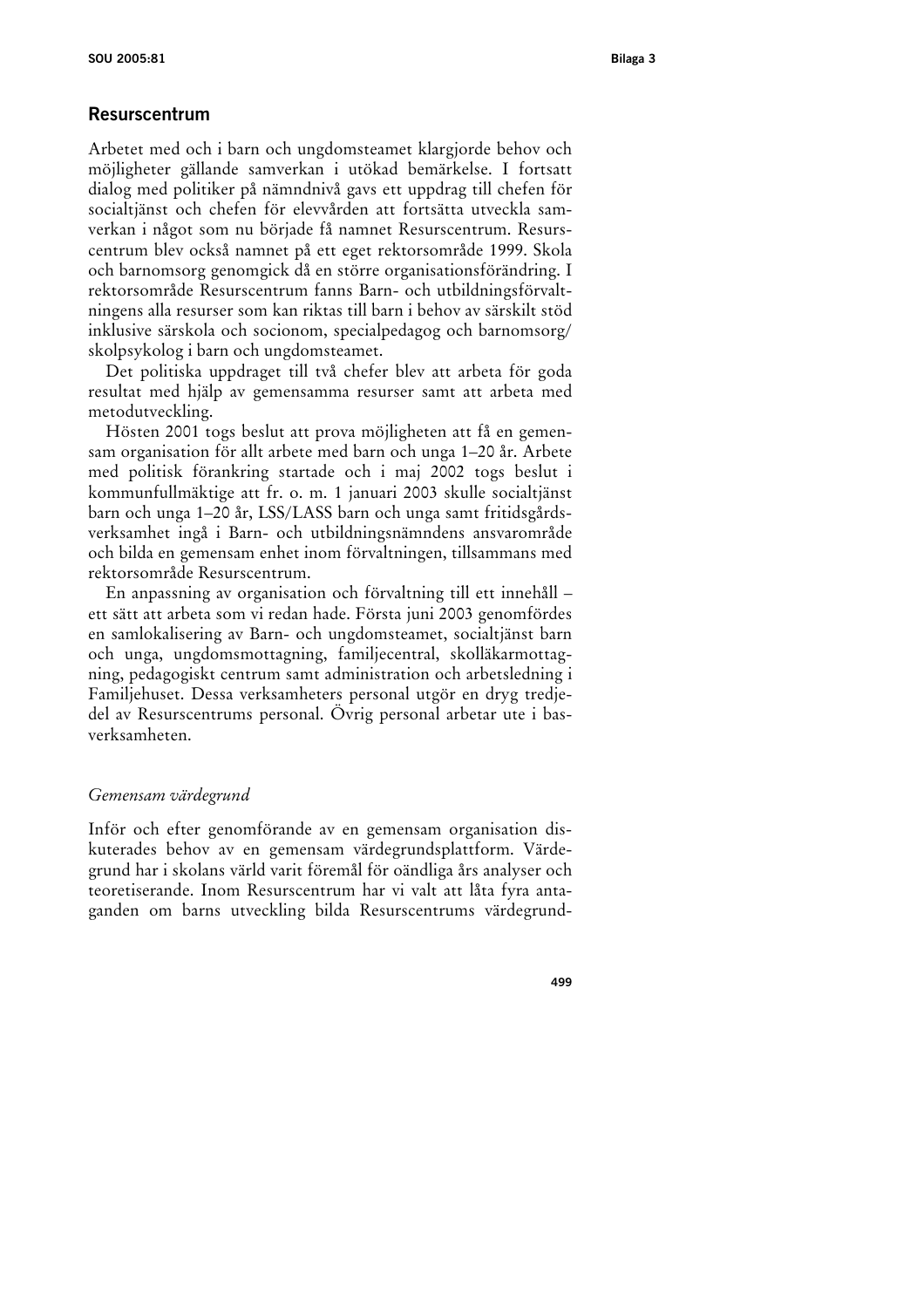## Resurscentrum

Arbetet med och i barn och ungdomsteamet klargjorde behov och möjligheter gällande samverkan i utökad bemärkelse. I fortsatt dialog med politiker på nämndnivå gavs ett uppdrag till chefen för socialtjänst och chefen för elevvården att fortsätta utveckla samverkan i något som nu började få namnet Resurscentrum. Resurscentrum blev också namnet på ett eget rektorsområde 1999. Skola och barnomsorg genomgick då en större organisationsförändring. I rektorsområde Resurscentrum fanns Barn- och utbildningsförvaltningens alla resurser som kan riktas till barn i behov av särskilt stöd inklusive särskola och socionom, specialpedagog och barnomsorg/skolpsykolog i barn och ungdomsteamet.

Det politiska uppdraget till två chefer blev att arbeta för goda resultat med hjälp av gemensamma resurser samt att arbeta med metodutveckling.

Hösten 2001 togs beslut att prova möjligheten att få en gemensam organisation för allt arbete med barn och unga 1–20 år. Arbete med politisk förankring startade och i maj 2002 togs beslut i kommunfullmäktige att fr. o. m. 1 januari 2003 skulle socialtjänst barn och unga 1–20 år, LSS/LASS barn och unga samt fritidsgårdsverksamhet ingå i Barn- och utbildningsnämndens ansvarområde och bilda en gemensam enhet inom förvaltningen, tillsammans med rektorsområde Resurscentrum.

En anpassning av organisation och förvaltning till ett innehåll – ett sätt att arbeta som vi redan hade. Första juni 2003 genomfördes en samlokalisering av Barn- och ungdomsteamet, socialtjänst barn och unga, ungdomsmottagning, familjecentral, skolläkarmottagning, pedagogiskt centrum samt administration och arbetsledning i Familjehuset. Dessa verksamheters personal utgör en dryg tredjedel av Resurscentrums personal. Övrig personal arbetar ute i basverksamheten.

### *Gemensam värdegrund*

Inför och efter genomförande av en gemensam organisation diskuterades behov av en gemensam värdegrundsplattform. Värdegrund har i skolans värld varit föremål för oändliga års analyser och teoretiserande. Inom Resurscentrum har vi valt att låta fyra antaganden om barns utveckling bilda Resurscentrums värdegrund-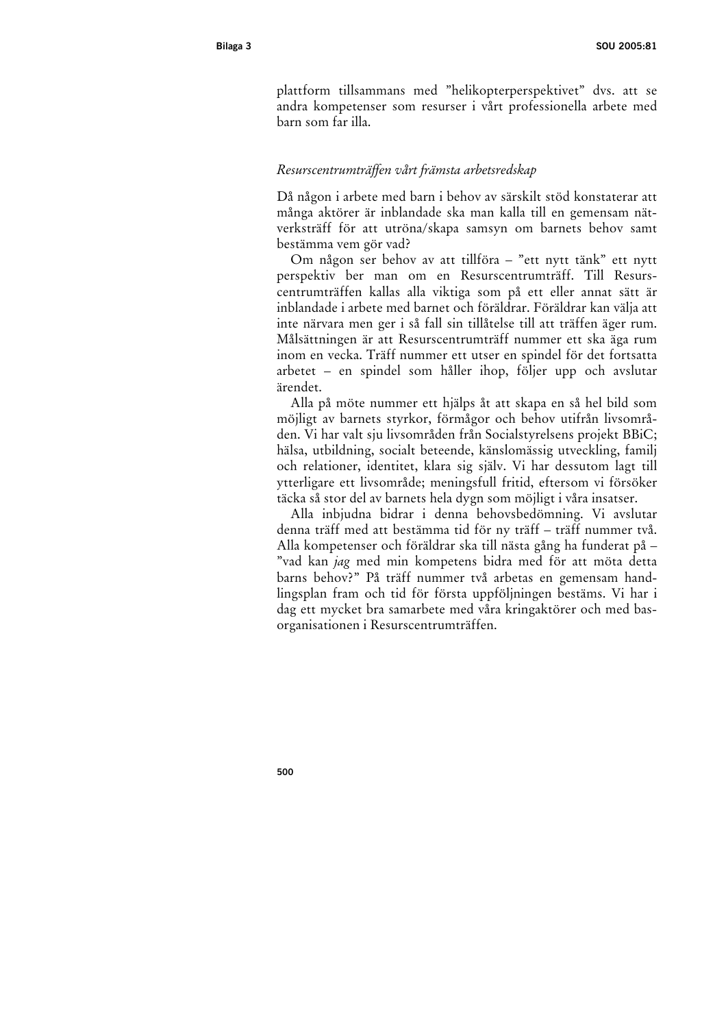plattform tillsammans med ”helikopterperspektivet” dvs. att se andra kompetenser som resurser i vårt professionella arbete med barn som far illa.

### *Resurscentrumträffen vårt främsta arbetsredskap*

Då någon i arbete med barn i behov av särskilt stöd konstaterar att många aktörer är inblandade ska man kalla till en gemensam nätverksträff för att utröna/skapa samsyn om barnets behov samt bestämma vem gör vad?

Om någon ser behov av att tillföra – ”ett nytt tänk” ett nytt perspektiv ber man om en Resurscentrumträff. Till Resurscentrumträffen kallas alla viktiga som på ett eller annat sätt är inblandade i arbete med barnet och föräldrar. Föräldrar kan välja att inte närvara men ger i så fall sin tillåtelse till att träffen äger rum. Målsättningen är att Resurscentrumträff nummer ett ska äga rum inom en vecka. Träff nummer ett utser en spindel för det fortsatta arbetet – en spindel som håller ihop, följer upp och avslutar ärendet.

Alla på möte nummer ett hjälps åt att skapa en så hel bild som möjligt av barnets styrkor, förmågor och behov utifrån livsområden. Vi har valt sju livsområden från Socialstyrelsens projekt BBiC; hälsa, utbildning, socialt beteende, känslomässig utveckling, familj och relationer, identitet, klara sig själv. Vi har dessutom lagt till ytterligare ett livsområde; meningsfull fritid, eftersom vi försöker täcka så stor del av barnets hela dygn som möjligt i våra insatser.

Alla inbjudna bidrar i denna behovsbedömning. Vi avslutar denna träff med att bestämma tid för ny träff – träff nummer två. Alla kompetenser och föräldrar ska till nästa gång ha funderat på – ”vad kan *jag* med min kompetens bidra med för att möta detta barns behov?” På träff nummer två arbetas en gemensam handlingsplan fram och tid för första uppföljningen bestäms. Vi har i dag ett mycket bra samarbete med våra kringaktörer och med basorganisationen i Resurscentrumträffen.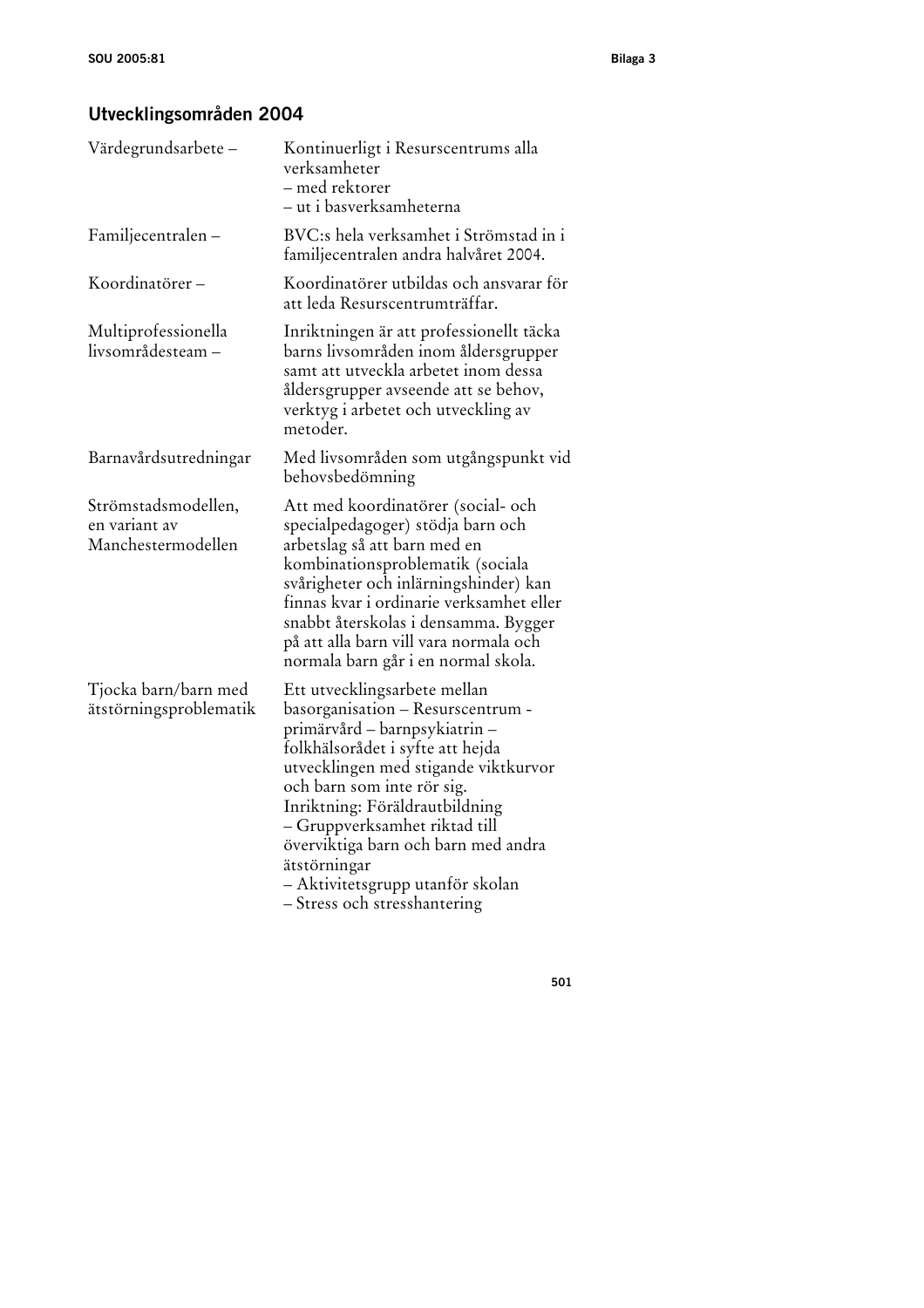## Utvecklingsområden 2004

| | |
|---|---|
| Värdegrundsarbete – | Kontinuerligt i Resurscentrums alla verksamheter<br>– med rektorer<br>– ut i basverksamheterna |
| Familjecentralen – | BVC:s hela verksamhet i Strömstad in i familjecentralen andra halvåret 2004. |
| Koordinatörer – | Koordinatörer utbildas och ansvarar för att leda Resurscentrumträffar. |
| Multiprofessionella livsområdesteam – | Inriktningen är att professionellt täcka barns livsområden inom åldersgrupper samt att utveckla arbetet inom dessa åldersgrupper avseende att se behov, verktyg i arbetet och utveckling av metoder. |
| Barnavårdsutredningar | Med livsområden som utgångspunkt vid behovsbedömning |
| Strömstadsmodellen, en variant av Manchestermodellen | Att med koordinatörer (social- och specialpedagoger) stödja barn och arbetslag så att barn med en kombinationsproblematik (sociala svårigheter och inlärningshinder) kan finnas kvar i ordinarie verksamhet eller snabbt återskolas i densamma. Bygger på att alla barn vill vara normala och normala barn går i en normal skola. |
| Tjocka barn/barn med ätstörningsproblematik | Ett utvecklingsarbete mellan basorganisation – Resurscentrum - primärvård – barnpsykiatrin – folkhälsorådet i syfte att hejda utvecklingen med stigande viktkurvor och barn som inte rör sig.<br>Inriktning: Föräldrautbildning<br>– Gruppverksamhet riktad till överviktiga barn och barn med andra ätstörningar<br>– Aktivitetsgrupp utanför skolan<br>– Stress och stresshantering |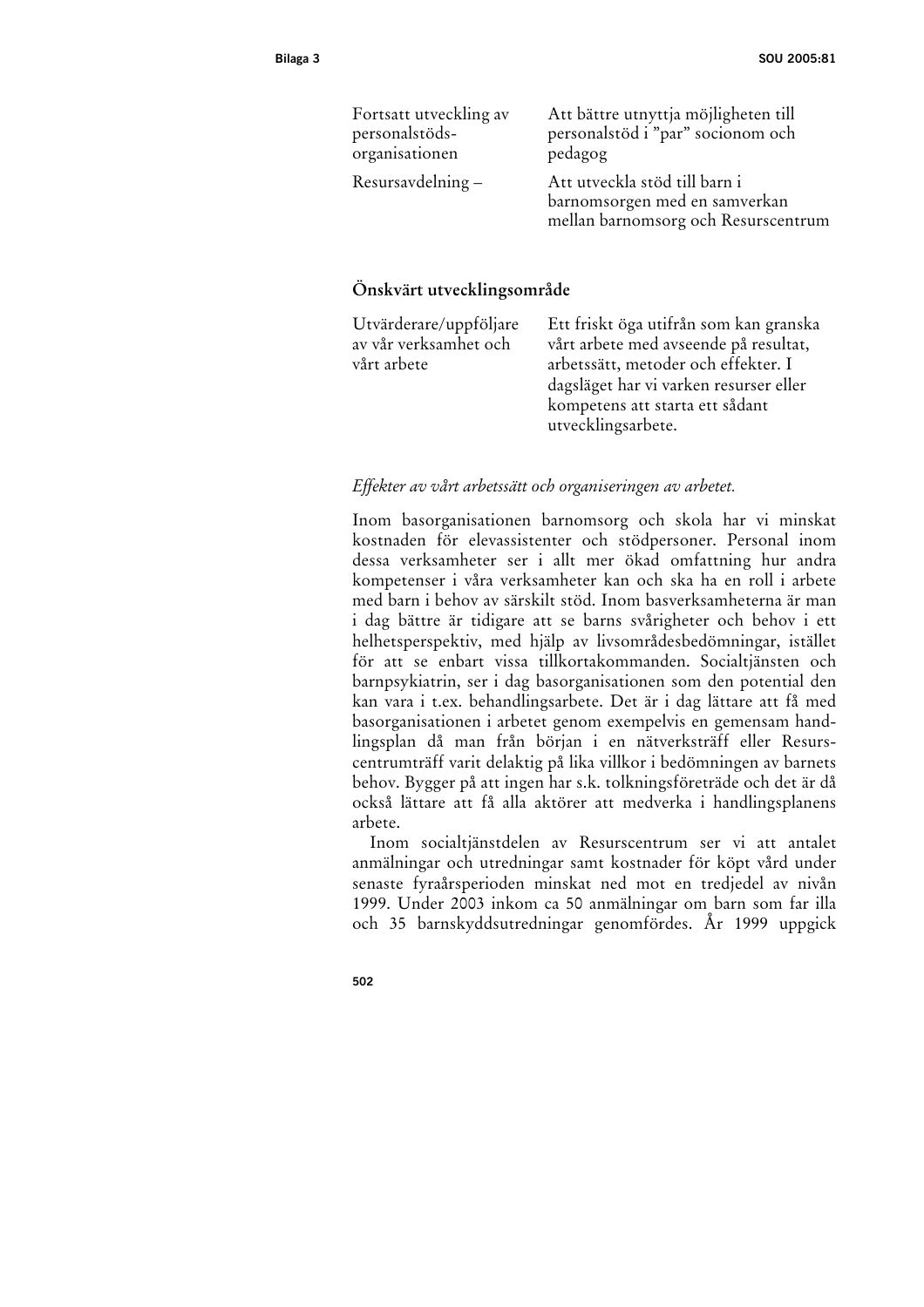| | |
|---|---|
| Fortsatt utveckling av personalstöds-organisationen | Att bättre utnyttja möjligheten till personalstöd i ”par” socionom och pedagog |
| Resursavdelning – | Att utveckla stöd till barn i barnomsorgen med en samverkan mellan barnomsorg och Resurscentrum |

### Önskvärt utvecklingsområde

| | |
|---|---|
| Utvärderare/uppföljare av vår verksamhet och vårt arbete | Ett friskt öga utifrån som kan granska vårt arbete med avseende på resultat, arbetssätt, metoder och effekter. I dagsläget har vi varken resurser eller kompetens att starta ett sådant utvecklingsarbete. |

*Effekter av vårt arbetssätt och organiseringen av arbetet.*

Inom basorganisationen barnomsorg och skola har vi minskat kostnaden för elevassistenter och stödpersoner. Personal inom dessa verksamheter ser i allt mer ökad omfattning hur andra kompetenser i våra verksamheter kan och ska ha en roll i arbete med barn i behov av särskilt stöd. Inom basverksamheterna är man i dag bättre är tidigare att se barns svårigheter och behov i ett helhetsperspektiv, med hjälp av livsområdesbedömningar, istället för att se enbart vissa tillkortakommanden. Socialtjänsten och barnpsykiatrin, ser i dag basorganisationen som den potential den kan vara i t.ex. behandlingsarbete. Det är i dag lättare att få med basorganisationen i arbetet genom exempelvis en gemensam handlingsplan då man från början i en nätverksträff eller Resurscentrumträff varit delaktig på lika villkor i bedömningen av barnets behov. Bygger på att ingen har s.k. tolkningsföreträde och det är då också lättare att få alla aktörer att medverka i handlingsplanens arbete.

Inom socialtjänstdelen av Resurscentrum ser vi att antalet anmälningar och utredningar samt kostnader för köpt vård under senaste fyraårsperioden minskat ned mot en tredjedel av nivån 1999. Under 2003 inkom ca 50 anmälningar om barn som far illa och 35 barnskyddsutredningar genomfördes. År 1999 uppgick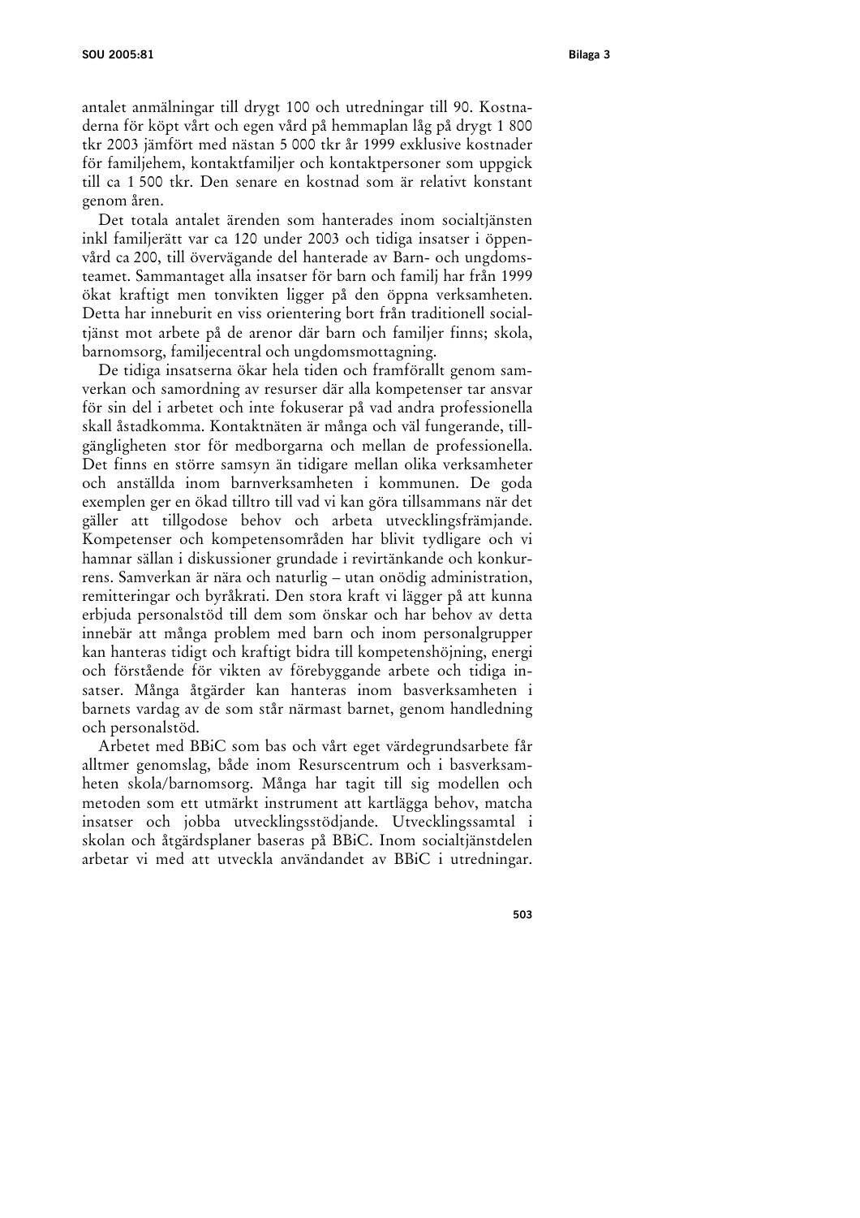antalet anmälningar till drygt 100 och utredningar till 90. Kostnaderna för köpt vårt och egen vård på hemmaplan låg på drygt 1 800 tkr 2003 jämfört med nästan 5 000 tkr år 1999 exklusive kostnader för familjehem, kontaktfamiljer och kontaktpersoner som uppgick till ca 1 500 tkr. Den senare en kostnad som är relativt konstant genom åren.

Det totala antalet ärenden som hanterades inom socialtjänsten inkl familjerätt var ca 120 under 2003 och tidiga insatser i öppenvård ca 200, till övervägande del hanterade av Barn- och ungdomsteamet. Sammantaget alla insatser för barn och familj har från 1999 ökat kraftigt men tonvikten ligger på den öppna verksamheten. Detta har inneburit en viss orientering bort från traditionell socialtjänst mot arbete på de arenor där barn och familjer finns; skola, barnomsorg, familjecentral och ungdomsmottagning.

De tidiga insatserna ökar hela tiden och framförallt genom samverkan och samordning av resurser där alla kompetenser tar ansvar för sin del i arbetet och inte fokuserar på vad andra professionella skall åstadkomma. Kontaktnäten är många och väl fungerande, tillgängligheten stor för medborgarna och mellan de professionella. Det finns en större samsyn än tidigare mellan olika verksamheter och anställda inom barnverksamheten i kommunen. De goda exemplen ger en ökad tilltro till vad vi kan göra tillsammans när det gäller att tillgodose behov och arbeta utvecklingsfrämjande. Kompetenser och kompetensområden har blivit tydligare och vi hamnar sällan i diskussioner grundade i revirtänkande och konkurrens. Samverkan är nära och naturlig – utan onödig administration, remitteringar och byråkrati. Den stora kraft vi lägger på att kunna erbjuda personalstöd till dem som önskar och har behov av detta innebär att många problem med barn och inom personalgrupper kan hanteras tidigt och kraftigt bidra till kompetenshöjning, energi och förstående för vikten av förebyggande arbete och tidiga insatser. Många åtgärder kan hanteras inom basverksamheten i barnets vardag av de som står närmast barnet, genom handledning och personalstöd.

Arbetet med BBiC som bas och vårt eget värdegrundsarbete får alltmer genomslag, både inom Resurscentrum och i basverksamheten skola/barnomsorg. Många har tagit till sig modellen och metoden som ett utmärkt instrument att kartlägga behov, matcha insatser och jobba utvecklingsstödjande. Utvecklingssamtal i skolan och åtgärdsplaner baseras på BBiC. Inom socialtjänstdelen arbetar vi med att utveckla användandet av BBiC i utredningar.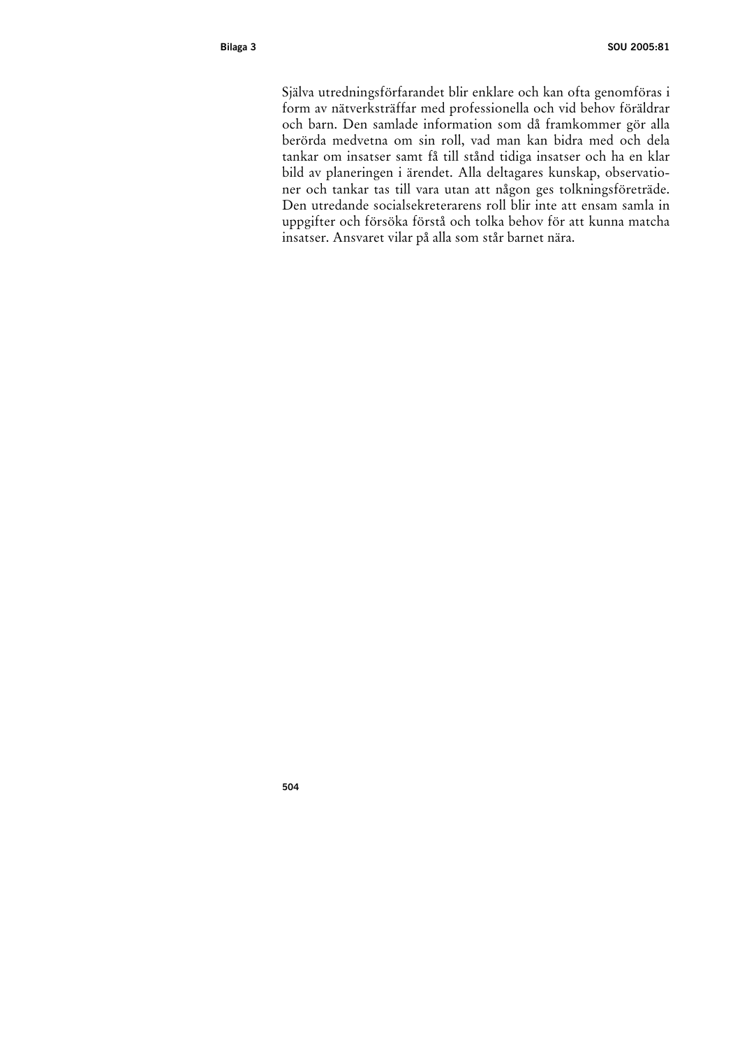Själva utredningsförfarandet blir enklare och kan ofta genomföras i form av nätverksträffar med professionella och vid behov föräldrar och barn. Den samlade information som då framkommer gör alla berörda medvetna om sin roll, vad man kan bidra med och dela tankar om insatser samt få till stånd tidiga insatser och ha en klar bild av planeringen i ärendet. Alla deltagares kunskap, observationer och tankar tas till vara utan att någon ges tolkningsföreträde. Den utredande socialsekreterarens roll blir inte att ensam samla in uppgifter och försöka förstå och tolka behov för att kunna matcha insatser. Ansvaret vilar på alla som står barnet nära.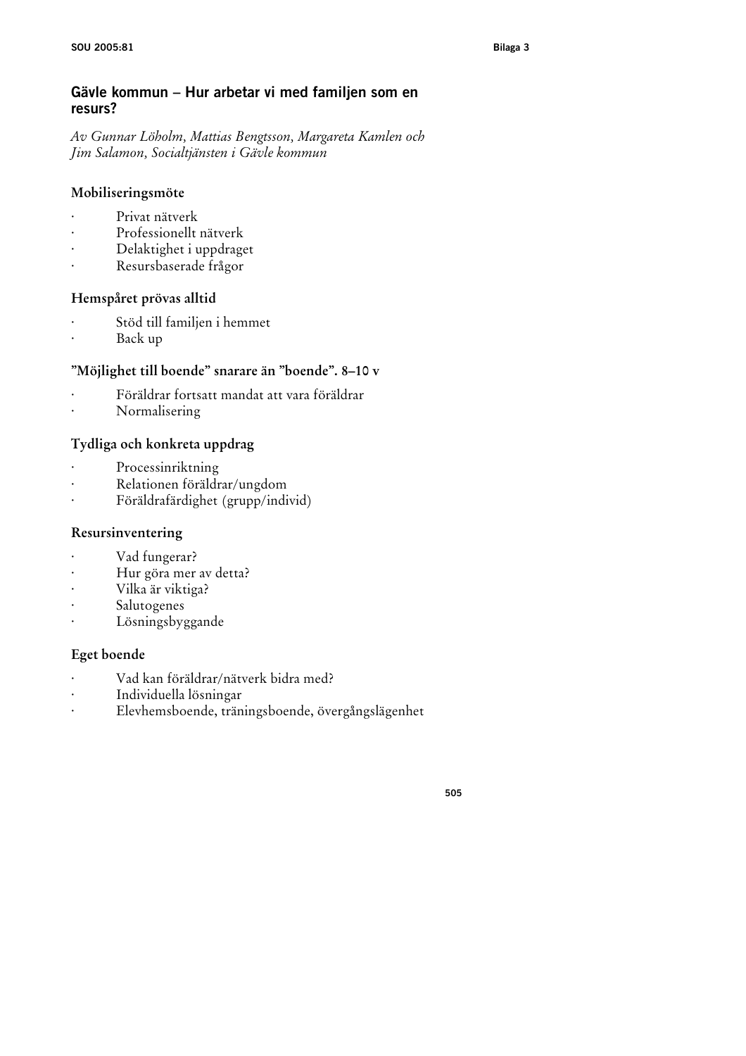## Gävle kommun – Hur arbetar vi med familjen som en resurs?

*Av Gunnar Löholm, Mattias Bengtsson, Margareta Kamlen och Jim Salamon, Socialtjänsten i Gävle kommun*

### Mobiliseringsmöte

- Privat nätverk
- Professionellt nätverk
- Delaktighet i uppdraget
- Resursbaserade frågor

### Hemspåret prövas alltid

- Stöd till familjen i hemmet
- Back up

### ”Möjlighet till boende” snarare än ”boende”. 8–10 v

- Föräldrar fortsatt mandat att vara föräldrar
- Normalisering

### Tydliga och konkreta uppdrag

- Processinriktning
- Relationen föräldrar/ungdom
- Föräldrafärdighet (grupp/individ)

### Resursinventering

- Vad fungerar?
- Hur göra mer av detta?
- Vilka är viktiga?
- Salutogenes
- Lösningsbyggande

### Eget boende

- Vad kan föräldrar/nätverk bidra med?
- Individuella lösningar
- Elevhemsboende, träningsboende, övergångslägenhet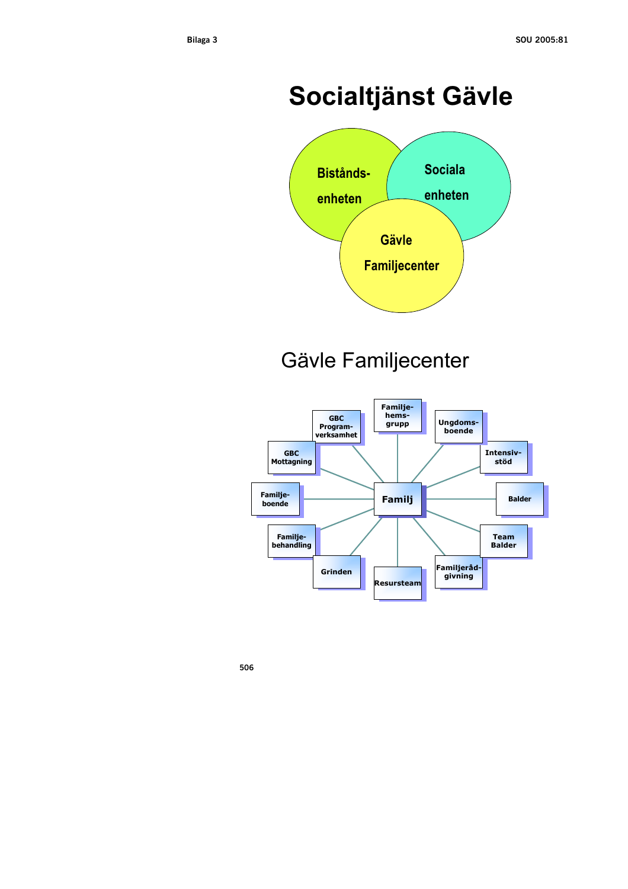# Socialtjänst Gävle

Bistånds-enheten

Sociala enheten

Gävle Familjecenter

## Gävle Familjecenter

Familj

Familje-hems-grupp

Ungdoms-boende

Intensiv-stöd

Balder

Team Balder

Familjeråd-givning

Resursteam

Grinden

Familje-behandling

Familje-boende

GBC Mottagning

GBC Program-verksamhet